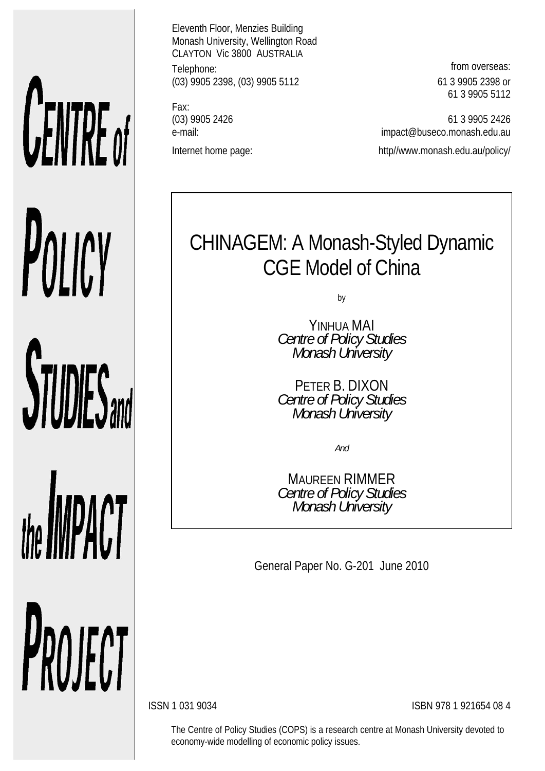**CENTRE of POLICY STUDIES and the IMPACT PROJECT**

Eleventh Floor, Menzies Building
Monash University, Wellington Road
CLAYTON Vic 3800 AUSTRALIA

| | | from overseas: |
|---|---|---|
| Telephone: | (03) 9905 2398, (03) 9905 5112 | 61 3 9905 2398 or 61 3 9905 5112 |
| Fax: | (03) 9905 2426 | 61 3 9905 2426 |
| e-mail: | | impact@buseco.monash.edu.au |
| Internet home page: | | http//www.monash.edu.au/policy/ |

# CHINAGEM: A Monash-Styled Dynamic CGE Model of China

by

YINHUA MAI
*Centre of Policy Studies*
*Monash University*

PETER B. DIXON
*Centre of Policy Studies*
*Monash University*

*And*

MAUREEN RIMMER
*Centre of Policy Studies*
*Monash University*

General Paper No. G-201 June 2010

ISSN 1 031 9034

ISBN 978 1 921654 08 4

The Centre of Policy Studies (COPS) is a research centre at Monash University devoted to economy-wide modelling of economic policy issues.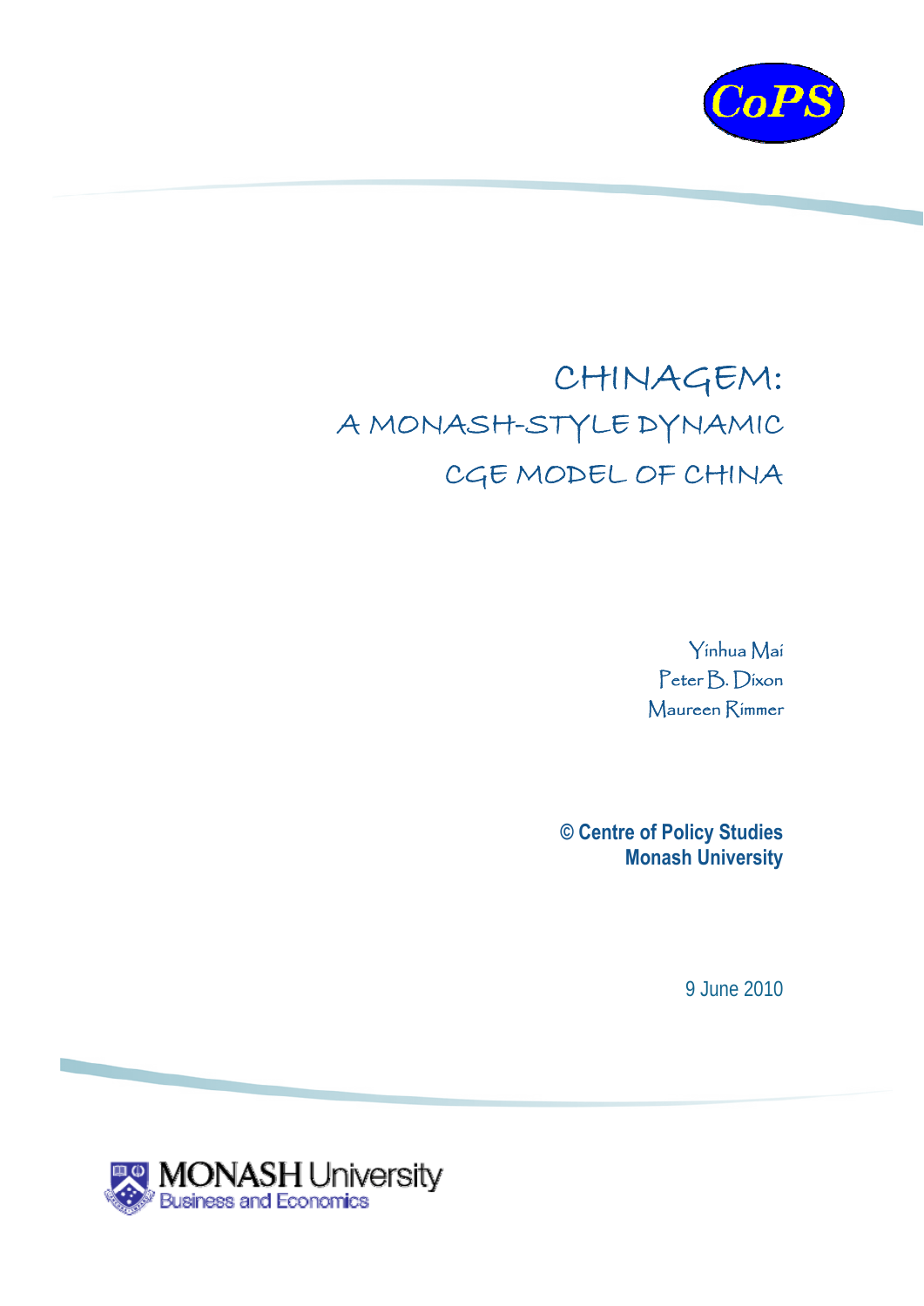CoPS

# CHINAGEM: A MONASH-STYLE DYNAMIC CGE MODEL OF CHINA

Yinhua Mai
Peter B. Dixon
Maureen Rimmer

**© Centre of Policy Studies**
**Monash University**

9 June 2010

MONASH University
Business and Economics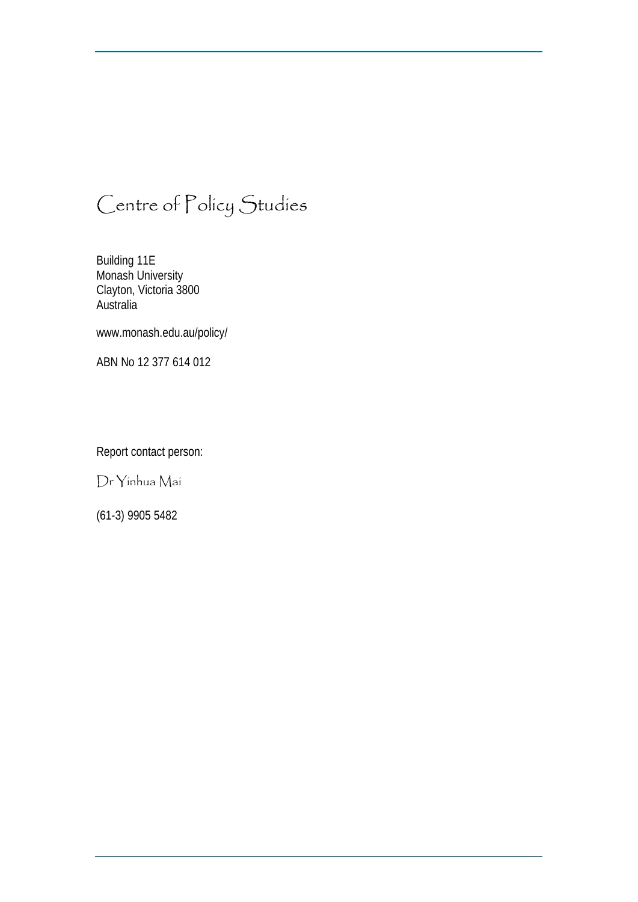# Centre of Policy Studies

Building 11E  
Monash University  
Clayton, Victoria 3800  
Australia

www.monash.edu.au/policy/

ABN No 12 377 614 012

Report contact person:

Dr Yinhua Mai

(61-3) 9905 5482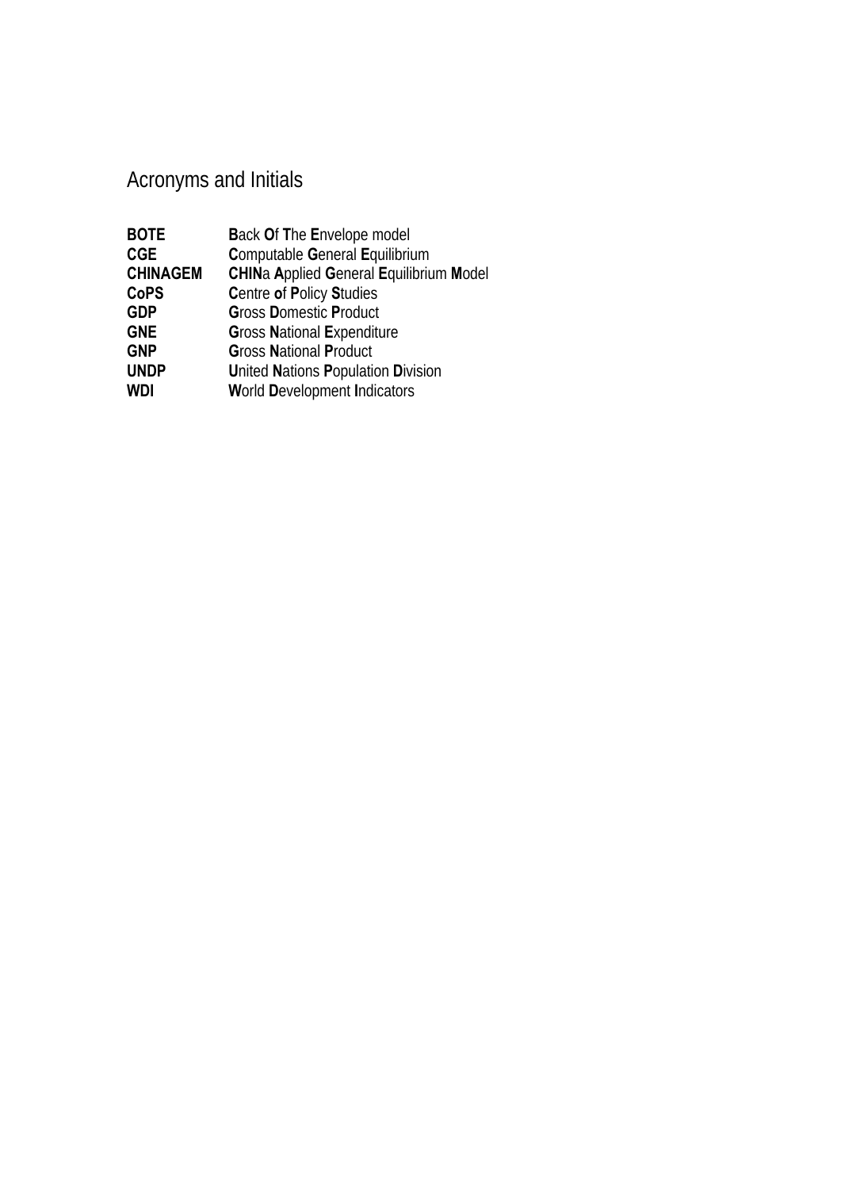# Acronyms and Initials

| | |
|---|---|
| **BOTE** | **B**ack **O**f **T**he **E**nvelope model |
| **CGE** | **C**omputable **G**eneral **E**quilibrium |
| **CHINAGEM** | **CHIN**a **A**pplied **G**eneral **E**quilibrium **M**odel |
| **CoPS** | **C**entre **o**f **P**olicy **S**tudies |
| **GDP** | **G**ross **D**omestic **P**roduct |
| **GNE** | **G**ross **N**ational **E**xpenditure |
| **GNP** | **G**ross **N**ational **P**roduct |
| **UNDP** | **U**nited **N**ations **P**opulation **D**ivision |
| **WDI** | **W**orld **D**evelopment **I**ndicators |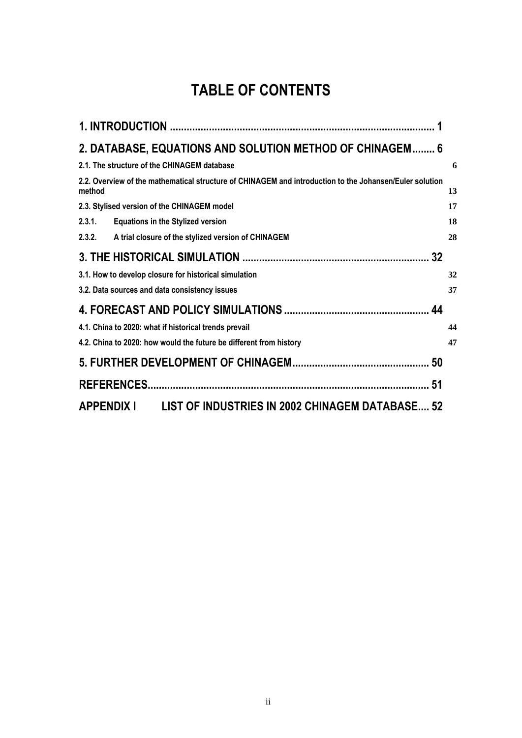# TABLE OF CONTENTS

**1. INTRODUCTION .......................................................................................... 1**

**2. DATABASE, EQUATIONS AND SOLUTION METHOD OF CHINAGEM........ 6**

**2.1. The structure of the CHINAGEM database** 6

**2.2. Overview of the mathematical structure of CHINAGEM and introduction to the Johansen/Euler solution method** 13

**2.3. Stylised version of the CHINAGEM model** 17

**2.3.1. Equations in the Stylized version** 18

**2.3.2. A trial closure of the stylized version of CHINAGEM** 28

**3. THE HISTORICAL SIMULATION ................................................................. 32**

**3.1. How to develop closure for historical simulation** 32

**3.2. Data sources and data consistency issues** 37

**4. FORECAST AND POLICY SIMULATIONS .................................................. 44**

**4.1. China to 2020: what if historical trends prevail** 44

**4.2. China to 2020: how would the future be different from history** 47

**5. FURTHER DEVELOPMENT OF CHINAGEM................................................ 50**

**REFERENCES................................................................................................. 51**

**APPENDIX I LIST OF INDUSTRIES IN 2002 CHINAGEM DATABASE.... 52**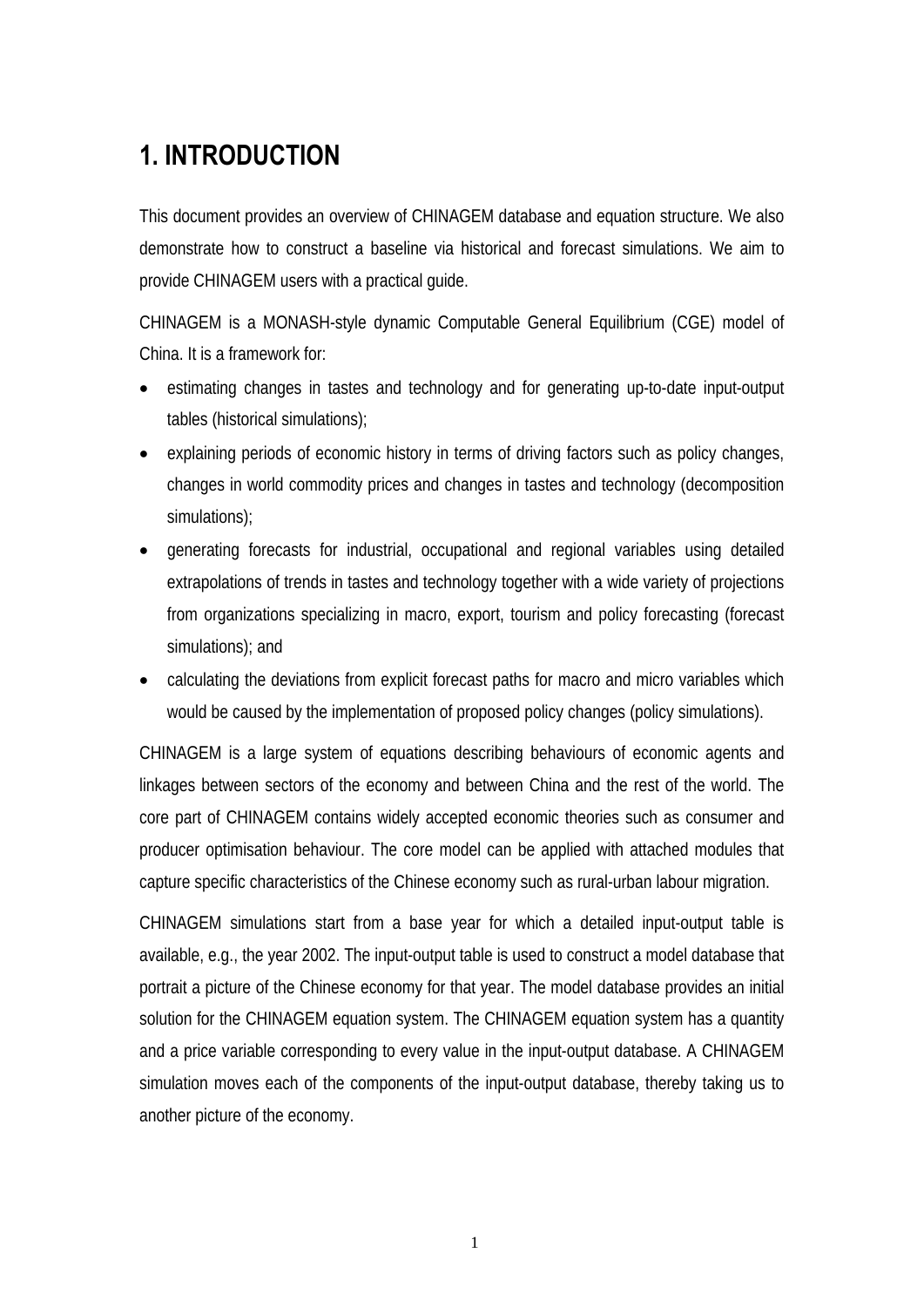# 1. INTRODUCTION

This document provides an overview of CHINAGEM database and equation structure. We also demonstrate how to construct a baseline via historical and forecast simulations. We aim to provide CHINAGEM users with a practical guide.

CHINAGEM is a MONASH-style dynamic Computable General Equilibrium (CGE) model of China. It is a framework for:

- estimating changes in tastes and technology and for generating up-to-date input-output tables (historical simulations);
- explaining periods of economic history in terms of driving factors such as policy changes, changes in world commodity prices and changes in tastes and technology (decomposition simulations);
- generating forecasts for industrial, occupational and regional variables using detailed extrapolations of trends in tastes and technology together with a wide variety of projections from organizations specializing in macro, export, tourism and policy forecasting (forecast simulations); and
- calculating the deviations from explicit forecast paths for macro and micro variables which would be caused by the implementation of proposed policy changes (policy simulations).

CHINAGEM is a large system of equations describing behaviours of economic agents and linkages between sectors of the economy and between China and the rest of the world. The core part of CHINAGEM contains widely accepted economic theories such as consumer and producer optimisation behaviour. The core model can be applied with attached modules that capture specific characteristics of the Chinese economy such as rural-urban labour migration.

CHINAGEM simulations start from a base year for which a detailed input-output table is available, e.g., the year 2002. The input-output table is used to construct a model database that portrait a picture of the Chinese economy for that year. The model database provides an initial solution for the CHINAGEM equation system. The CHINAGEM equation system has a quantity and a price variable corresponding to every value in the input-output database. A CHINAGEM simulation moves each of the components of the input-output database, thereby taking us to another picture of the economy.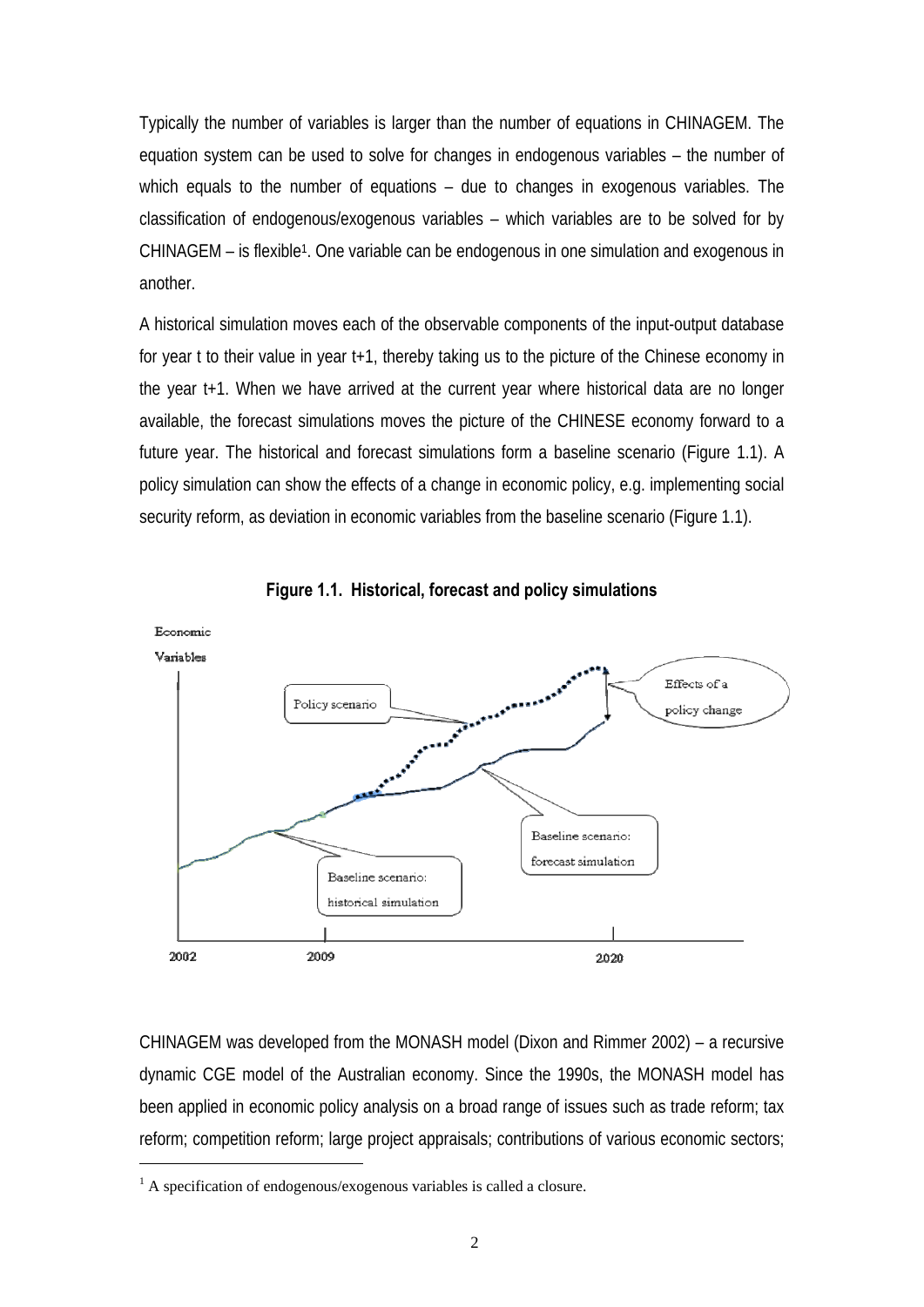Typically the number of variables is larger than the number of equations in CHINAGEM. The equation system can be used to solve for changes in endogenous variables – the number of which equals to the number of equations – due to changes in exogenous variables. The classification of endogenous/exogenous variables – which variables are to be solved for by CHINAGEM – is flexible[1]. One variable can be endogenous in one simulation and exogenous in another.

A historical simulation moves each of the observable components of the input-output database for year t to their value in year t+1, thereby taking us to the picture of the Chinese economy in the year t+1. When we have arrived at the current year where historical data are no longer available, the forecast simulations moves the picture of the CHINESE economy forward to a future year. The historical and forecast simulations form a baseline scenario (Figure 1.1). A policy simulation can show the effects of a change in economic policy, e.g. implementing social security reform, as deviation in economic variables from the baseline scenario (Figure 1.1).

**Figure 1.1. Historical, forecast and policy simulations**

Economic Variables

Policy scenario

Effects of a policy change

Baseline scenario: forecast simulation

Baseline scenario: historical simulation

2002 2009 2020

CHINAGEM was developed from the MONASH model (Dixon and Rimmer 2002) – a recursive dynamic CGE model of the Australian economy. Since the 1990s, the MONASH model has been applied in economic policy analysis on a broad range of issues such as trade reform; tax reform; competition reform; large project appraisals; contributions of various economic sectors;

[1] A specification of endogenous/exogenous variables is called a closure.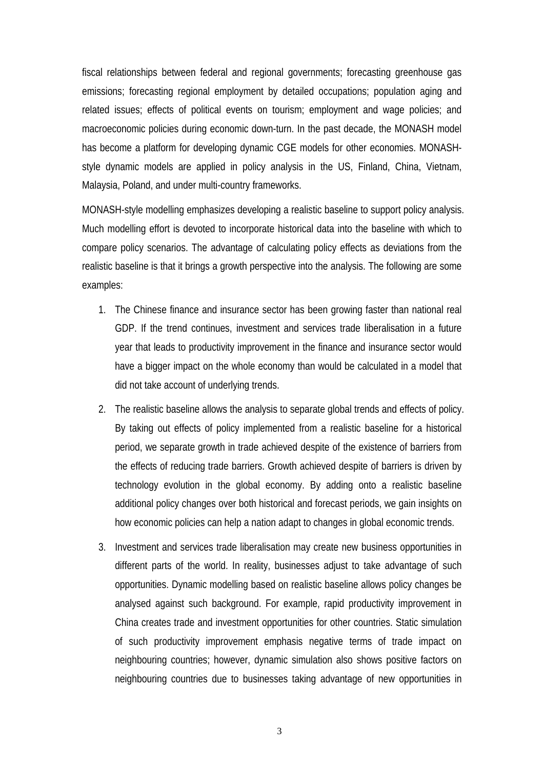fiscal relationships between federal and regional governments; forecasting greenhouse gas emissions; forecasting regional employment by detailed occupations; population aging and related issues; effects of political events on tourism; employment and wage policies; and macroeconomic policies during economic down-turn. In the past decade, the MONASH model has become a platform for developing dynamic CGE models for other economies. MONASH-style dynamic models are applied in policy analysis in the US, Finland, China, Vietnam, Malaysia, Poland, and under multi-country frameworks.

MONASH-style modelling emphasizes developing a realistic baseline to support policy analysis. Much modelling effort is devoted to incorporate historical data into the baseline with which to compare policy scenarios. The advantage of calculating policy effects as deviations from the realistic baseline is that it brings a growth perspective into the analysis. The following are some examples:

1. The Chinese finance and insurance sector has been growing faster than national real GDP. If the trend continues, investment and services trade liberalisation in a future year that leads to productivity improvement in the finance and insurance sector would have a bigger impact on the whole economy than would be calculated in a model that did not take account of underlying trends.

2. The realistic baseline allows the analysis to separate global trends and effects of policy. By taking out effects of policy implemented from a realistic baseline for a historical period, we separate growth in trade achieved despite of the existence of barriers from the effects of reducing trade barriers. Growth achieved despite of barriers is driven by technology evolution in the global economy. By adding onto a realistic baseline additional policy changes over both historical and forecast periods, we gain insights on how economic policies can help a nation adapt to changes in global economic trends.

3. Investment and services trade liberalisation may create new business opportunities in different parts of the world. In reality, businesses adjust to take advantage of such opportunities. Dynamic modelling based on realistic baseline allows policy changes be analysed against such background. For example, rapid productivity improvement in China creates trade and investment opportunities for other countries. Static simulation of such productivity improvement emphasis negative terms of trade impact on neighbouring countries; however, dynamic simulation also shows positive factors on neighbouring countries due to businesses taking advantage of new opportunities in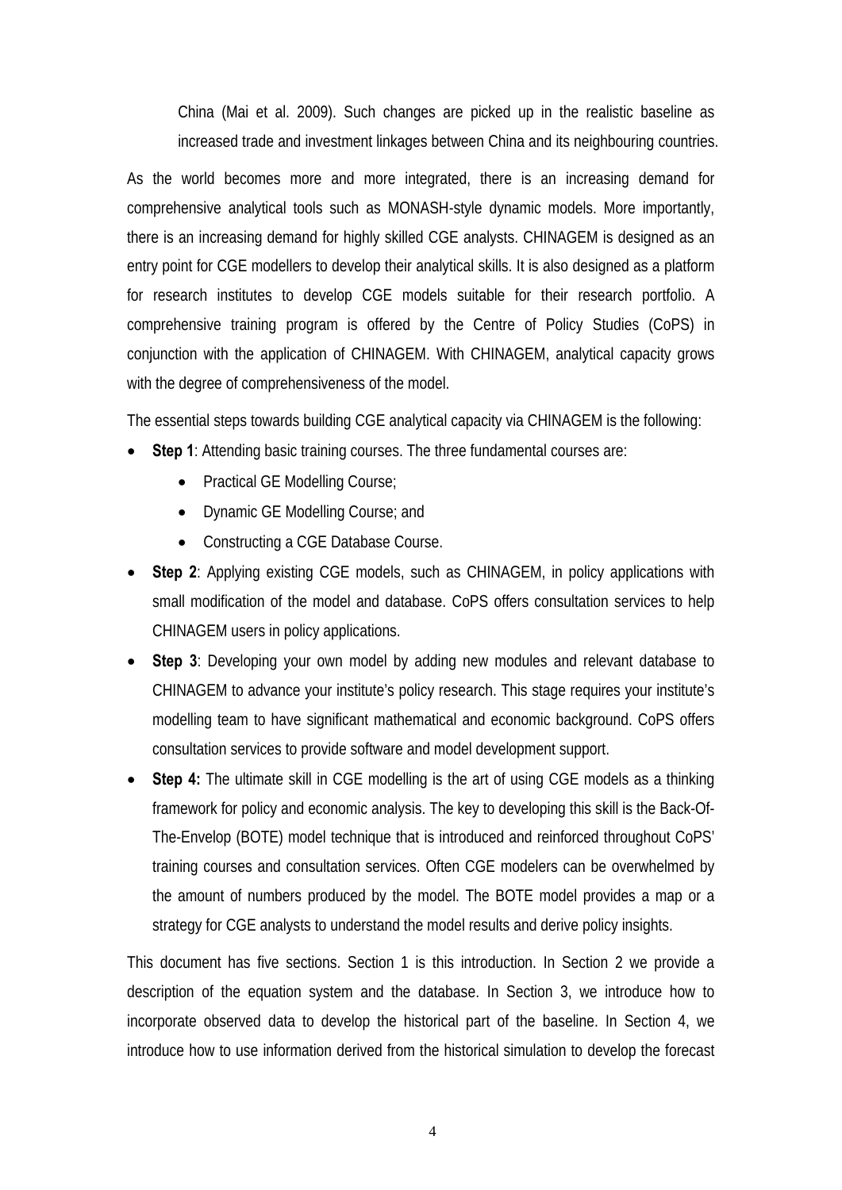China (Mai et al. 2009). Such changes are picked up in the realistic baseline as increased trade and investment linkages between China and its neighbouring countries.

As the world becomes more and more integrated, there is an increasing demand for comprehensive analytical tools such as MONASH-style dynamic models. More importantly, there is an increasing demand for highly skilled CGE analysts. CHINAGEM is designed as an entry point for CGE modellers to develop their analytical skills. It is also designed as a platform for research institutes to develop CGE models suitable for their research portfolio. A comprehensive training program is offered by the Centre of Policy Studies (CoPS) in conjunction with the application of CHINAGEM. With CHINAGEM, analytical capacity grows with the degree of comprehensiveness of the model.

The essential steps towards building CGE analytical capacity via CHINAGEM is the following:

- **Step 1**: Attending basic training courses. The three fundamental courses are:
    - Practical GE Modelling Course;
    - Dynamic GE Modelling Course; and
    - Constructing a CGE Database Course.
- **Step 2**: Applying existing CGE models, such as CHINAGEM, in policy applications with small modification of the model and database. CoPS offers consultation services to help CHINAGEM users in policy applications.
- **Step 3**: Developing your own model by adding new modules and relevant database to CHINAGEM to advance your institute's policy research. This stage requires your institute's modelling team to have significant mathematical and economic background. CoPS offers consultation services to provide software and model development support.
- **Step 4:** The ultimate skill in CGE modelling is the art of using CGE models as a thinking framework for policy and economic analysis. The key to developing this skill is the Back-Of-The-Envelop (BOTE) model technique that is introduced and reinforced throughout CoPS' training courses and consultation services. Often CGE modelers can be overwhelmed by the amount of numbers produced by the model. The BOTE model provides a map or a strategy for CGE analysts to understand the model results and derive policy insights.

This document has five sections. Section 1 is this introduction. In Section 2 we provide a description of the equation system and the database. In Section 3, we introduce how to incorporate observed data to develop the historical part of the baseline. In Section 4, we introduce how to use information derived from the historical simulation to develop the forecast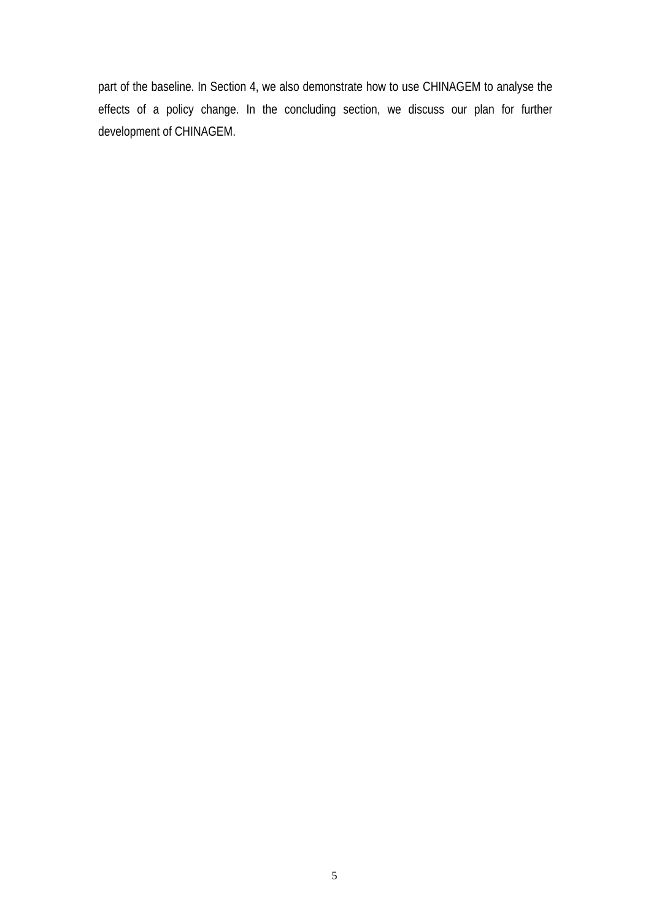part of the baseline. In Section 4, we also demonstrate how to use CHINAGEM to analyse the effects of a policy change. In the concluding section, we discuss our plan for further development of CHINAGEM.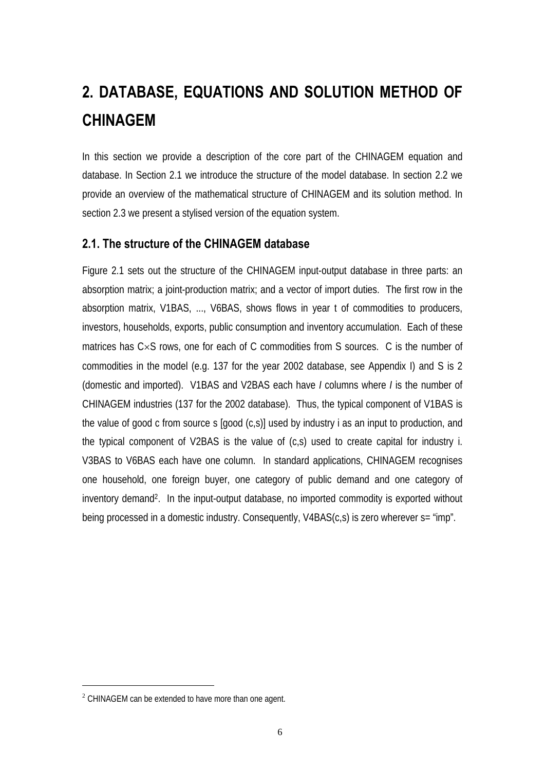# 2. DATABASE, EQUATIONS AND SOLUTION METHOD OF CHINAGEM

In this section we provide a description of the core part of the CHINAGEM equation and database. In Section 2.1 we introduce the structure of the model database. In section 2.2 we provide an overview of the mathematical structure of CHINAGEM and its solution method. In section 2.3 we present a stylised version of the equation system.

## 2.1. The structure of the CHINAGEM database

Figure 2.1 sets out the structure of the CHINAGEM input-output database in three parts: an absorption matrix; a joint-production matrix; and a vector of import duties. The first row in the absorption matrix, V1BAS, ..., V6BAS, shows flows in year t of commodities to producers, investors, households, exports, public consumption and inventory accumulation. Each of these matrices has C×S rows, one for each of C commodities from S sources. C is the number of commodities in the model (e.g. 137 for the year 2002 database, see Appendix I) and S is 2 (domestic and imported). V1BAS and V2BAS each have *I* columns where *I* is the number of CHINAGEM industries (137 for the 2002 database). Thus, the typical component of V1BAS is the value of good c from source s [good (c,s)] used by industry i as an input to production, and the typical component of V2BAS is the value of (c,s) used to create capital for industry i. V3BAS to V6BAS each have one column. In standard applications, CHINAGEM recognises one household, one foreign buyer, one category of public demand and one category of inventory demand[2]. In the input-output database, no imported commodity is exported without being processed in a domestic industry. Consequently, V4BAS(c,s) is zero wherever s= "imp".

[2] CHINAGEM can be extended to have more than one agent.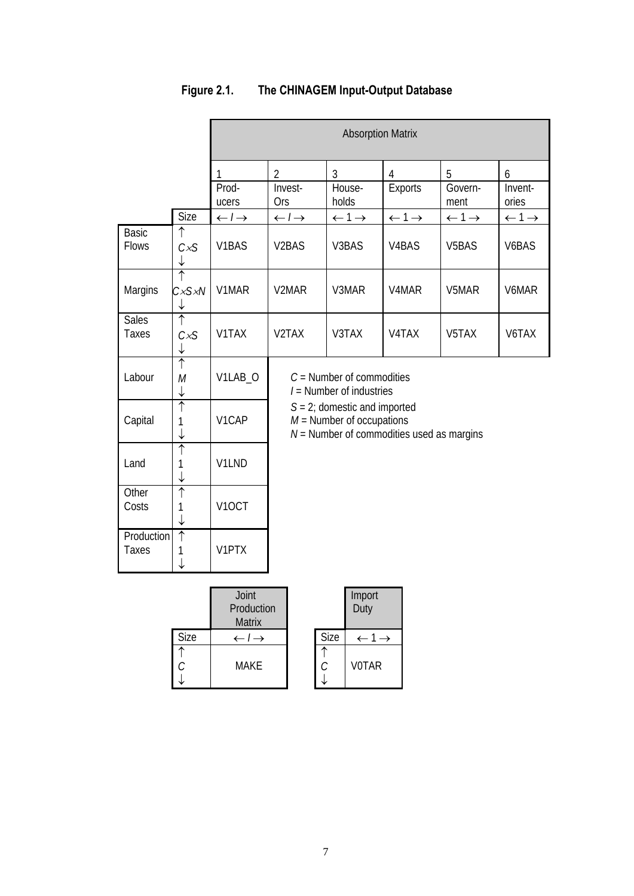**Figure 2.1. The CHINAGEM Input-Output Database**

| | | Absorption Matrix | | | | | |
|---|---|---|---|---|---|---|---|
| | | 1 Producers | 2 Investors | 3 Households | 4 Exports | 5 Government | 6 Inventories |
| | Size | $\leftarrow I \rightarrow$ | $\leftarrow I \rightarrow$ | $\leftarrow 1 \rightarrow$ | $\leftarrow 1 \rightarrow$ | $\leftarrow 1 \rightarrow$ | $\leftarrow 1 \rightarrow$ |
| Basic Flows | $\uparrow C \times S \downarrow$ | V1BAS | V2BAS | V3BAS | V4BAS | V5BAS | V6BAS |
| Margins | $\uparrow C \times S \times N \downarrow$ | V1MAR | V2MAR | V3MAR | V4MAR | V5MAR | V6MAR |
| Sales Taxes | $\uparrow C \times S \downarrow$ | V1TAX | V2TAX | V3TAX | V4TAX | V5TAX | V6TAX |
| Labour | $\uparrow M \downarrow$ | V1LAB_O | | | | | |
| Capital | $\uparrow 1 \downarrow$ | V1CAP | | | | | |
| Land | $\uparrow 1 \downarrow$ | V1LND | | | | | |
| Other Costs | $\uparrow 1 \downarrow$ | V1OCT | | | | | |
| Production Taxes | $\uparrow 1 \downarrow$ | V1PTX | | | | | |

$C$ = Number of commodities
$I$ = Number of industries
$S$ = 2; domestic and imported
$M$ = Number of occupations
$N$ = Number of commodities used as margins

| | Joint Production Matrix |
|---|---|
| Size | $\leftarrow I \rightarrow$ |
| $\uparrow C \downarrow$ | MAKE |

| | Import Duty |
|---|---|
| Size | $\leftarrow 1 \rightarrow$ |
| $\uparrow C \downarrow$ | V0TAR |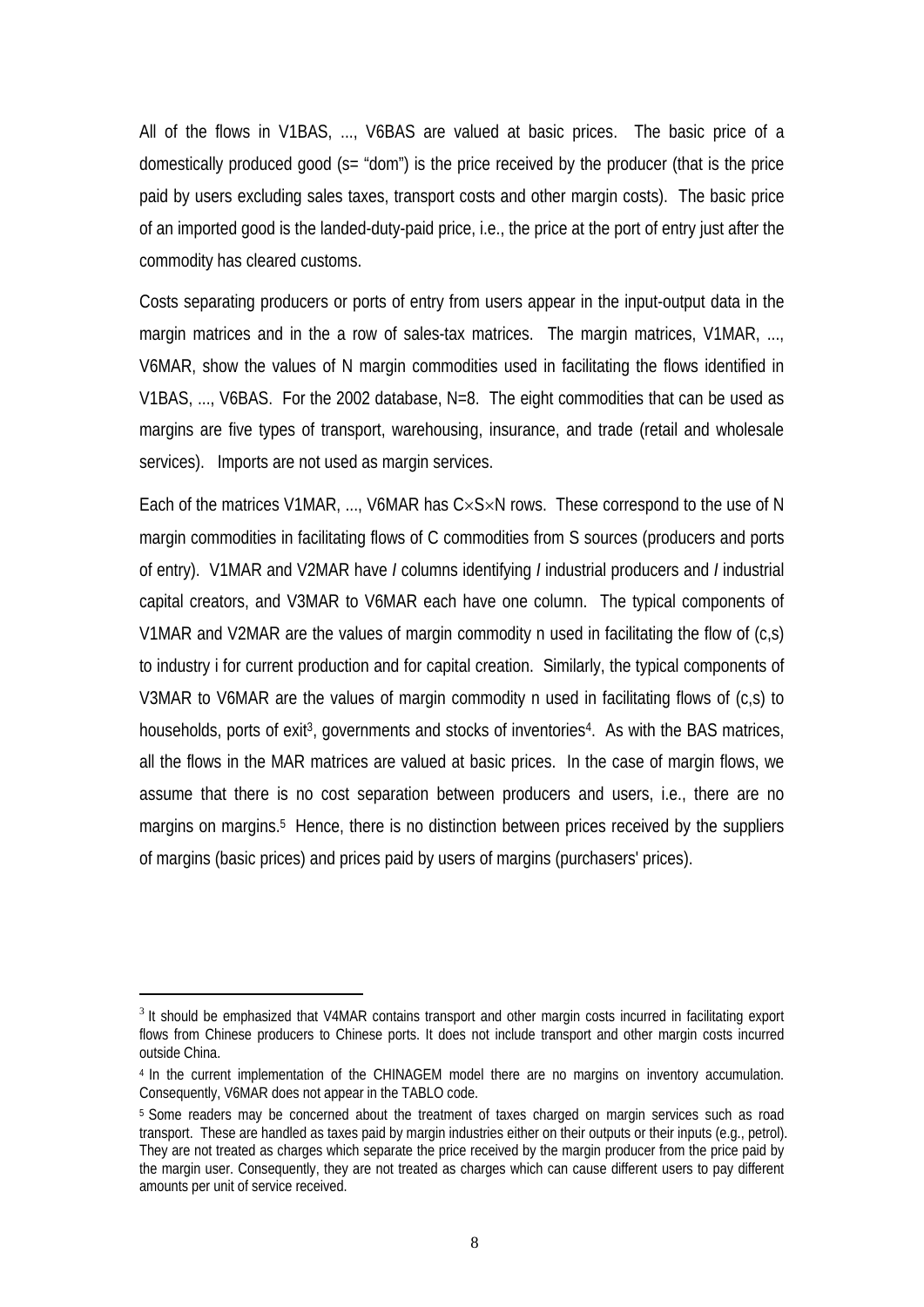All of the flows in V1BAS, ..., V6BAS are valued at basic prices. The basic price of a domestically produced good (s= "dom") is the price received by the producer (that is the price paid by users excluding sales taxes, transport costs and other margin costs). The basic price of an imported good is the landed-duty-paid price, i.e., the price at the port of entry just after the commodity has cleared customs.

Costs separating producers or ports of entry from users appear in the input-output data in the margin matrices and in the a row of sales-tax matrices. The margin matrices, V1MAR, ..., V6MAR, show the values of N margin commodities used in facilitating the flows identified in V1BAS, ..., V6BAS. For the 2002 database, N=8. The eight commodities that can be used as margins are five types of transport, warehousing, insurance, and trade (retail and wholesale services). Imports are not used as margin services.

Each of the matrices V1MAR, ..., V6MAR has C×S×N rows. These correspond to the use of N margin commodities in facilitating flows of C commodities from S sources (producers and ports of entry). V1MAR and V2MAR have *I* columns identifying *I* industrial producers and *I* industrial capital creators, and V3MAR to V6MAR each have one column. The typical components of V1MAR and V2MAR are the values of margin commodity n used in facilitating the flow of (c,s) to industry i for current production and for capital creation. Similarly, the typical components of V3MAR to V6MAR are the values of margin commodity n used in facilitating flows of (c,s) to households, ports of exit[3], governments and stocks of inventories[4]. As with the BAS matrices, all the flows in the MAR matrices are valued at basic prices. In the case of margin flows, we assume that there is no cost separation between producers and users, i.e., there are no margins on margins.[5] Hence, there is no distinction between prices received by the suppliers of margins (basic prices) and prices paid by users of margins (purchasers' prices).

---

[3] It should be emphasized that V4MAR contains transport and other margin costs incurred in facilitating export flows from Chinese producers to Chinese ports. It does not include transport and other margin costs incurred outside China.

[4] In the current implementation of the CHINAGEM model there are no margins on inventory accumulation. Consequently, V6MAR does not appear in the TABLO code.

[5] Some readers may be concerned about the treatment of taxes charged on margin services such as road transport. These are handled as taxes paid by margin industries either on their outputs or their inputs (e.g., petrol). They are not treated as charges which separate the price received by the margin producer from the price paid by the margin user. Consequently, they are not treated as charges which can cause different users to pay different amounts per unit of service received.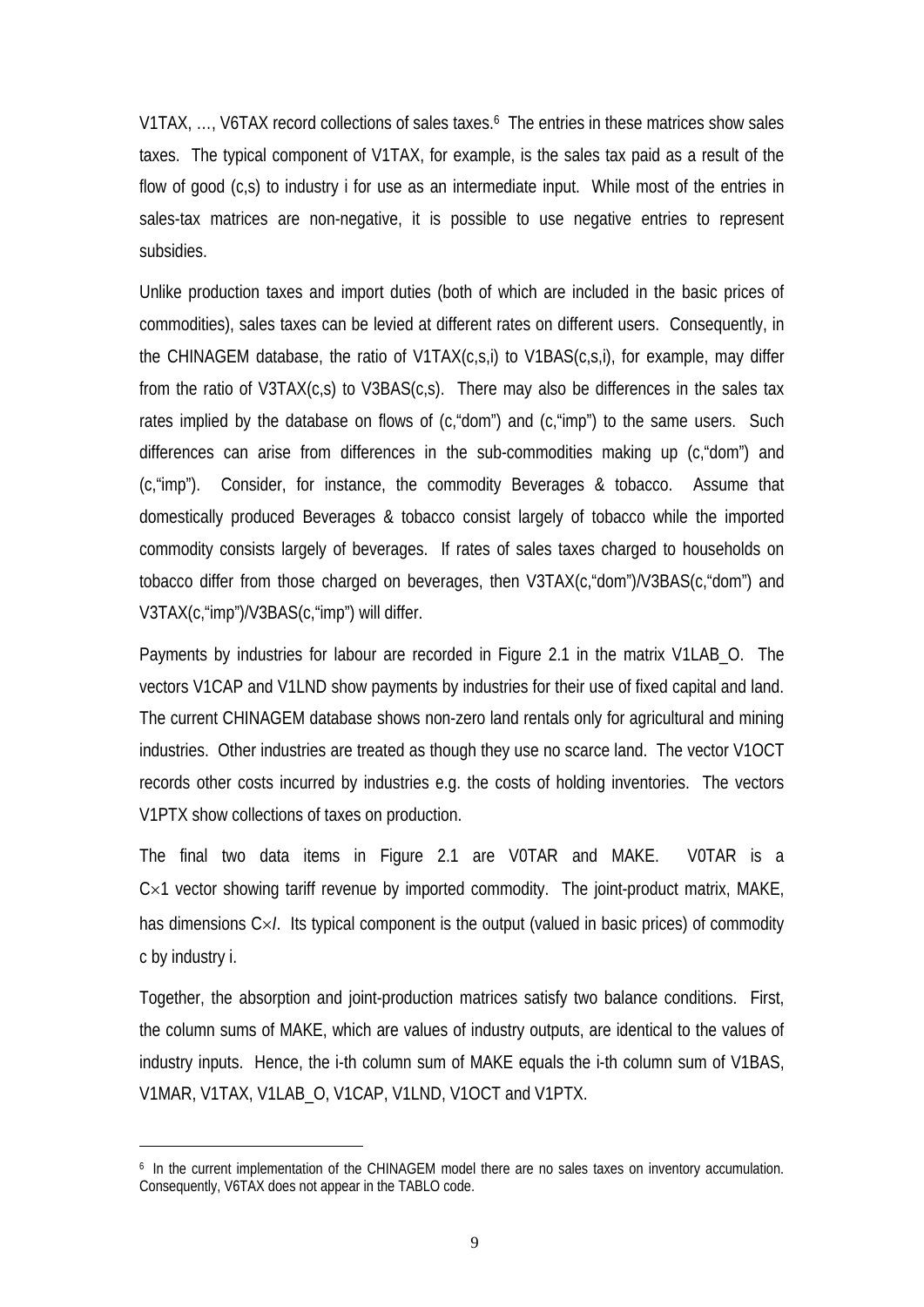V1TAX, …, V6TAX record collections of sales taxes.[6] The entries in these matrices show sales taxes. The typical component of V1TAX, for example, is the sales tax paid as a result of the flow of good (c,s) to industry i for use as an intermediate input. While most of the entries in sales-tax matrices are non-negative, it is possible to use negative entries to represent subsidies.

Unlike production taxes and import duties (both of which are included in the basic prices of commodities), sales taxes can be levied at different rates on different users. Consequently, in the CHINAGEM database, the ratio of V1TAX(c,s,i) to V1BAS(c,s,i), for example, may differ from the ratio of V3TAX(c,s) to V3BAS(c,s). There may also be differences in the sales tax rates implied by the database on flows of (c,"dom") and (c,"imp") to the same users. Such differences can arise from differences in the sub-commodities making up (c,"dom") and (c,"imp"). Consider, for instance, the commodity Beverages & tobacco. Assume that domestically produced Beverages & tobacco consist largely of tobacco while the imported commodity consists largely of beverages. If rates of sales taxes charged to households on tobacco differ from those charged on beverages, then V3TAX(c,"dom")/V3BAS(c,"dom") and V3TAX(c,"imp")/V3BAS(c,"imp") will differ.

Payments by industries for labour are recorded in Figure 2.1 in the matrix V1LAB_O. The vectors V1CAP and V1LND show payments by industries for their use of fixed capital and land. The current CHINAGEM database shows non-zero land rentals only for agricultural and mining industries. Other industries are treated as though they use no scarce land. The vector V1OCT records other costs incurred by industries e.g. the costs of holding inventories. The vectors V1PTX show collections of taxes on production.

The final two data items in Figure 2.1 are V0TAR and MAKE. V0TAR is a $C\times1$ vector showing tariff revenue by imported commodity. The joint-product matrix, MAKE, has dimensions $C\times I$. Its typical component is the output (valued in basic prices) of commodity c by industry i.

Together, the absorption and joint-production matrices satisfy two balance conditions. First, the column sums of MAKE, which are values of industry outputs, are identical to the values of industry inputs. Hence, the i-th column sum of MAKE equals the i-th column sum of V1BAS, V1MAR, V1TAX, V1LAB_O, V1CAP, V1LND, V1OCT and V1PTX.

---

[6] In the current implementation of the CHINAGEM model there are no sales taxes on inventory accumulation. Consequently, V6TAX does not appear in the TABLO code.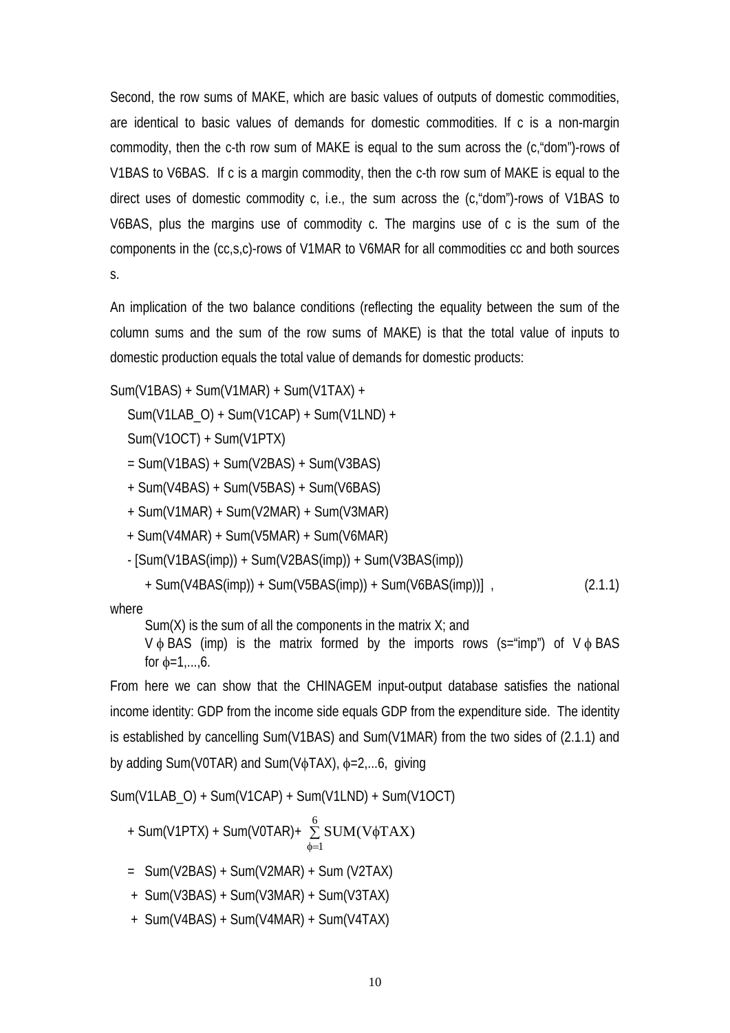Second, the row sums of MAKE, which are basic values of outputs of domestic commodities, are identical to basic values of demands for domestic commodities. If c is a non-margin commodity, then the c-th row sum of MAKE is equal to the sum across the (c,“dom”)-rows of V1BAS to V6BAS. If c is a margin commodity, then the c-th row sum of MAKE is equal to the direct uses of domestic commodity c, i.e., the sum across the (c,“dom”)-rows of V1BAS to V6BAS, plus the margins use of commodity c. The margins use of c is the sum of the components in the (cc,s,c)-rows of V1MAR to V6MAR for all commodities cc and both sources s.

An implication of the two balance conditions (reflecting the equality between the sum of the column sums and the sum of the row sums of MAKE) is that the total value of inputs to domestic production equals the total value of demands for domestic products:

Sum(V1BAS) + Sum(V1MAR) + Sum(V1TAX) +
    Sum(V1LAB_O) + Sum(V1CAP) + Sum(V1LND) +
    Sum(V1OCT) + Sum(V1PTX)
    = Sum(V1BAS) + Sum(V2BAS) + Sum(V3BAS)
    + Sum(V4BAS) + Sum(V5BAS) + Sum(V6BAS)
    + Sum(V1MAR) + Sum(V2MAR) + Sum(V3MAR)
    + Sum(V4MAR) + Sum(V5MAR) + Sum(V6MAR)
    - [Sum(V1BAS(imp)) + Sum(V2BAS(imp)) + Sum(V3BAS(imp))
        + Sum(V4BAS(imp)) + Sum(V5BAS(imp)) + Sum(V6BAS(imp))] ,        (2.1.1)

where

Sum(X) is the sum of all the components in the matrix X; and

V $\phi$ BAS (imp) is the matrix formed by the imports rows (s=“imp”) of V $\phi$ BAS for $\phi$=1,...,6.

From here we can show that the CHINAGEM input-output database satisfies the national income identity: GDP from the income side equals GDP from the expenditure side. The identity is established by cancelling Sum(V1BAS) and Sum(V1MAR) from the two sides of (2.1.1) and by adding Sum(V0TAR) and Sum(V$\phi$TAX), $\phi$=2,...6, giving

Sum(V1LAB_O) + Sum(V1CAP) + Sum(V1LND) + Sum(V1OCT)
    + Sum(V1PTX) + Sum(V0TAR)+ $\sum_{\phi=1}^{6} \text{SUM}(\text{V}\phi\text{TAX})$
    = Sum(V2BAS) + Sum(V2MAR) + Sum (V2TAX)
    + Sum(V3BAS) + Sum(V3MAR) + Sum(V3TAX)
    + Sum(V4BAS) + Sum(V4MAR) + Sum(V4TAX)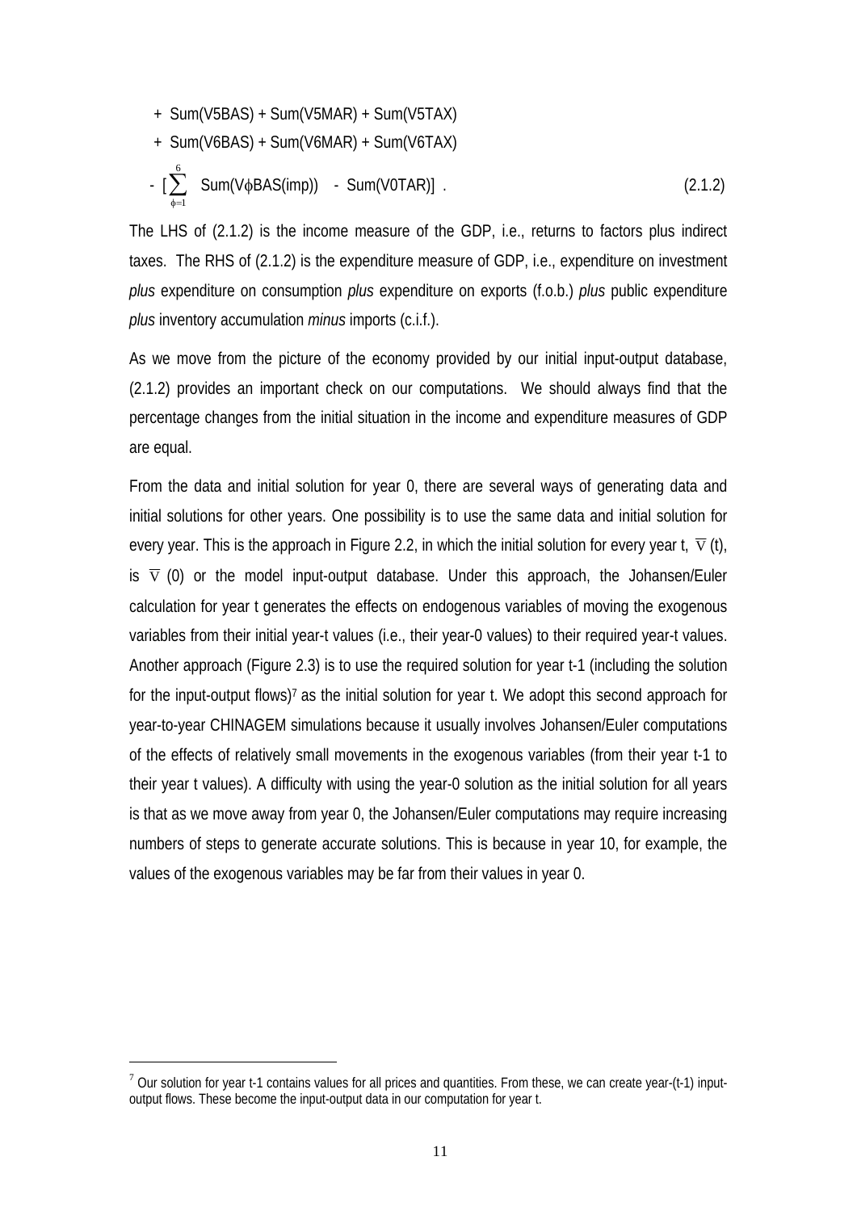$$
\begin{aligned}
&+ \ \text{Sum(V5BAS)} + \text{Sum(V5MAR)} + \text{Sum(V5TAX)} \\
&+ \ \text{Sum(V6BAS)} + \text{Sum(V6MAR)} + \text{Sum(V6TAX)} \\
&- \ [\sum_{\phi=1}^{6} \ \text{Sum(V}\phi\text{BAS(imp))} \ \ - \ \text{Sum(V0TAR)}] \ . \qquad (2.1.2)
\end{aligned}
$$

The LHS of (2.1.2) is the income measure of the GDP, i.e., returns to factors plus indirect taxes. The RHS of (2.1.2) is the expenditure measure of GDP, i.e., expenditure on investment *plus* expenditure on consumption *plus* expenditure on exports (f.o.b.) *plus* public expenditure *plus* inventory accumulation *minus* imports (c.i.f.).

As we move from the picture of the economy provided by our initial input-output database, (2.1.2) provides an important check on our computations. We should always find that the percentage changes from the initial situation in the income and expenditure measures of GDP are equal.

From the data and initial solution for year 0, there are several ways of generating data and initial solutions for other years. One possibility is to use the same data and initial solution for every year. This is the approach in Figure 2.2, in which the initial solution for every year t, $\overline{\nabla}$ (t), is $\overline{\nabla}$ (0) or the model input-output database. Under this approach, the Johansen/Euler calculation for year t generates the effects on endogenous variables of moving the exogenous variables from their initial year-t values (i.e., their year-0 values) to their required year-t values. Another approach (Figure 2.3) is to use the required solution for year t-1 (including the solution for the input-output flows)[7] as the initial solution for year t. We adopt this second approach for year-to-year CHINAGEM simulations because it usually involves Johansen/Euler computations of the effects of relatively small movements in the exogenous variables (from their year t-1 to their year t values). A difficulty with using the year-0 solution as the initial solution for all years is that as we move away from year 0, the Johansen/Euler computations may require increasing numbers of steps to generate accurate solutions. This is because in year 10, for example, the values of the exogenous variables may be far from their values in year 0.

[7] Our solution for year t-1 contains values for all prices and quantities. From these, we can create year-(t-1) input-output flows. These become the input-output data in our computation for year t.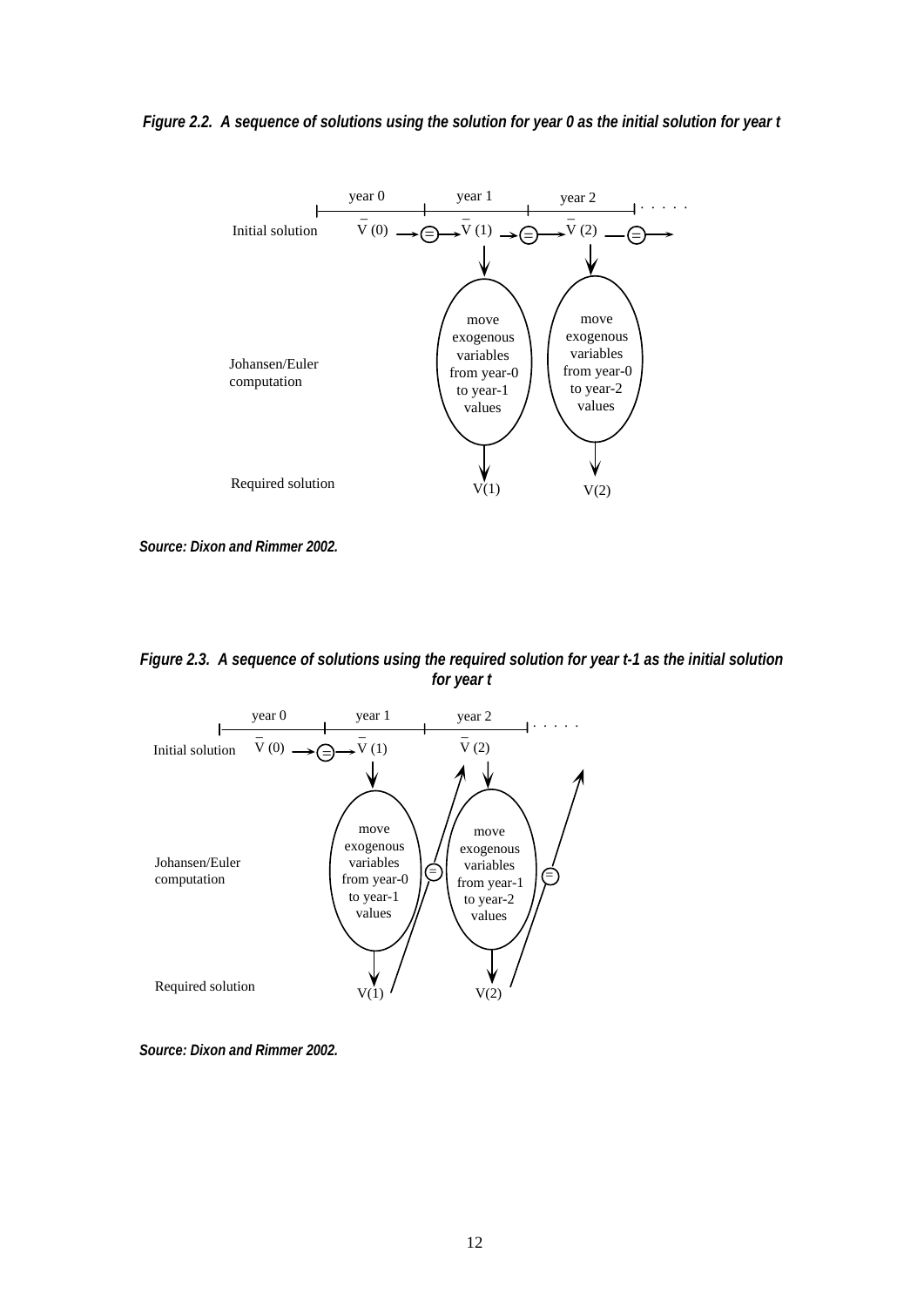*Figure 2.2. A sequence of solutions using the solution for year 0 as the initial solution for year t*

| | year 0 | year 1 | year 2 | . . . . . |
|---|---|---|---|---|
| Initial solution | $\bar{V}(0)$ → = → | $\bar{V}(1)$ → = → | $\bar{V}(2)$ → = → | |
| Johansen/Euler computation | | move exogenous variables from year-0 to year-1 values | move exogenous variables from year-0 to year-2 values | |
| Required solution | | V(1) | V(2) | |

*Source: Dixon and Rimmer 2002.*

*Figure 2.3. A sequence of solutions using the required solution for year t-1 as the initial solution for year t*

| | year 0 | year 1 | year 2 | . . . . . |
|---|---|---|---|---|
| Initial solution | $\bar{V}(0)$ → = → | $\bar{V}(1)$ | $\bar{V}(2)$ | |
| Johansen/Euler computation | | move exogenous variables from year-0 to year-1 values | move exogenous variables from year-1 to year-2 values | |
| Required solution | | V(1) | V(2) | |

*Source: Dixon and Rimmer 2002.*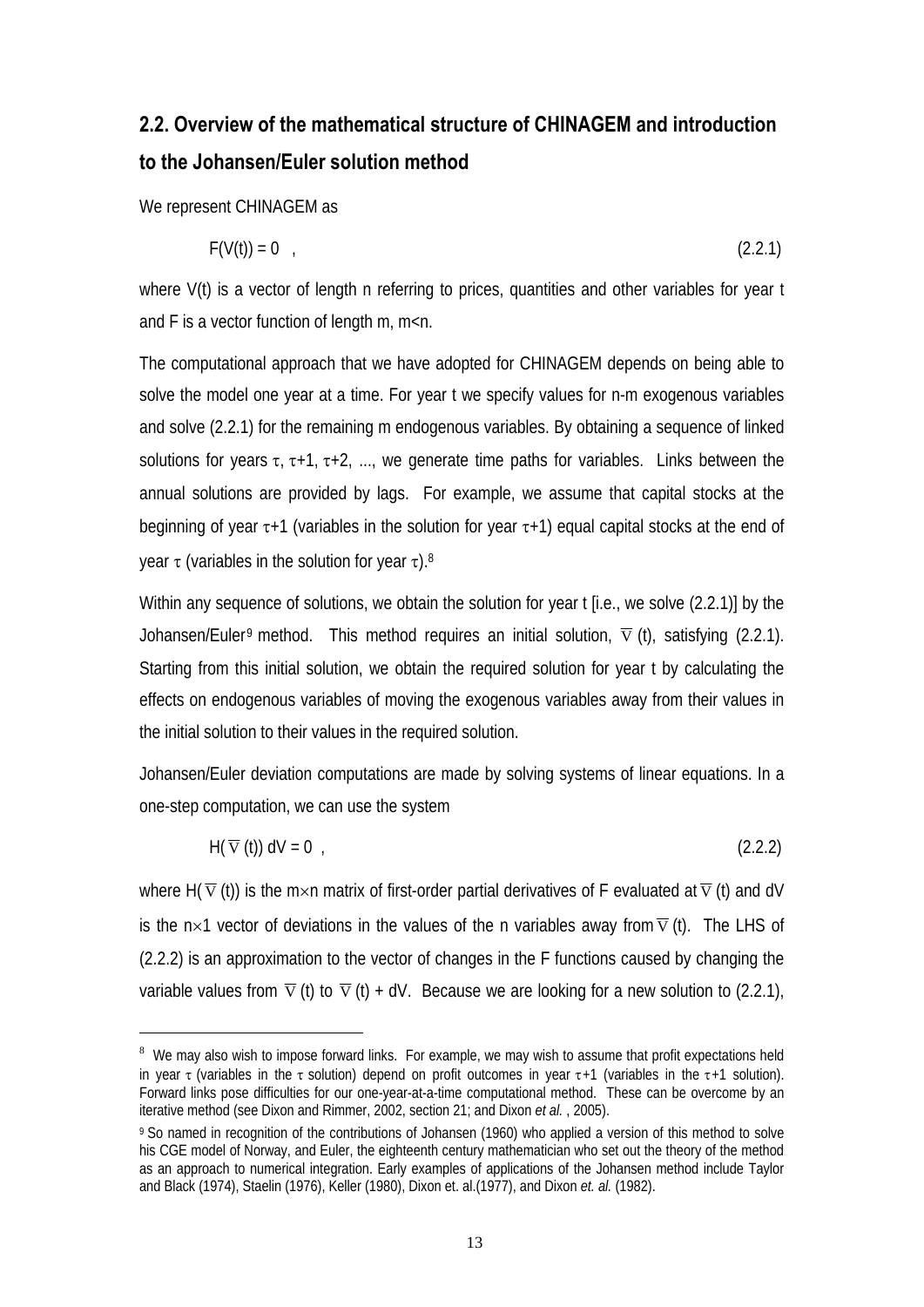## 2.2. Overview of the mathematical structure of CHINAGEM and introduction to the Johansen/Euler solution method

We represent CHINAGEM as

$$F(V(t)) = 0 \quad , \tag{2.2.1}$$

where V(t) is a vector of length n referring to prices, quantities and other variables for year t and F is a vector function of length m, m<n.

The computational approach that we have adopted for CHINAGEM depends on being able to solve the model one year at a time. For year t we specify values for n-m exogenous variables and solve (2.2.1) for the remaining m endogenous variables. By obtaining a sequence of linked solutions for years $\tau$, $\tau$+1, $\tau$+2, ..., we generate time paths for variables. Links between the annual solutions are provided by lags. For example, we assume that capital stocks at the beginning of year $\tau$+1 (variables in the solution for year $\tau$+1) equal capital stocks at the end of year $\tau$ (variables in the solution for year $\tau$).[8]

Within any sequence of solutions, we obtain the solution for year t [i.e., we solve (2.2.1)] by the Johansen/Euler[9] method. This method requires an initial solution, $\overline{V}(t)$, satisfying (2.2.1). Starting from this initial solution, we obtain the required solution for year t by calculating the effects on endogenous variables of moving the exogenous variables away from their values in the initial solution to their values in the required solution.

Johansen/Euler deviation computations are made by solving systems of linear equations. In a one-step computation, we can use the system

$$H(\overline{V}(t))\, dV = 0 \quad , \tag{2.2.2}$$

where $H(\overline{V}(t))$ is the m$\times$n matrix of first-order partial derivatives of F evaluated at $\overline{V}(t)$ and dV is the n$\times$1 vector of deviations in the values of the n variables away from $\overline{V}(t)$. The LHS of (2.2.2) is an approximation to the vector of changes in the F functions caused by changing the variable values from $\overline{V}(t)$ to $\overline{V}(t)$ + dV. Because we are looking for a new solution to (2.2.1),

---

[8] We may also wish to impose forward links. For example, we may wish to assume that profit expectations held in year $\tau$ (variables in the $\tau$ solution) depend on profit outcomes in year $\tau$+1 (variables in the $\tau$+1 solution). Forward links pose difficulties for our one-year-at-a-time computational method. These can be overcome by an iterative method (see Dixon and Rimmer, 2002, section 21; and Dixon *et al.* , 2005).

[9] So named in recognition of the contributions of Johansen (1960) who applied a version of this method to solve his CGE model of Norway, and Euler, the eighteenth century mathematician who set out the theory of the method as an approach to numerical integration. Early examples of applications of the Johansen method include Taylor and Black (1974), Staelin (1976), Keller (1980), Dixon et. al.(1977), and Dixon *et. al.* (1982).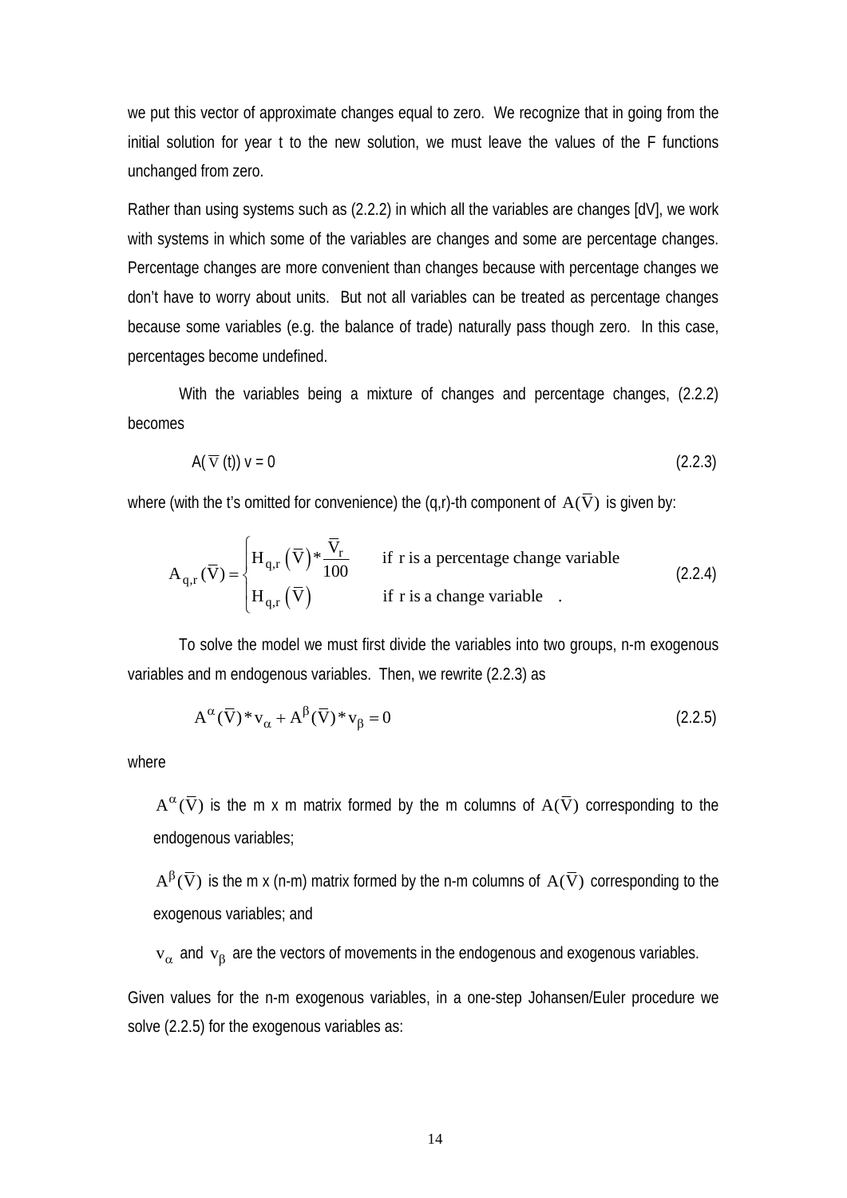we put this vector of approximate changes equal to zero. We recognize that in going from the initial solution for year t to the new solution, we must leave the values of the F functions unchanged from zero.

Rather than using systems such as (2.2.2) in which all the variables are changes [dV], we work with systems in which some of the variables are changes and some are percentage changes. Percentage changes are more convenient than changes because with percentage changes we don't have to worry about units. But not all variables can be treated as percentage changes because some variables (e.g. the balance of trade) naturally pass though zero. In this case, percentages become undefined.

With the variables being a mixture of changes and percentage changes, (2.2.2) becomes

$$A(\overline{V}(t))\, v = 0 \tag{2.2.3}$$

where (with the t's omitted for convenience) the (q,r)-th component of $A(\overline{V})$ is given by:

$$A_{q,r}(\overline{V}) = \begin{cases} H_{q,r}\left(\overline{V}\right) * \dfrac{\overline{V}_r}{100} & \text{if } r \text{ is a percentage change variable} \\ H_{q,r}\left(\overline{V}\right) & \text{if } r \text{ is a change variable} \quad . \end{cases} \tag{2.2.4}$$

To solve the model we must first divide the variables into two groups, n-m exogenous variables and m endogenous variables. Then, we rewrite (2.2.3) as

$$A^{\alpha}(\overline{V}) * v_{\alpha} + A^{\beta}(\overline{V}) * v_{\beta} = 0 \tag{2.2.5}$$

where

$A^{\alpha}(\overline{V})$ is the m x m matrix formed by the m columns of $A(\overline{V})$ corresponding to the endogenous variables;

$A^{\beta}(\overline{V})$ is the m x (n-m) matrix formed by the n-m columns of $A(\overline{V})$ corresponding to the exogenous variables; and

$v_{\alpha}$ and $v_{\beta}$ are the vectors of movements in the endogenous and exogenous variables.

Given values for the n-m exogenous variables, in a one-step Johansen/Euler procedure we solve (2.2.5) for the exogenous variables as: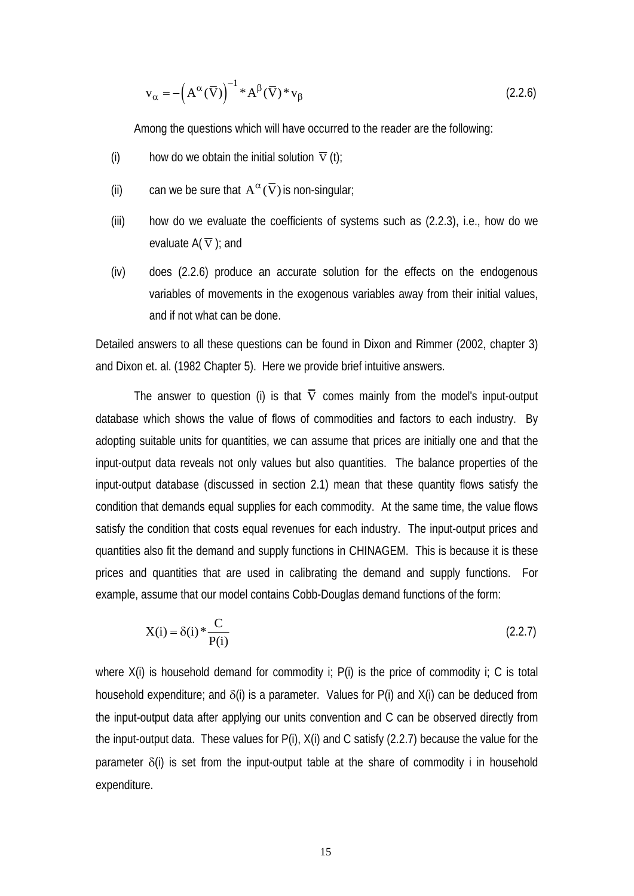$$v_{\alpha} = -\left(A^{\alpha}(\overline{V})\right)^{-1} * A^{\beta}(\overline{V}) * v_{\beta} \tag{2.2.6}$$

Among the questions which will have occurred to the reader are the following:

(i) how do we obtain the initial solution $\overline{V}$ (t);

(ii) can we be sure that $A^{\alpha}(\overline{V})$ is non-singular;

(iii) how do we evaluate the coefficients of systems such as (2.2.3), i.e., how do we evaluate A($\overline{V}$); and

(iv) does (2.2.6) produce an accurate solution for the effects on the endogenous variables of movements in the exogenous variables away from their initial values, and if not what can be done.

Detailed answers to all these questions can be found in Dixon and Rimmer (2002, chapter 3) and Dixon et. al. (1982 Chapter 5). Here we provide brief intuitive answers.

The answer to question (i) is that $\overline{V}$ comes mainly from the model's input-output database which shows the value of flows of commodities and factors to each industry. By adopting suitable units for quantities, we can assume that prices are initially one and that the input-output data reveals not only values but also quantities. The balance properties of the input-output database (discussed in section 2.1) mean that these quantity flows satisfy the condition that demands equal supplies for each commodity. At the same time, the value flows satisfy the condition that costs equal revenues for each industry. The input-output prices and quantities also fit the demand and supply functions in CHINAGEM. This is because it is these prices and quantities that are used in calibrating the demand and supply functions. For example, assume that our model contains Cobb-Douglas demand functions of the form:

$$X(i) = \delta(i) * \frac{C}{P(i)} \tag{2.2.7}$$

where X(i) is household demand for commodity i; P(i) is the price of commodity i; C is total household expenditure; and $\delta$(i) is a parameter. Values for P(i) and X(i) can be deduced from the input-output data after applying our units convention and C can be observed directly from the input-output data. These values for P(i), X(i) and C satisfy (2.2.7) because the value for the parameter $\delta$(i) is set from the input-output table at the share of commodity i in household expenditure.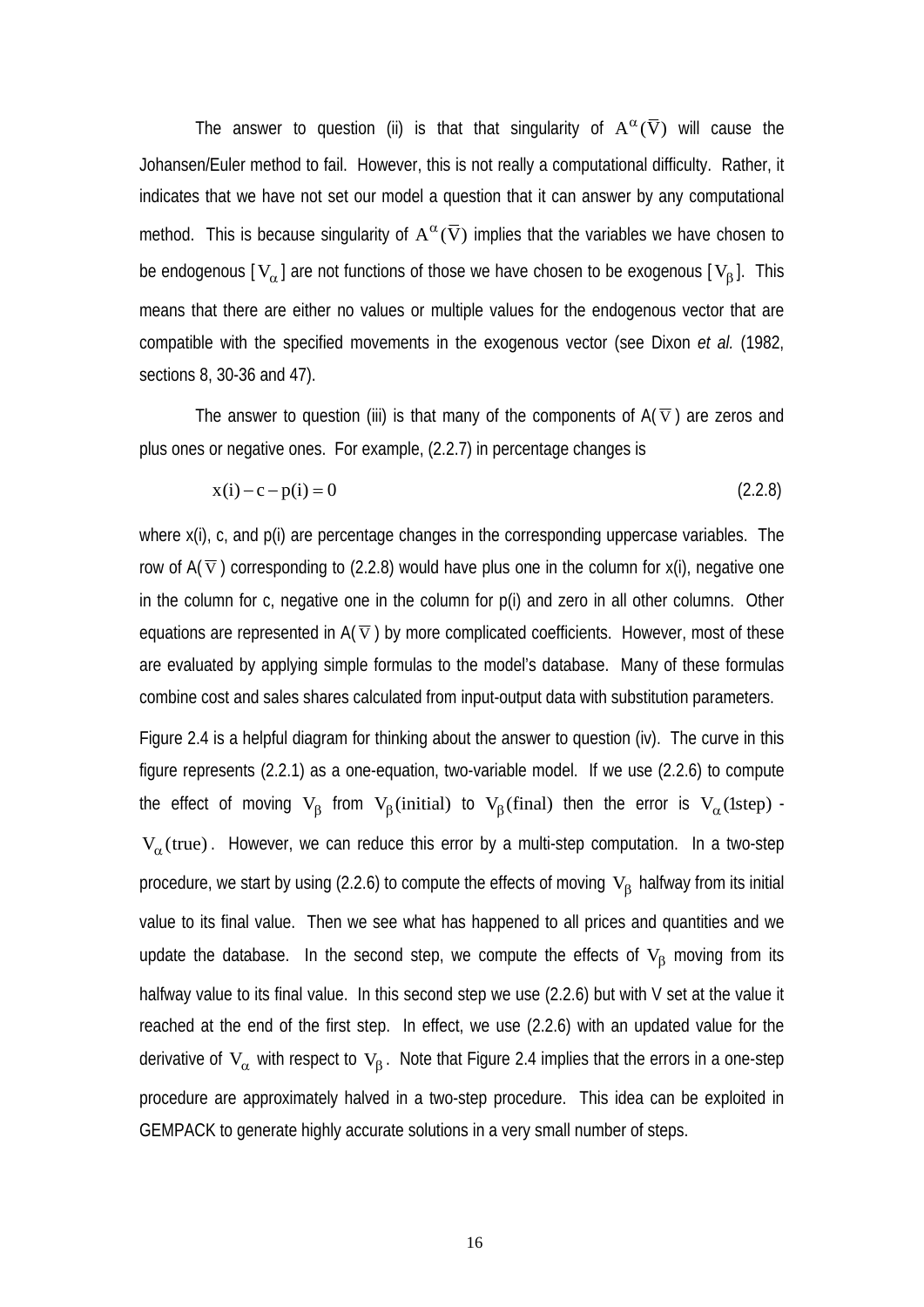The answer to question (ii) is that that singularity of $A^{\alpha}(\bar{V})$ will cause the Johansen/Euler method to fail. However, this is not really a computational difficulty. Rather, it indicates that we have not set our model a question that it can answer by any computational method. This is because singularity of $A^{\alpha}(\bar{V})$ implies that the variables we have chosen to be endogenous [$V_{\alpha}$] are not functions of those we have chosen to be exogenous [$V_{\beta}$]. This means that there are either no values or multiple values for the endogenous vector that are compatible with the specified movements in the exogenous vector (see Dixon *et al.* (1982, sections 8, 30-36 and 47).

The answer to question (iii) is that many of the components of A($\bar{V}$) are zeros and plus ones or negative ones. For example, (2.2.7) in percentage changes is

$$x(i) - c - p(i) = 0 \tag{2.2.8}$$

where x(i), c, and p(i) are percentage changes in the corresponding uppercase variables. The row of A($\bar{V}$) corresponding to (2.2.8) would have plus one in the column for x(i), negative one in the column for c, negative one in the column for p(i) and zero in all other columns. Other equations are represented in A($\bar{V}$) by more complicated coefficients. However, most of these are evaluated by applying simple formulas to the model's database. Many of these formulas combine cost and sales shares calculated from input-output data with substitution parameters.

Figure 2.4 is a helpful diagram for thinking about the answer to question (iv). The curve in this figure represents (2.2.1) as a one-equation, two-variable model. If we use (2.2.6) to compute the effect of moving $V_{\beta}$ from $V_{\beta}(\text{initial})$ to $V_{\beta}(\text{final})$ then the error is $V_{\alpha}(\text{1step})$ - $V_{\alpha}(\text{true})$. However, we can reduce this error by a multi-step computation. In a two-step procedure, we start by using (2.2.6) to compute the effects of moving $V_{\beta}$ halfway from its initial value to its final value. Then we see what has happened to all prices and quantities and we update the database. In the second step, we compute the effects of $V_{\beta}$ moving from its halfway value to its final value. In this second step we use (2.2.6) but with V set at the value it reached at the end of the first step. In effect, we use (2.2.6) with an updated value for the derivative of $V_{\alpha}$ with respect to $V_{\beta}$. Note that Figure 2.4 implies that the errors in a one-step procedure are approximately halved in a two-step procedure. This idea can be exploited in GEMPACK to generate highly accurate solutions in a very small number of steps.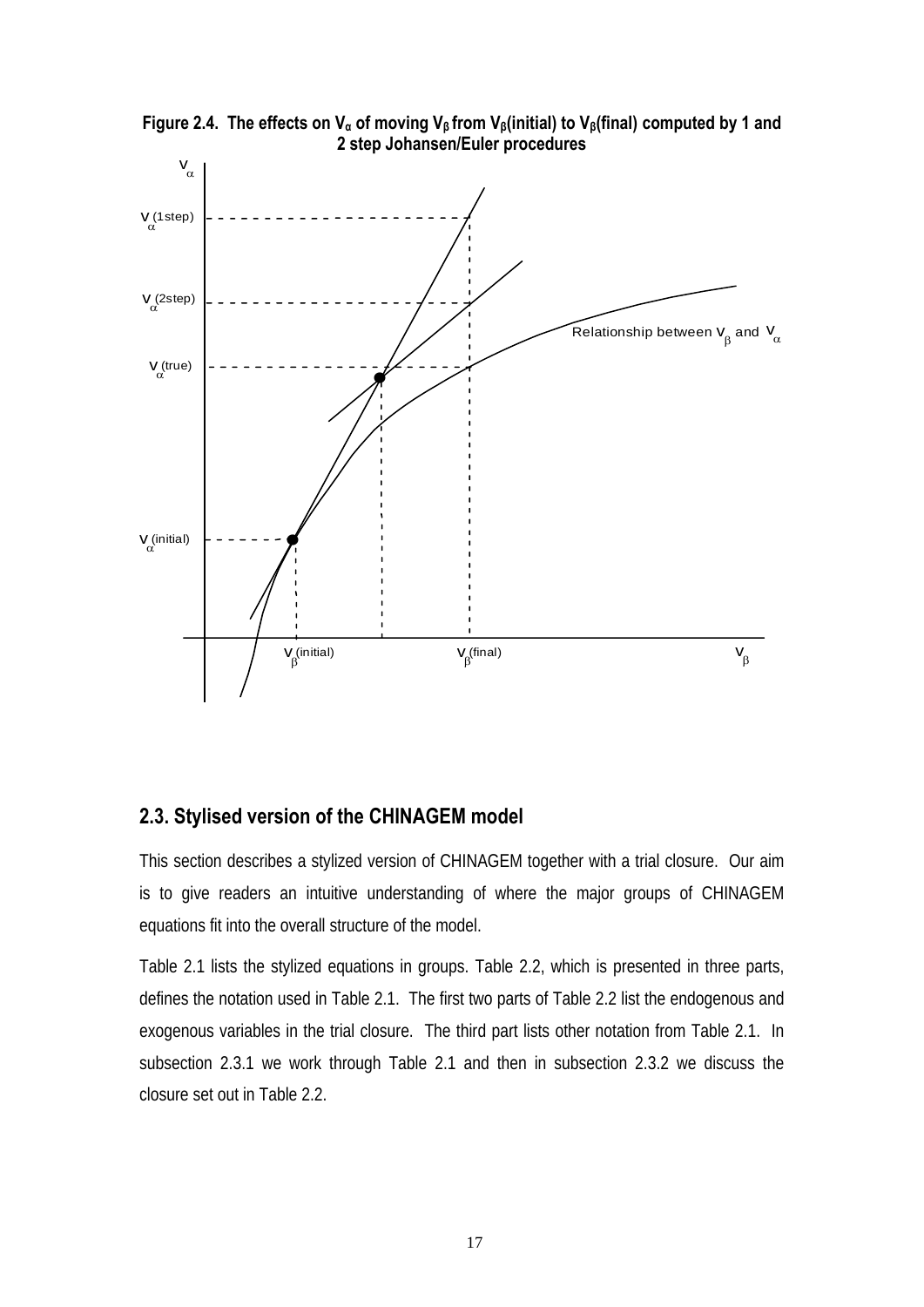**Figure 2.4. The effects on $V_\alpha$ of moving $V_\beta$ from $V_\beta$(initial) to $V_\beta$(final) computed by 1 and 2 step Johansen/Euler procedures**

## 2.3. Stylised version of the CHINAGEM model

This section describes a stylized version of CHINAGEM together with a trial closure. Our aim is to give readers an intuitive understanding of where the major groups of CHINAGEM equations fit into the overall structure of the model.

Table 2.1 lists the stylized equations in groups. Table 2.2, which is presented in three parts, defines the notation used in Table 2.1. The first two parts of Table 2.2 list the endogenous and exogenous variables in the trial closure. The third part lists other notation from Table 2.1. In subsection 2.3.1 we work through Table 2.1 and then in subsection 2.3.2 we discuss the closure set out in Table 2.2.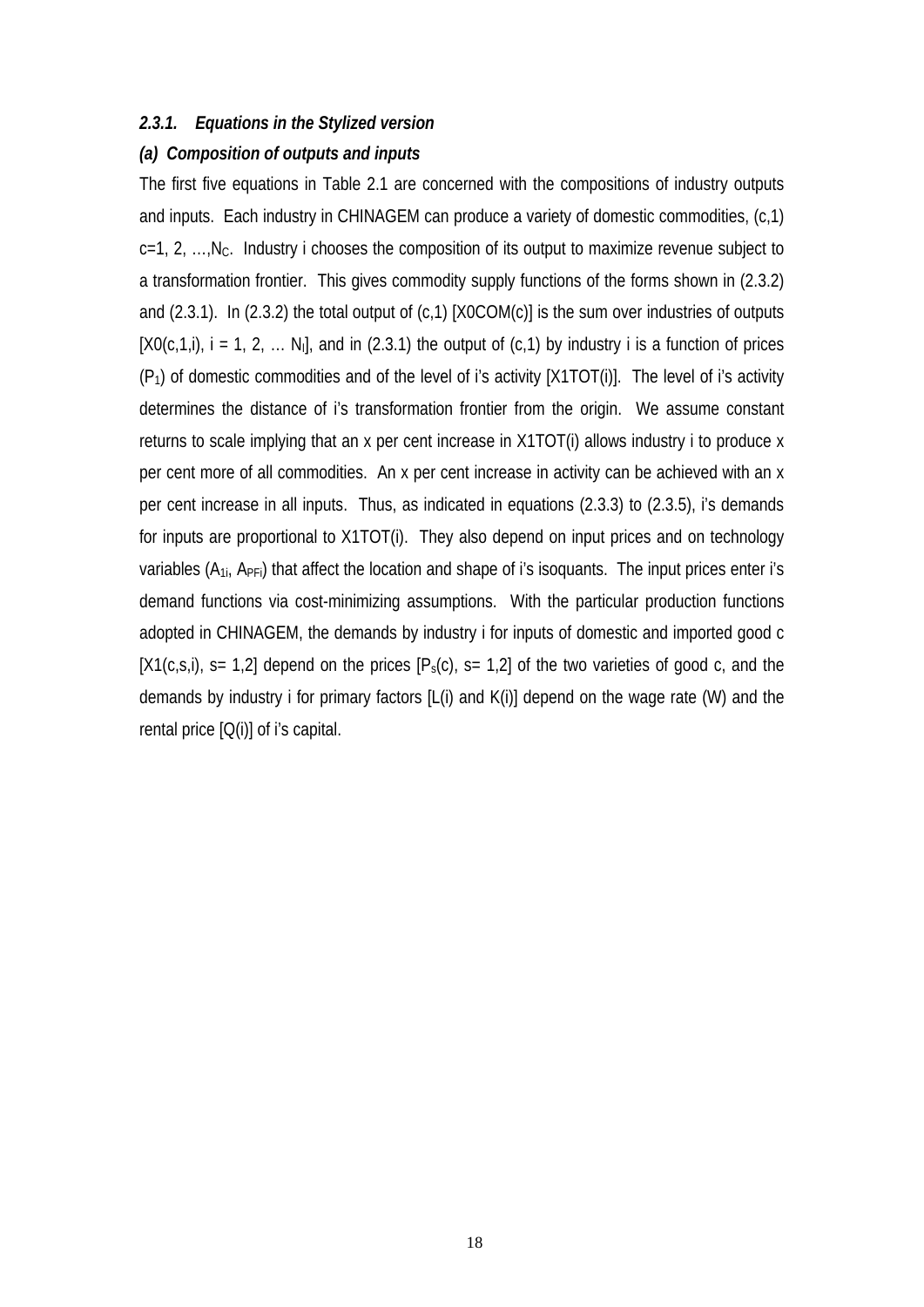### *2.3.1. Equations in the Stylized version*

#### *(a) Composition of outputs and inputs*

The first five equations in Table 2.1 are concerned with the compositions of industry outputs and inputs. Each industry in CHINAGEM can produce a variety of domestic commodities, (c,1) c=1, 2, …,$N_C$. Industry i chooses the composition of its output to maximize revenue subject to a transformation frontier. This gives commodity supply functions of the forms shown in (2.3.2) and (2.3.1). In (2.3.2) the total output of (c,1) [X0COM(c)] is the sum over industries of outputs [X0(c,1,i), i = 1, 2, … $N_I$], and in (2.3.1) the output of (c,1) by industry i is a function of prices ($P_1$) of domestic commodities and of the level of i's activity [X1TOT(i)]. The level of i's activity determines the distance of i's transformation frontier from the origin. We assume constant returns to scale implying that an x per cent increase in X1TOT(i) allows industry i to produce x per cent more of all commodities. An x per cent increase in activity can be achieved with an x per cent increase in all inputs. Thus, as indicated in equations (2.3.3) to (2.3.5), i's demands for inputs are proportional to X1TOT(i). They also depend on input prices and on technology variables ($A_{1i}$, $A_{PFi}$) that affect the location and shape of i's isoquants. The input prices enter i's demand functions via cost-minimizing assumptions. With the particular production functions adopted in CHINAGEM, the demands by industry i for inputs of domestic and imported good c [X1(c,s,i), s= 1,2] depend on the prices [$P_s$(c), s= 1,2] of the two varieties of good c, and the demands by industry i for primary factors [L(i) and K(i)] depend on the wage rate (W) and the rental price [Q(i)] of i's capital.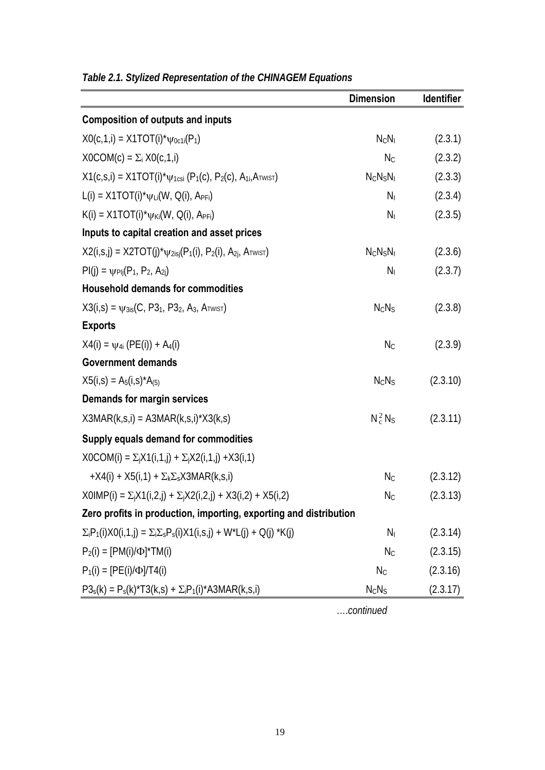*Table 2.1. Stylized Representation of the CHINAGEM Equations*

| | Dimension | Identifier |
|---|---|---|
| **Composition of outputs and inputs** | | |
| $X0(c,1,i) = X1TOT(i)*\psi_{0c1i}(P_1)$ | $N_C N_I$ | (2.3.1) |
| $X0COM(c) = \Sigma_i X0(c,1,i)$ | $N_C$ | (2.3.2) |
| $X1(c,s,i) = X1TOT(i)*\psi_{1csi}(P_1(c), P_2(c), A_{1i}, A_{TWIST})$ | $N_C N_S N_I$ | (2.3.3) |
| $L(i) = X1TOT(i)*\psi_{Li}(W, Q(i), A_{PFi})$ | $N_I$ | (2.3.4) |
| $K(i) = X1TOT(i)*\psi_{Ki}(W, Q(i), A_{PFi})$ | $N_I$ | (2.3.5) |
| **Inputs to capital creation and asset prices** | | |
| $X2(i,s,j) = X2TOT(j)*\psi_{2isj}(P_1(i), P_2(i), A_{2j}, A_{TWIST})$ | $N_C N_S N_I$ | (2.3.6) |
| $PI(j) = \psi_{PIj}(P_1, P_2, A_{2j})$ | $N_I$ | (2.3.7) |
| **Household demands for commodities** | | |
| $X3(i,s) = \psi_{3is}(C, P3_1, P3_2, A_3, A_{TWIST})$ | $N_C N_S$ | (2.3.8) |
| **Exports** | | |
| $X4(i) = \psi_{4i}(PE(i)) + A_4(i)$ | $N_C$ | (2.3.9) |
| **Government demands** | | |
| $X5(i,s) = A_5(i,s)*A_{(5)}$ | $N_C N_S$ | (2.3.10) |
| **Demands for margin services** | | |
| $X3MAR(k,s,i) = A3MAR(k,s,i)*X3(k,s)$ | $N_c^2 N_S$ | (2.3.11) |
| **Supply equals demand for commodities** | | |
| $X0COM(i) = \Sigma_j X1(i,1,j) + \Sigma_j X2(i,1,j) + X3(i,1)$ | | |
| $+X4(i) + X5(i,1) + \Sigma_k \Sigma_s X3MAR(k,s,i)$ | $N_C$ | (2.3.12) |
| $X0IMP(i) = \Sigma_j X1(i,2,j) + \Sigma_j X2(i,2,j) + X3(i,2) + X5(i,2)$ | $N_C$ | (2.3.13) |
| **Zero profits in production, importing, exporting and distribution** | | |
| $\Sigma_i P_1(i) X0(i,1,j) = \Sigma_i \Sigma_s P_s(i) X1(i,s,j) + W*L(j) + Q(j)*K(j)$ | $N_I$ | (2.3.14) |
| $P_2(i) = [PM(i)/\Phi]*TM(i)$ | $N_C$ | (2.3.15) |
| $P_1(i) = [PE(i)/\Phi]/T4(i)$ | $N_C$ | (2.3.16) |
| $P3_s(k) = P_s(k)*T3(k,s) + \Sigma_i P_1(i)*A3MAR(k,s,i)$ | $N_C N_S$ | (2.3.17) |

*….continued*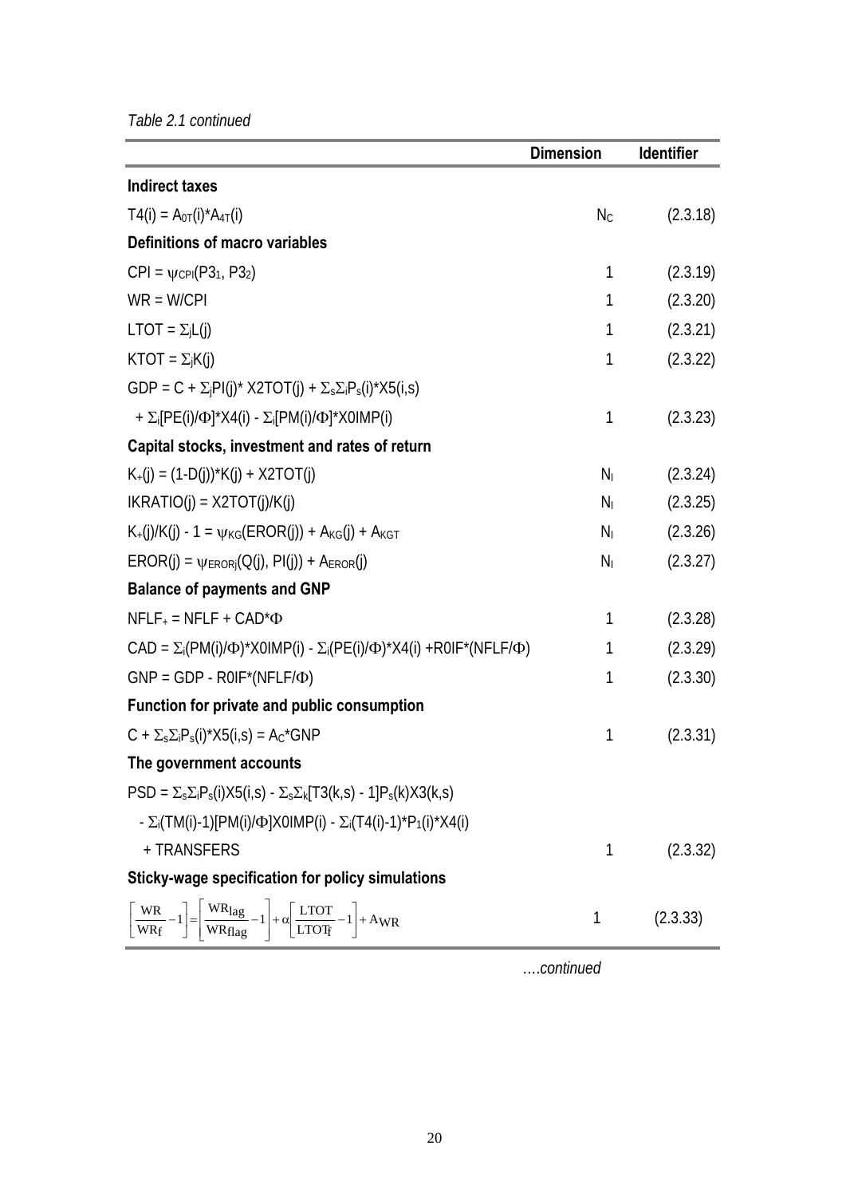*Table 2.1 continued*

| | Dimension | Identifier |
|---|---|---|
| **Indirect taxes** | | |
| $T4(i) = A_{0T}(i)*A_{4T}(i)$ | $N_C$ | (2.3.18) |
| **Definitions of macro variables** | | |
| $CPI = \psi_{CPI}(P3_1, P3_2)$ | 1 | (2.3.19) |
| $WR = W/CPI$ | 1 | (2.3.20) |
| $LTOT = \Sigma_j L(j)$ | 1 | (2.3.21) |
| $KTOT = \Sigma_j K(j)$ | 1 | (2.3.22) |
| $GDP = C + \Sigma_j PI(j)* X2TOT(j) + \Sigma_s \Sigma_i P_s(i)*X5(i,s)$ | | |
| $+ \Sigma_i [PE(i)/\Phi]*X4(i) - \Sigma_i [PM(i)/\Phi]*X0IMP(i)$ | 1 | (2.3.23) |
| **Capital stocks, investment and rates of return** | | |
| $K_+(j) = (1-D(j))*K(j) + X2TOT(j)$ | $N_I$ | (2.3.24) |
| $IKRATIO(j) = X2TOT(j)/K(j)$ | $N_I$ | (2.3.25) |
| $K_+(j)/K(j) - 1 = \psi_{KG}(EROR(j)) + A_{KG}(j) + A_{KGT}$ | $N_I$ | (2.3.26) |
| $EROR(j) = \psi_{ERORj}(Q(j), PI(j)) + A_{EROR}(j)$ | $N_I$ | (2.3.27) |
| **Balance of payments and GNP** | | |
| $NFLF_+ = NFLF + CAD*\Phi$ | 1 | (2.3.28) |
| $CAD = \Sigma_i (PM(i)/\Phi)*X0IMP(i) - \Sigma_i (PE(i)/\Phi)*X4(i) + R0IF*(NFLF/\Phi)$ | 1 | (2.3.29) |
| $GNP = GDP - R0IF*(NFLF/\Phi)$ | 1 | (2.3.30) |
| **Function for private and public consumption** | | |
| $C + \Sigma_s \Sigma_i P_s(i)*X5(i,s) = A_C*GNP$ | 1 | (2.3.31) |
| **The government accounts** | | |
| $PSD = \Sigma_s \Sigma_i P_s(i)X5(i,s) - \Sigma_s \Sigma_k [T3(k,s) - 1]P_s(k)X3(k,s)$ | | |
| $- \Sigma_i (TM(i)-1)[PM(i)/\Phi]X0IMP(i) - \Sigma_i (T4(i)-1)*P_1(i)*X4(i)$ | | |
| $+ TRANSFERS$ | 1 | (2.3.32) |
| **Sticky-wage specification for policy simulations** | | |
| $\left[\frac{WR}{WR_f}-1\right] = \left[\frac{WR_{lag}}{WR_{flag}}-1\right] + \alpha\left[\frac{LTOT}{LTOT_f}-1\right] + A_{WR}$ | 1 | (2.3.33) |

*….continued*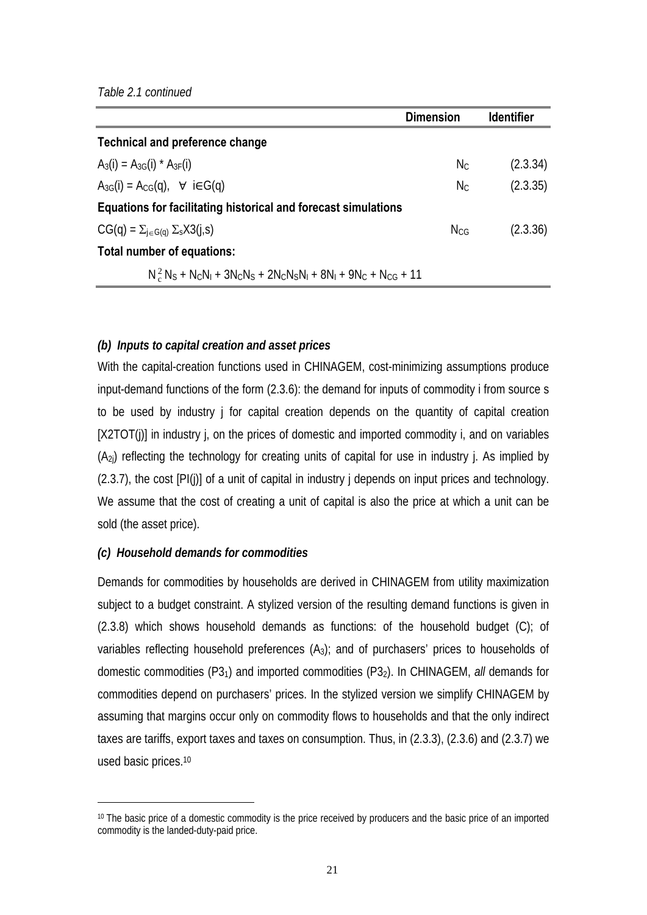*Table 2.1 continued*

| | Dimension | Identifier |
|---|---|---|
| **Technical and preference change** | | |
| $A_3(i) = A_{3G}(i) * A_{3F}(i)$ | $N_C$ | (2.3.34) |
| $A_{3G}(i) = A_{CG}(q), \quad \forall \ i \in G(q)$ | $N_C$ | (2.3.35) |
| **Equations for facilitating historical and forecast simulations** | | |
| $CG(q) = \Sigma_{j \in G(q)} \Sigma_s X3(j,s)$ | $N_{CG}$ | (2.3.36) |
| **Total number of equations:** | | |
| $N_c^2 N_S + N_C N_I + 3N_C N_S + 2N_C N_S N_I + 8N_I + 9N_C + N_{CG} + 11$ | | |

***(b) Inputs to capital creation and asset prices***

With the capital-creation functions used in CHINAGEM, cost-minimizing assumptions produce input-demand functions of the form (2.3.6): the demand for inputs of commodity i from source s to be used by industry j for capital creation depends on the quantity of capital creation [X2TOT(j)] in industry j, on the prices of domestic and imported commodity i, and on variables ($A_{2j}$) reflecting the technology for creating units of capital for use in industry j. As implied by (2.3.7), the cost [PI(j)] of a unit of capital in industry j depends on input prices and technology. We assume that the cost of creating a unit of capital is also the price at which a unit can be sold (the asset price).

***(c) Household demands for commodities***

Demands for commodities by households are derived in CHINAGEM from utility maximization subject to a budget constraint. A stylized version of the resulting demand functions is given in (2.3.8) which shows household demands as functions: of the household budget (C); of variables reflecting household preferences ($A_3$); and of purchasers' prices to households of domestic commodities ($P3_1$) and imported commodities ($P3_2$). In CHINAGEM, *all* demands for commodities depend on purchasers' prices. In the stylized version we simplify CHINAGEM by assuming that margins occur only on commodity flows to households and that the only indirect taxes are tariffs, export taxes and taxes on consumption. Thus, in (2.3.3), (2.3.6) and (2.3.7) we used basic prices.[10]

[10] The basic price of a domestic commodity is the price received by producers and the basic price of an imported commodity is the landed-duty-paid price.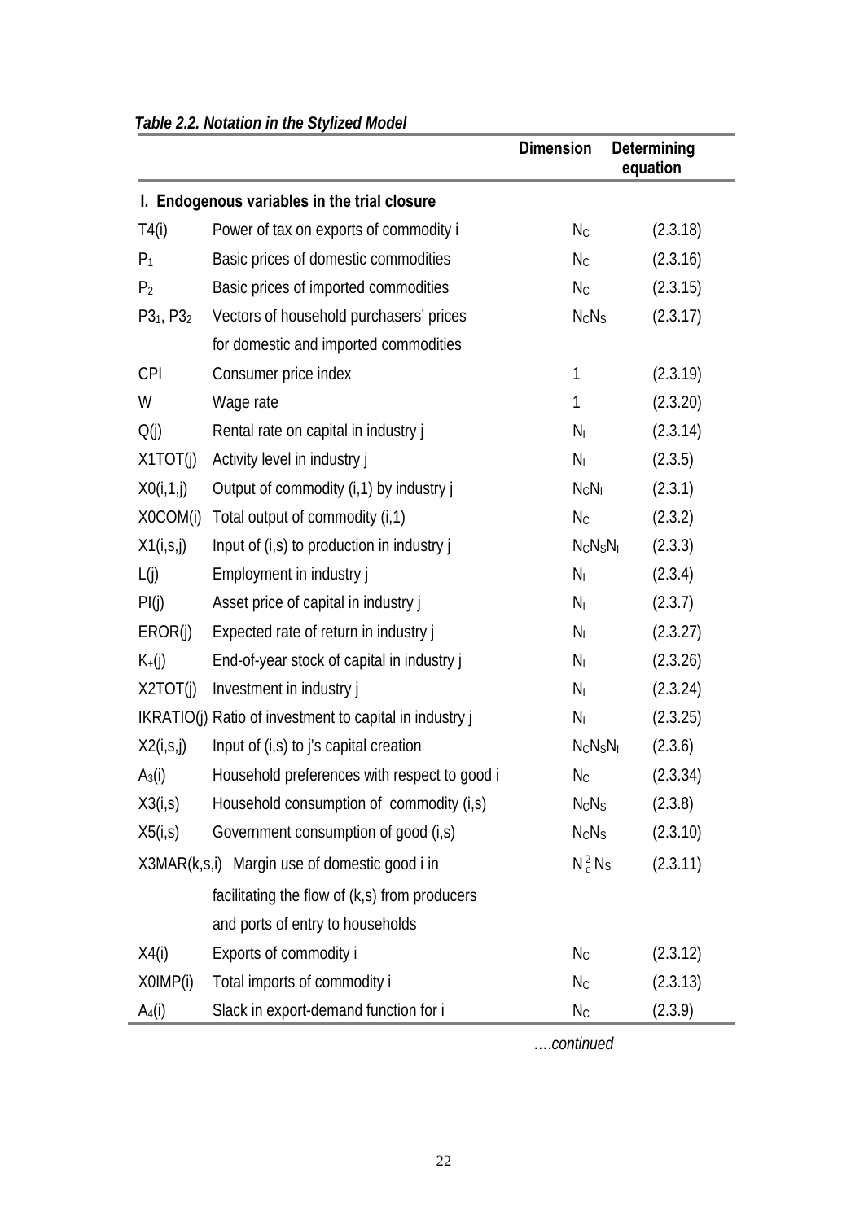*Table 2.2. Notation in the Stylized Model*

| | | Dimension | Determining equation |
|---|---|---|---|
| **I. Endogenous variables in the trial closure** | | | |
| T4(i) | Power of tax on exports of commodity i | $N_C$ | (2.3.18) |
| $P_1$ | Basic prices of domestic commodities | $N_C$ | (2.3.16) |
| $P_2$ | Basic prices of imported commodities | $N_C$ | (2.3.15) |
| $P3_1$, $P3_2$ | Vectors of household purchasers' prices for domestic and imported commodities | $N_C N_S$ | (2.3.17) |
| CPI | Consumer price index | 1 | (2.3.19) |
| W | Wage rate | 1 | (2.3.20) |
| Q(j) | Rental rate on capital in industry j | $N_I$ | (2.3.14) |
| X1TOT(j) | Activity level in industry j | $N_I$ | (2.3.5) |
| X0(i,1,j) | Output of commodity (i,1) by industry j | $N_C N_I$ | (2.3.1) |
| X0COM(i) | Total output of commodity (i,1) | $N_C$ | (2.3.2) |
| X1(i,s,j) | Input of (i,s) to production in industry j | $N_C N_S N_I$ | (2.3.3) |
| L(j) | Employment in industry j | $N_I$ | (2.3.4) |
| PI(j) | Asset price of capital in industry j | $N_I$ | (2.3.7) |
| EROR(j) | Expected rate of return in industry j | $N_I$ | (2.3.27) |
| $K_+$(j) | End-of-year stock of capital in industry j | $N_I$ | (2.3.26) |
| X2TOT(j) | Investment in industry j | $N_I$ | (2.3.24) |
| IKRATIO(j) | Ratio of investment to capital in industry j | $N_I$ | (2.3.25) |
| X2(i,s,j) | Input of (i,s) to j's capital creation | $N_C N_S N_I$ | (2.3.6) |
| $A_3$(i) | Household preferences with respect to good i | $N_C$ | (2.3.34) |
| X3(i,s) | Household consumption of commodity (i,s) | $N_C N_S$ | (2.3.8) |
| X5(i,s) | Government consumption of good (i,s) | $N_C N_S$ | (2.3.10) |
| X3MAR(k,s,i) | Margin use of domestic good i in facilitating the flow of (k,s) from producers and ports of entry to households | $N_c^2 N_S$ | (2.3.11) |
| X4(i) | Exports of commodity i | $N_C$ | (2.3.12) |
| X0IMP(i) | Total imports of commodity i | $N_C$ | (2.3.13) |
| $A_4$(i) | Slack in export-demand function for i | $N_C$ | (2.3.9) |

*….continued*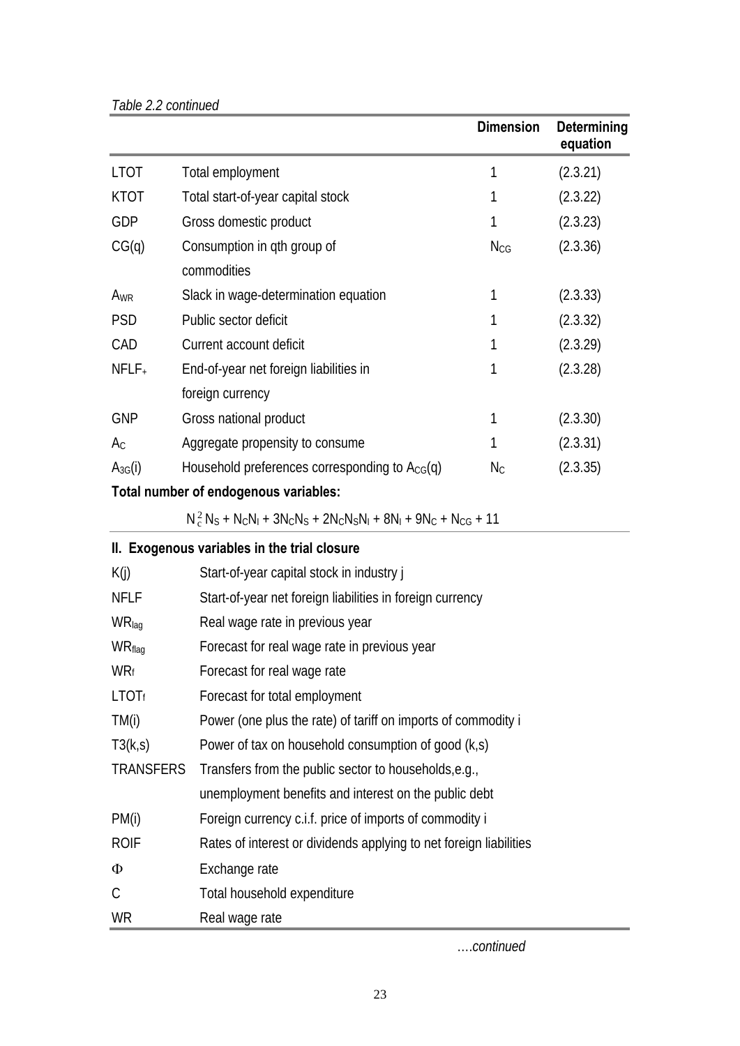*Table 2.2 continued*

| | | Dimension | Determining equation |
|---|---|---|---|
| LTOT | Total employment | 1 | (2.3.21) |
| KTOT | Total start-of-year capital stock | 1 | (2.3.22) |
| GDP | Gross domestic product | 1 | (2.3.23) |
| CG(q) | Consumption in qth group of commodities | $N_{CG}$ | (2.3.36) |
| $A_{WR}$ | Slack in wage-determination equation | 1 | (2.3.33) |
| PSD | Public sector deficit | 1 | (2.3.32) |
| CAD | Current account deficit | 1 | (2.3.29) |
| $NFLF_{+}$ | End-of-year net foreign liabilities in foreign currency | 1 | (2.3.28) |
| GNP | Gross national product | 1 | (2.3.30) |
| $A_C$ | Aggregate propensity to consume | 1 | (2.3.31) |
| $A_{3G}(i)$ | Household preferences corresponding to $A_{CG}(q)$ | $N_C$ | (2.3.35) |

**Total number of endogenous variables:**

$$N_c^2 N_S + N_C N_I + 3N_C N_S + 2N_C N_S N_I + 8N_I + 9N_C + N_{CG} + 11$$

**II. Exogenous variables in the trial closure**

| | |
|---|---|
| K(j) | Start-of-year capital stock in industry j |
| NFLF | Start-of-year net foreign liabilities in foreign currency |
| $WR_{lag}$ | Real wage rate in previous year |
| $WR_{flag}$ | Forecast for real wage rate in previous year |
| $WR_f$ | Forecast for real wage rate |
| $LTOT_f$ | Forecast for total employment |
| TM(i) | Power (one plus the rate) of tariff on imports of commodity i |
| T3(k,s) | Power of tax on household consumption of good (k,s) |
| TRANSFERS | Transfers from the public sector to households,e.g., unemployment benefits and interest on the public debt |
| PM(i) | Foreign currency c.i.f. price of imports of commodity i |
| ROIF | Rates of interest or dividends applying to net foreign liabilities |
| $\Phi$ | Exchange rate |
| C | Total household expenditure |
| WR | Real wage rate |

*….continued*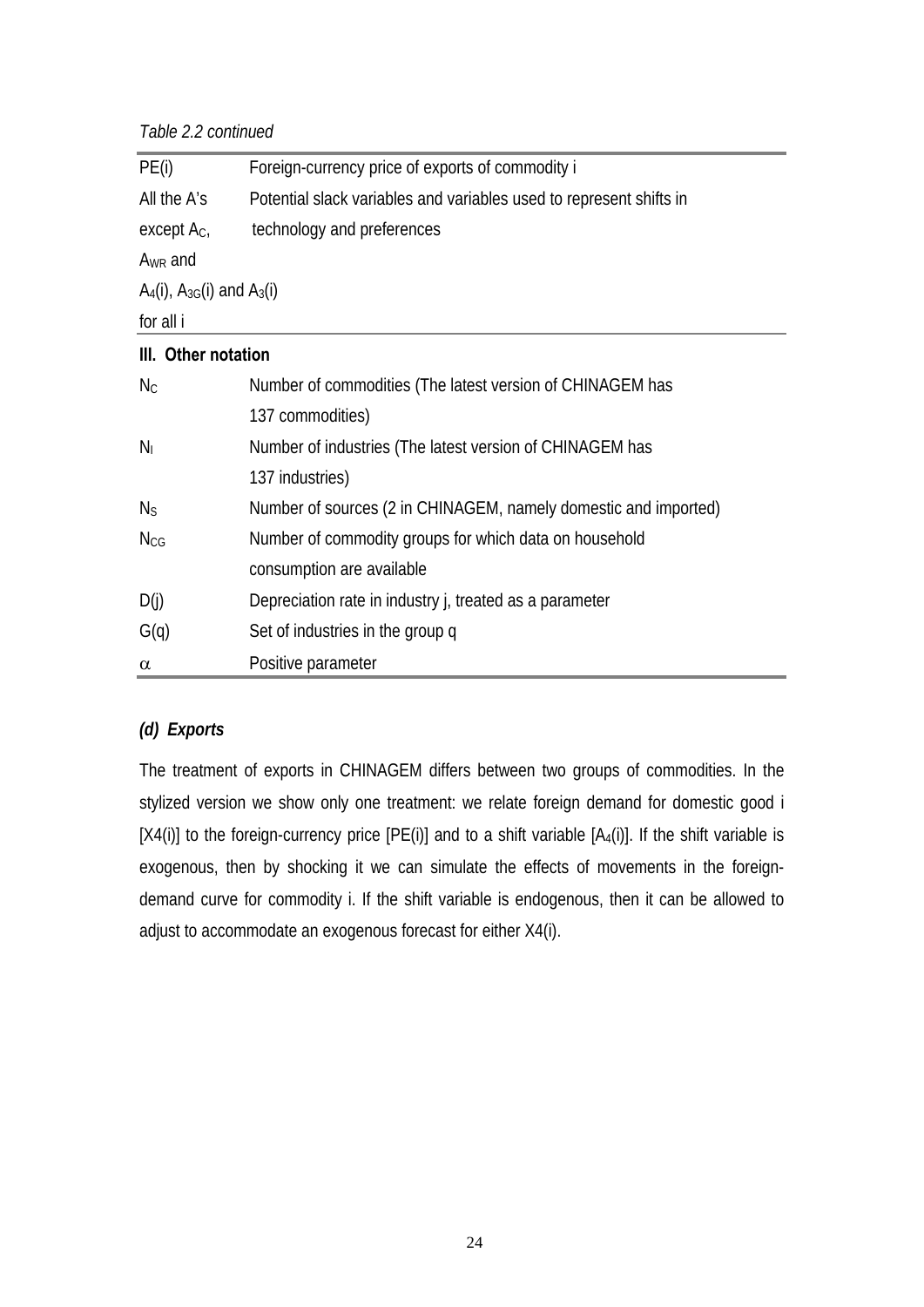*Table 2.2 continued*

| | |
|---|---|
| PE(i) | Foreign-currency price of exports of commodity i |
| All the A's except $A_C$, $A_{WR}$ and $A_4(i)$, $A_{3G}(i)$ and $A_3(i)$ for all i | Potential slack variables and variables used to represent shifts in technology and preferences |
| **III. Other notation** | |
| $N_C$ | Number of commodities (The latest version of CHINAGEM has 137 commodities) |
| $N_I$ | Number of industries (The latest version of CHINAGEM has 137 industries) |
| $N_S$ | Number of sources (2 in CHINAGEM, namely domestic and imported) |
| $N_{CG}$ | Number of commodity groups for which data on household consumption are available |
| D(j) | Depreciation rate in industry j, treated as a parameter |
| G(q) | Set of industries in the group q |
| $\alpha$ | Positive parameter |

### *(d) Exports*

The treatment of exports in CHINAGEM differs between two groups of commodities. In the stylized version we show only one treatment: we relate foreign demand for domestic good i [X4(i)] to the foreign-currency price [PE(i)] and to a shift variable [$A_4(i)$]. If the shift variable is exogenous, then by shocking it we can simulate the effects of movements in the foreign-demand curve for commodity i. If the shift variable is endogenous, then it can be allowed to adjust to accommodate an exogenous forecast for either X4(i).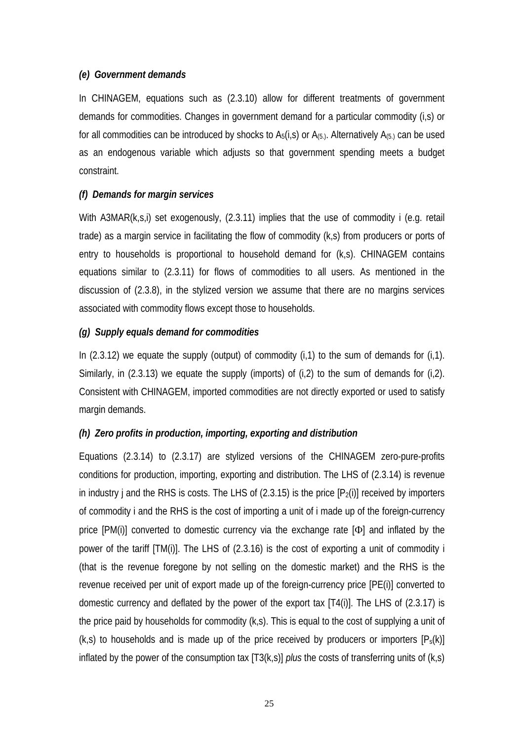#### *(e) Government demands*

In CHINAGEM, equations such as (2.3.10) allow for different treatments of government demands for commodities. Changes in government demand for a particular commodity (i,s) or for all commodities can be introduced by shocks to $A_5(i,s)$ or $A_{(5.)}$. Alternatively $A_{(5.)}$ can be used as an endogenous variable which adjusts so that government spending meets a budget constraint.

#### *(f) Demands for margin services*

With A3MAR(k,s,i) set exogenously, (2.3.11) implies that the use of commodity i (e.g. retail trade) as a margin service in facilitating the flow of commodity (k,s) from producers or ports of entry to households is proportional to household demand for (k,s). CHINAGEM contains equations similar to (2.3.11) for flows of commodities to all users. As mentioned in the discussion of (2.3.8), in the stylized version we assume that there are no margins services associated with commodity flows except those to households.

#### *(g) Supply equals demand for commodities*

In (2.3.12) we equate the supply (output) of commodity (i,1) to the sum of demands for (i,1). Similarly, in (2.3.13) we equate the supply (imports) of (i,2) to the sum of demands for (i,2). Consistent with CHINAGEM, imported commodities are not directly exported or used to satisfy margin demands.

#### *(h) Zero profits in production, importing, exporting and distribution*

Equations (2.3.14) to (2.3.17) are stylized versions of the CHINAGEM zero-pure-profits conditions for production, importing, exporting and distribution. The LHS of (2.3.14) is revenue in industry j and the RHS is costs. The LHS of (2.3.15) is the price [$P_2(i)$] received by importers of commodity i and the RHS is the cost of importing a unit of i made up of the foreign-currency price [PM(i)] converted to domestic currency via the exchange rate [$\Phi$] and inflated by the power of the tariff [TM(i)]. The LHS of (2.3.16) is the cost of exporting a unit of commodity i (that is the revenue foregone by not selling on the domestic market) and the RHS is the revenue received per unit of export made up of the foreign-currency price [PE(i)] converted to domestic currency and deflated by the power of the export tax [T4(i)]. The LHS of (2.3.17) is the price paid by households for commodity (k,s). This is equal to the cost of supplying a unit of (k,s) to households and is made up of the price received by producers or importers [$P_s(k)$] inflated by the power of the consumption tax [T3(k,s)] *plus* the costs of transferring units of (k,s)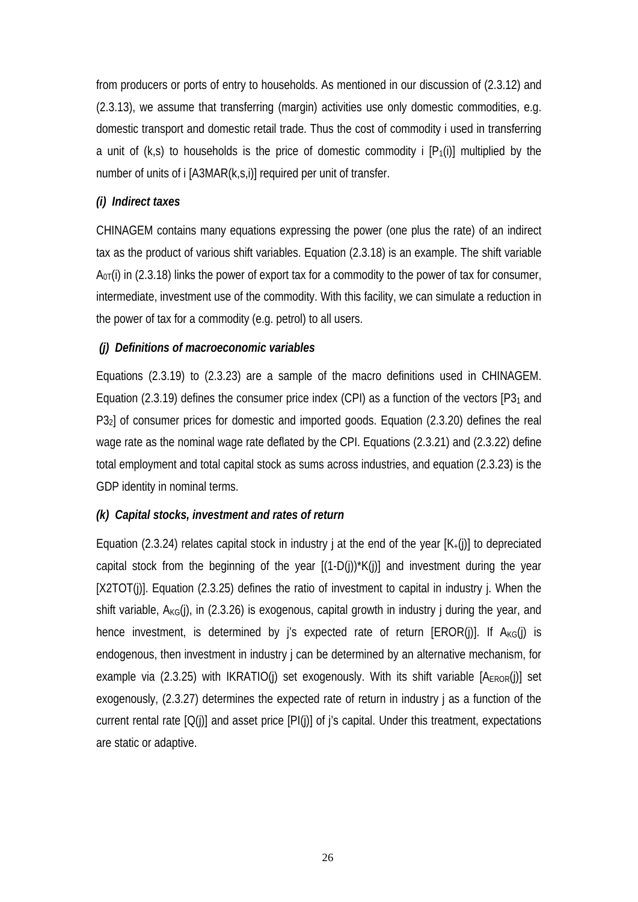from producers or ports of entry to households. As mentioned in our discussion of (2.3.12) and (2.3.13), we assume that transferring (margin) activities use only domestic commodities, e.g. domestic transport and domestic retail trade. Thus the cost of commodity i used in transferring a unit of (k,s) to households is the price of domestic commodity i [$P_1(i)$] multiplied by the number of units of i [A3MAR(k,s,i)] required per unit of transfer.

### *(i) Indirect taxes*

CHINAGEM contains many equations expressing the power (one plus the rate) of an indirect tax as the product of various shift variables. Equation (2.3.18) is an example. The shift variable $A_{0T}(i)$ in (2.3.18) links the power of export tax for a commodity to the power of tax for consumer, intermediate, investment use of the commodity. With this facility, we can simulate a reduction in the power of tax for a commodity (e.g. petrol) to all users.

### *(j) Definitions of macroeconomic variables*

Equations (2.3.19) to (2.3.23) are a sample of the macro definitions used in CHINAGEM. Equation (2.3.19) defines the consumer price index (CPI) as a function of the vectors [$P3_1$ and $P3_2$] of consumer prices for domestic and imported goods. Equation (2.3.20) defines the real wage rate as the nominal wage rate deflated by the CPI. Equations (2.3.21) and (2.3.22) define total employment and total capital stock as sums across industries, and equation (2.3.23) is the GDP identity in nominal terms.

### *(k) Capital stocks, investment and rates of return*

Equation (2.3.24) relates capital stock in industry j at the end of the year [$K_{+}(j)$] to depreciated capital stock from the beginning of the year [(1-D(j))*K(j)] and investment during the year [X2TOT(j)]. Equation (2.3.25) defines the ratio of investment to capital in industry j. When the shift variable, $A_{KG}(j)$, in (2.3.26) is exogenous, capital growth in industry j during the year, and hence investment, is determined by j's expected rate of return [EROR(j)]. If $A_{KG}(j)$ is endogenous, then investment in industry j can be determined by an alternative mechanism, for example via (2.3.25) with IKRATIO(j) set exogenously. With its shift variable [$A_{EROR}(j)$] set exogenously, (2.3.27) determines the expected rate of return in industry j as a function of the current rental rate [Q(j)] and asset price [PI(j)] of j's capital. Under this treatment, expectations are static or adaptive.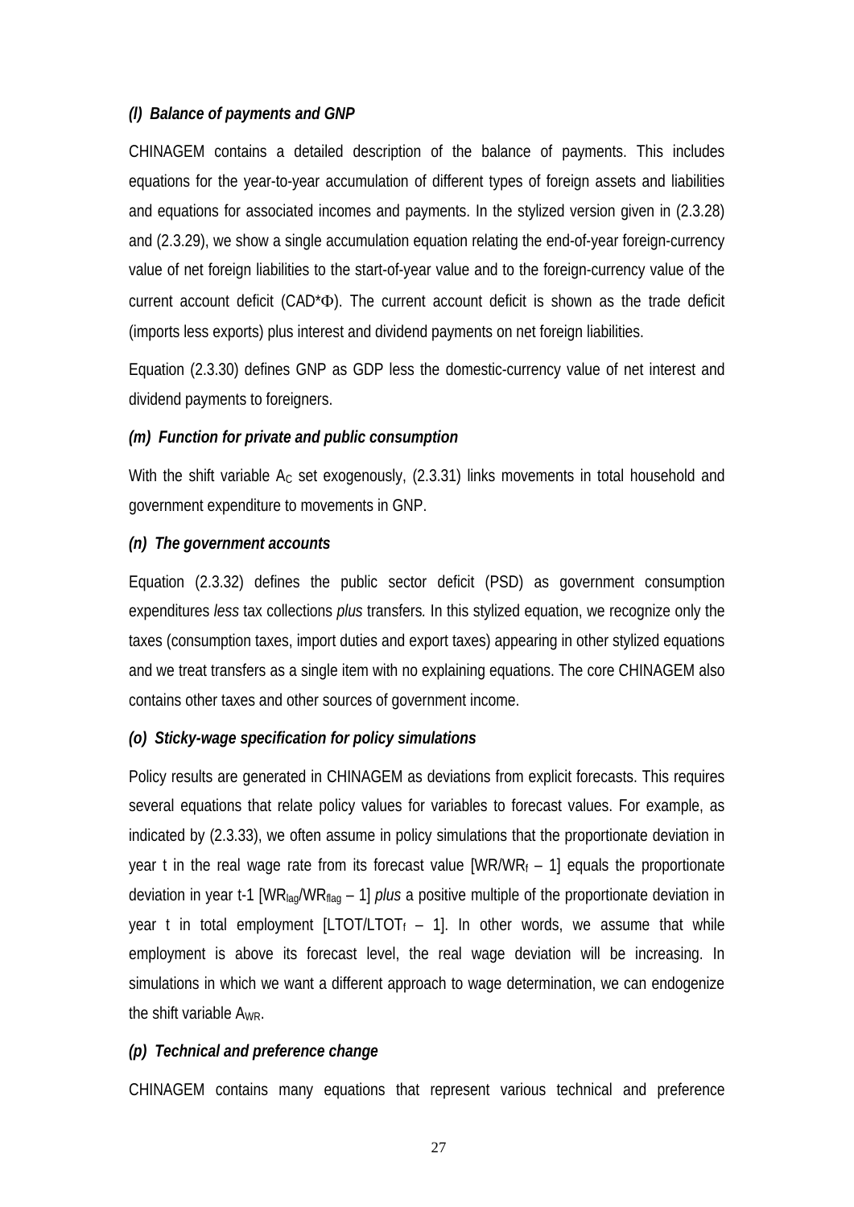### *(l) Balance of payments and GNP*

CHINAGEM contains a detailed description of the balance of payments. This includes equations for the year-to-year accumulation of different types of foreign assets and liabilities and equations for associated incomes and payments. In the stylized version given in (2.3.28) and (2.3.29), we show a single accumulation equation relating the end-of-year foreign-currency value of net foreign liabilities to the start-of-year value and to the foreign-currency value of the current account deficit ($CAD^*\Phi$). The current account deficit is shown as the trade deficit (imports less exports) plus interest and dividend payments on net foreign liabilities.

Equation (2.3.30) defines GNP as GDP less the domestic-currency value of net interest and dividend payments to foreigners.

### *(m) Function for private and public consumption*

With the shift variable $A_C$ set exogenously, (2.3.31) links movements in total household and government expenditure to movements in GNP.

### *(n) The government accounts*

Equation (2.3.32) defines the public sector deficit (PSD) as government consumption expenditures *less* tax collections *plus* transfers*.* In this stylized equation, we recognize only the taxes (consumption taxes, import duties and export taxes) appearing in other stylized equations and we treat transfers as a single item with no explaining equations. The core CHINAGEM also contains other taxes and other sources of government income.

### *(o) Sticky-wage specification for policy simulations*

Policy results are generated in CHINAGEM as deviations from explicit forecasts. This requires several equations that relate policy values for variables to forecast values. For example, as indicated by (2.3.33), we often assume in policy simulations that the proportionate deviation in year t in the real wage rate from its forecast value $[WR/WR_f - 1]$ equals the proportionate deviation in year t-1 $[WR_{lag}/WR_{flag} - 1]$ *plus* a positive multiple of the proportionate deviation in year t in total employment $[LTOT/LTOT_f - 1]$. In other words, we assume that while employment is above its forecast level, the real wage deviation will be increasing. In simulations in which we want a different approach to wage determination, we can endogenize the shift variable $A_{WR}$.

### *(p) Technical and preference change*

CHINAGEM contains many equations that represent various technical and preference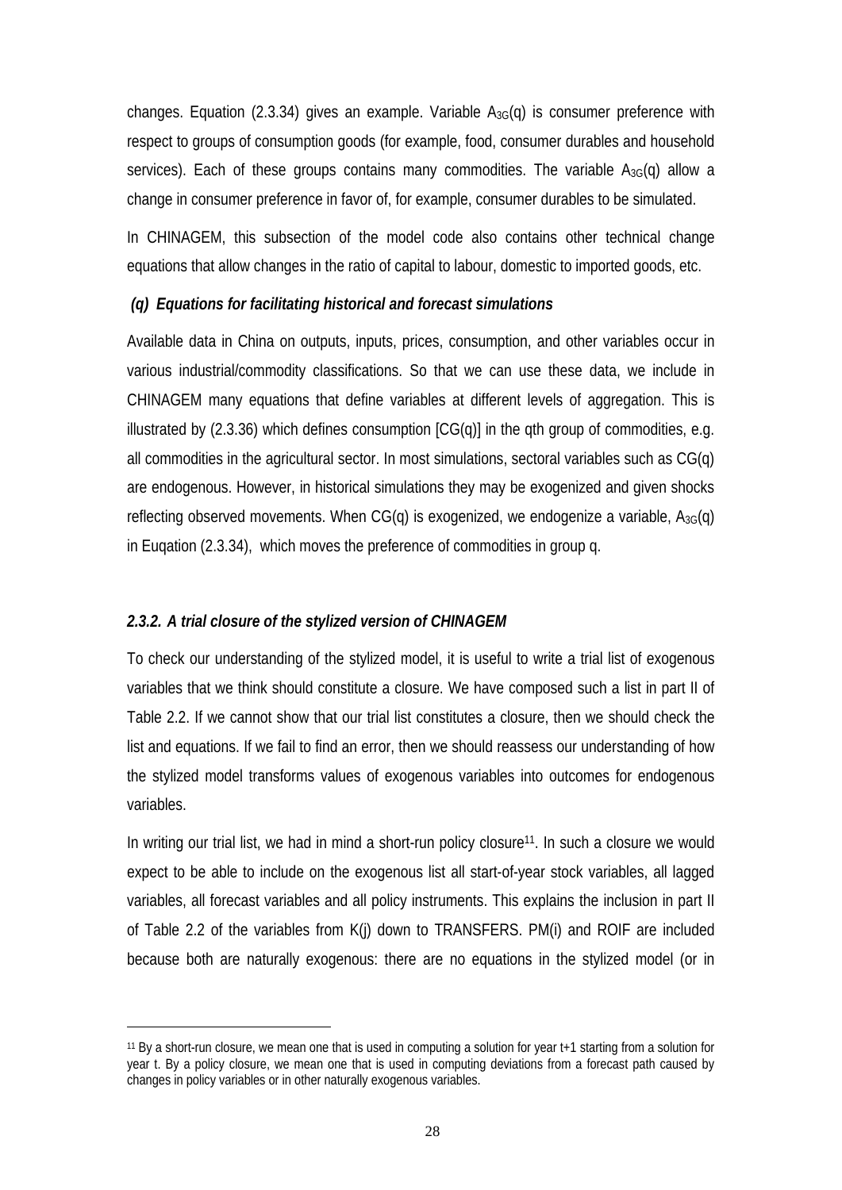changes. Equation (2.3.34) gives an example. Variable $A_{3G}(q)$ is consumer preference with respect to groups of consumption goods (for example, food, consumer durables and household services). Each of these groups contains many commodities. The variable $A_{3G}(q)$ allow a change in consumer preference in favor of, for example, consumer durables to be simulated.

In CHINAGEM, this subsection of the model code also contains other technical change equations that allow changes in the ratio of capital to labour, domestic to imported goods, etc.

#### *(q) Equations for facilitating historical and forecast simulations*

Available data in China on outputs, inputs, prices, consumption, and other variables occur in various industrial/commodity classifications. So that we can use these data, we include in CHINAGEM many equations that define variables at different levels of aggregation. This is illustrated by (2.3.36) which defines consumption [CG(q)] in the qth group of commodities, e.g. all commodities in the agricultural sector. In most simulations, sectoral variables such as CG(q) are endogenous. However, in historical simulations they may be exogenized and given shocks reflecting observed movements. When CG(q) is exogenized, we endogenize a variable, $A_{3G}(q)$ in Euqation (2.3.34), which moves the preference of commodities in group q.

### *2.3.2. A trial closure of the stylized version of CHINAGEM*

To check our understanding of the stylized model, it is useful to write a trial list of exogenous variables that we think should constitute a closure. We have composed such a list in part II of Table 2.2. If we cannot show that our trial list constitutes a closure, then we should check the list and equations. If we fail to find an error, then we should reassess our understanding of how the stylized model transforms values of exogenous variables into outcomes for endogenous variables.

In writing our trial list, we had in mind a short-run policy closure[11]. In such a closure we would expect to be able to include on the exogenous list all start-of-year stock variables, all lagged variables, all forecast variables and all policy instruments. This explains the inclusion in part II of Table 2.2 of the variables from K(j) down to TRANSFERS. PM(i) and ROIF are included because both are naturally exogenous: there are no equations in the stylized model (or in

[11] By a short-run closure, we mean one that is used in computing a solution for year t+1 starting from a solution for year t. By a policy closure, we mean one that is used in computing deviations from a forecast path caused by changes in policy variables or in other naturally exogenous variables.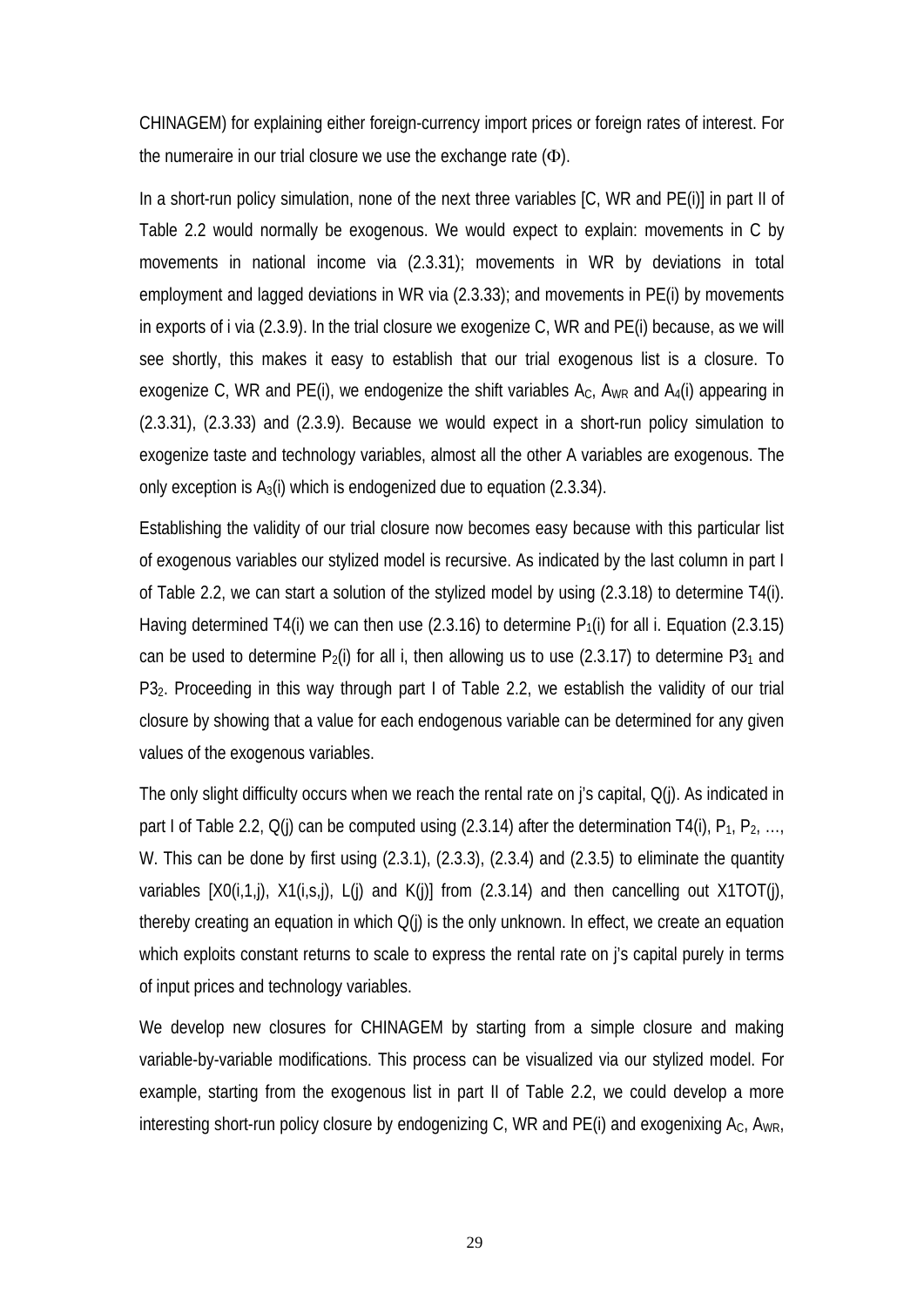CHINAGEM) for explaining either foreign-currency import prices or foreign rates of interest. For the numeraire in our trial closure we use the exchange rate ($\Phi$).

In a short-run policy simulation, none of the next three variables [C, WR and PE(i)] in part II of Table 2.2 would normally be exogenous. We would expect to explain: movements in C by movements in national income via (2.3.31); movements in WR by deviations in total employment and lagged deviations in WR via (2.3.33); and movements in PE(i) by movements in exports of i via (2.3.9). In the trial closure we exogenize C, WR and PE(i) because, as we will see shortly, this makes it easy to establish that our trial exogenous list is a closure. To exogenize C, WR and PE(i), we endogenize the shift variables $A_C$, $A_{WR}$ and $A_4$(i) appearing in (2.3.31), (2.3.33) and (2.3.9). Because we would expect in a short-run policy simulation to exogenize taste and technology variables, almost all the other A variables are exogenous. The only exception is $A_3$(i) which is endogenized due to equation (2.3.34).

Establishing the validity of our trial closure now becomes easy because with this particular list of exogenous variables our stylized model is recursive. As indicated by the last column in part I of Table 2.2, we can start a solution of the stylized model by using (2.3.18) to determine T4(i). Having determined T4(i) we can then use (2.3.16) to determine $P_1$(i) for all i. Equation (2.3.15) can be used to determine $P_2$(i) for all i, then allowing us to use (2.3.17) to determine $P3_1$ and $P3_2$. Proceeding in this way through part I of Table 2.2, we establish the validity of our trial closure by showing that a value for each endogenous variable can be determined for any given values of the exogenous variables.

The only slight difficulty occurs when we reach the rental rate on j's capital, Q(j). As indicated in part I of Table 2.2, Q(j) can be computed using (2.3.14) after the determination T4(i), $P_1$, $P_2$, …, W. This can be done by first using (2.3.1), (2.3.3), (2.3.4) and (2.3.5) to eliminate the quantity variables [X0(i,1,j), X1(i,s,j), L(j) and K(j)] from (2.3.14) and then cancelling out X1TOT(j), thereby creating an equation in which Q(j) is the only unknown. In effect, we create an equation which exploits constant returns to scale to express the rental rate on j's capital purely in terms of input prices and technology variables.

We develop new closures for CHINAGEM by starting from a simple closure and making variable-by-variable modifications. This process can be visualized via our stylized model. For example, starting from the exogenous list in part II of Table 2.2, we could develop a more interesting short-run policy closure by endogenizing C, WR and PE(i) and exogenixing $A_C$, $A_{WR}$,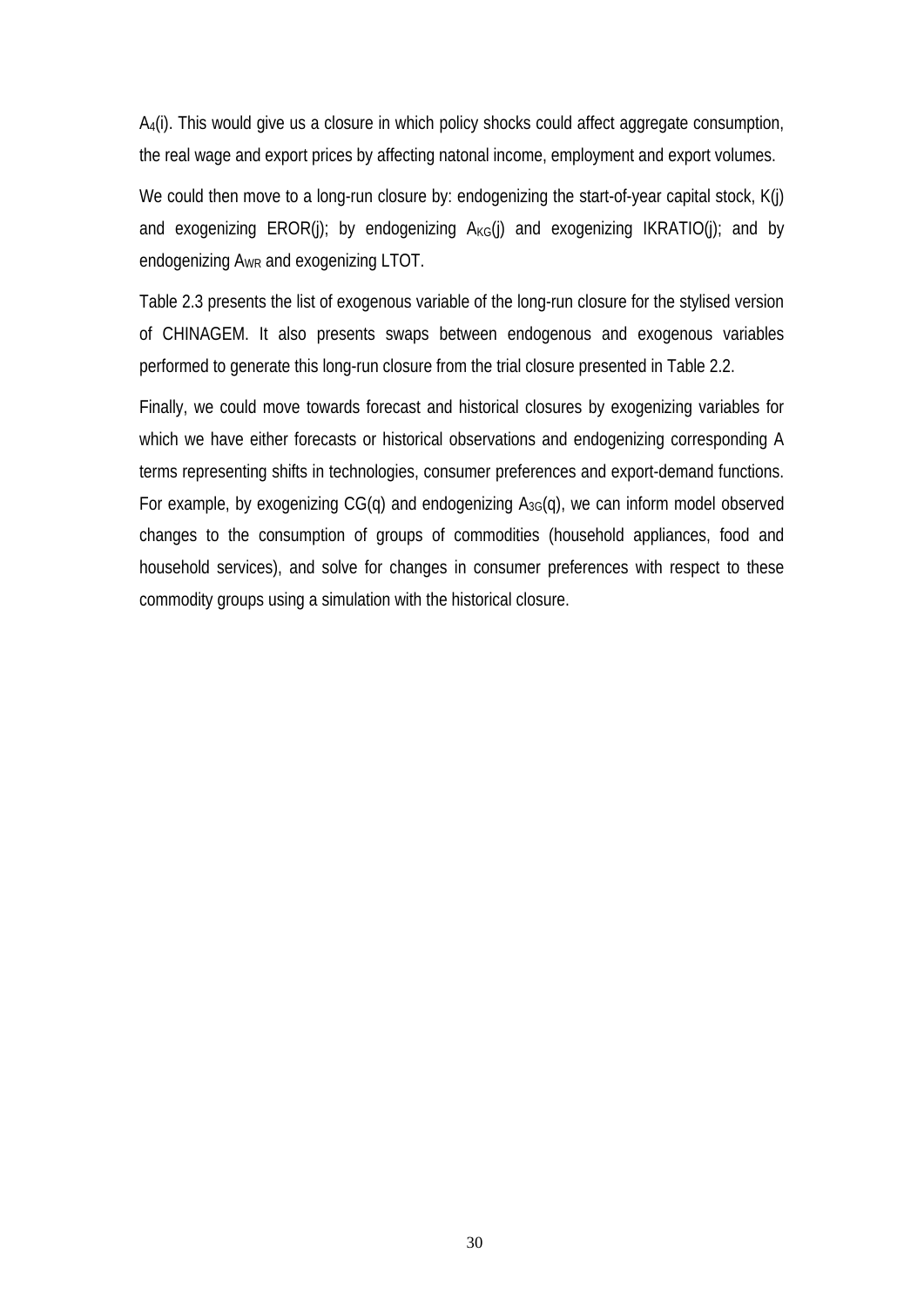$A_4(i)$. This would give us a closure in which policy shocks could affect aggregate consumption, the real wage and export prices by affecting natonal income, employment and export volumes.

We could then move to a long-run closure by: endogenizing the start-of-year capital stock, K(j) and exogenizing EROR(j); by endogenizing $A_{KG}(j)$ and exogenizing IKRATIO(j); and by endogenizing $A_{WR}$ and exogenizing LTOT.

Table 2.3 presents the list of exogenous variable of the long-run closure for the stylised version of CHINAGEM. It also presents swaps between endogenous and exogenous variables performed to generate this long-run closure from the trial closure presented in Table 2.2.

Finally, we could move towards forecast and historical closures by exogenizing variables for which we have either forecasts or historical observations and endogenizing corresponding A terms representing shifts in technologies, consumer preferences and export-demand functions. For example, by exogenizing CG(q) and endogenizing $A_{3G}(q)$, we can inform model observed changes to the consumption of groups of commodities (household appliances, food and household services), and solve for changes in consumer preferences with respect to these commodity groups using a simulation with the historical closure.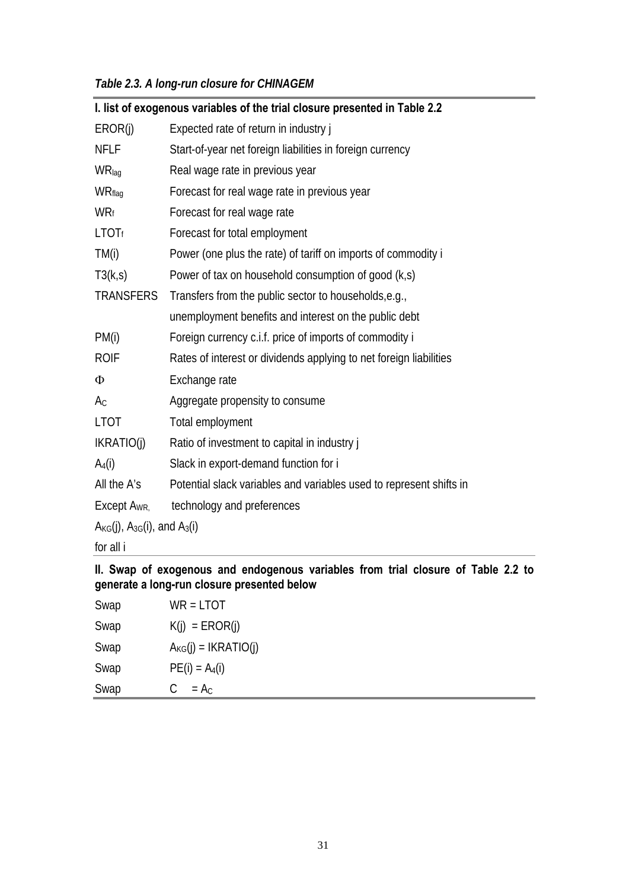*Table 2.3. A long-run closure for CHINAGEM*

| **I. list of exogenous variables of the trial closure presented in Table 2.2** | |
|---|---|
| EROR(j) | Expected rate of return in industry j |
| NFLF | Start-of-year net foreign liabilities in foreign currency |
| $WR_{lag}$ | Real wage rate in previous year |
| $WR_{flag}$ | Forecast for real wage rate in previous year |
| $WR_f$ | Forecast for real wage rate |
| $LTOT_f$ | Forecast for total employment |
| TM(i) | Power (one plus the rate) of tariff on imports of commodity i |
| T3(k,s) | Power of tax on household consumption of good (k,s) |
| TRANSFERS | Transfers from the public sector to households,e.g., unemployment benefits and interest on the public debt |
| PM(i) | Foreign currency c.i.f. price of imports of commodity i |
| ROIF | Rates of interest or dividends applying to net foreign liabilities |
| $\Phi$ | Exchange rate |
| $A_C$ | Aggregate propensity to consume |
| LTOT | Total employment |
| IKRATIO(j) | Ratio of investment to capital in industry j |
| $A_4$(i) | Slack in export-demand function for i |
| All the A's Except $A_{WR,}$ $A_{KG}$(j), $A_{3G}$(i), and $A_3$(i) for all i | Potential slack variables and variables used to represent shifts in technology and preferences |

**II. Swap of exogenous and endogenous variables from trial closure of Table 2.2 to generate a long-run closure presented below**

| | |
|---|---|
| Swap | WR = LTOT |
| Swap | K(j) = EROR(j) |
| Swap | $A_{KG}$(j) = IKRATIO(j) |
| Swap | PE(i) = $A_4$(i) |
| Swap | C = $A_C$ |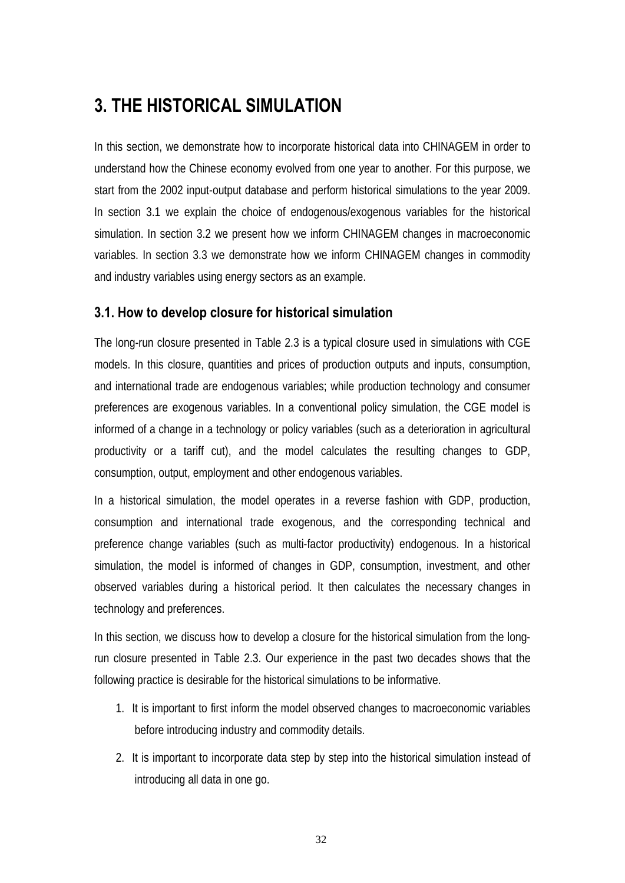# 3. THE HISTORICAL SIMULATION

In this section, we demonstrate how to incorporate historical data into CHINAGEM in order to understand how the Chinese economy evolved from one year to another. For this purpose, we start from the 2002 input-output database and perform historical simulations to the year 2009. In section 3.1 we explain the choice of endogenous/exogenous variables for the historical simulation. In section 3.2 we present how we inform CHINAGEM changes in macroeconomic variables. In section 3.3 we demonstrate how we inform CHINAGEM changes in commodity and industry variables using energy sectors as an example.

## 3.1. How to develop closure for historical simulation

The long-run closure presented in Table 2.3 is a typical closure used in simulations with CGE models. In this closure, quantities and prices of production outputs and inputs, consumption, and international trade are endogenous variables; while production technology and consumer preferences are exogenous variables. In a conventional policy simulation, the CGE model is informed of a change in a technology or policy variables (such as a deterioration in agricultural productivity or a tariff cut), and the model calculates the resulting changes to GDP, consumption, output, employment and other endogenous variables.

In a historical simulation, the model operates in a reverse fashion with GDP, production, consumption and international trade exogenous, and the corresponding technical and preference change variables (such as multi-factor productivity) endogenous. In a historical simulation, the model is informed of changes in GDP, consumption, investment, and other observed variables during a historical period. It then calculates the necessary changes in technology and preferences.

In this section, we discuss how to develop a closure for the historical simulation from the long-run closure presented in Table 2.3. Our experience in the past two decades shows that the following practice is desirable for the historical simulations to be informative.

1. It is important to first inform the model observed changes to macroeconomic variables before introducing industry and commodity details.
2. It is important to incorporate data step by step into the historical simulation instead of introducing all data in one go.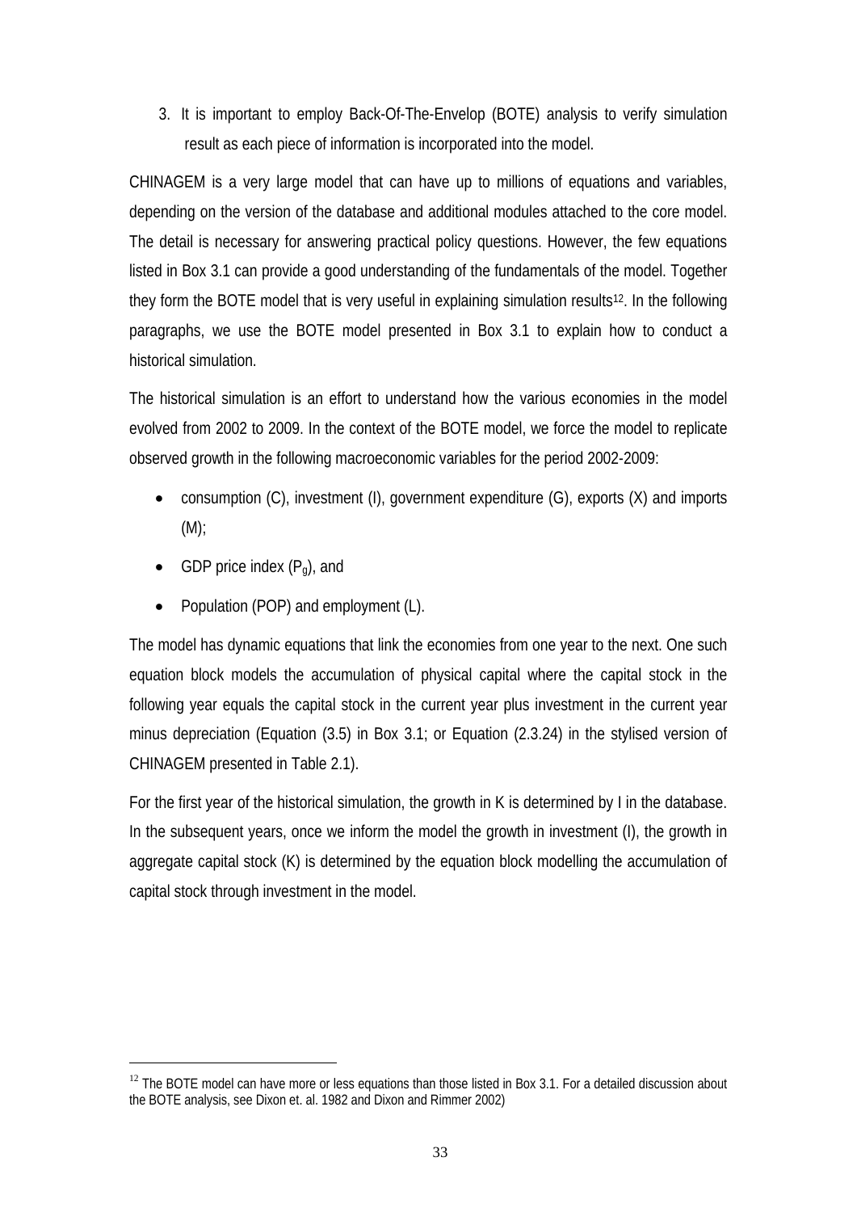3. It is important to employ Back-Of-The-Envelop (BOTE) analysis to verify simulation result as each piece of information is incorporated into the model.

CHINAGEM is a very large model that can have up to millions of equations and variables, depending on the version of the database and additional modules attached to the core model. The detail is necessary for answering practical policy questions. However, the few equations listed in Box 3.1 can provide a good understanding of the fundamentals of the model. Together they form the BOTE model that is very useful in explaining simulation results[12]. In the following paragraphs, we use the BOTE model presented in Box 3.1 to explain how to conduct a historical simulation.

The historical simulation is an effort to understand how the various economies in the model evolved from 2002 to 2009. In the context of the BOTE model, we force the model to replicate observed growth in the following macroeconomic variables for the period 2002-2009:

- consumption (C), investment (I), government expenditure (G), exports (X) and imports (M);
- GDP price index ($P_g$), and
- Population (POP) and employment (L).

The model has dynamic equations that link the economies from one year to the next. One such equation block models the accumulation of physical capital where the capital stock in the following year equals the capital stock in the current year plus investment in the current year minus depreciation (Equation (3.5) in Box 3.1; or Equation (2.3.24) in the stylised version of CHINAGEM presented in Table 2.1).

For the first year of the historical simulation, the growth in K is determined by I in the database. In the subsequent years, once we inform the model the growth in investment (I), the growth in aggregate capital stock (K) is determined by the equation block modelling the accumulation of capital stock through investment in the model.

[12] The BOTE model can have more or less equations than those listed in Box 3.1. For a detailed discussion about the BOTE analysis, see Dixon et. al. 1982 and Dixon and Rimmer 2002)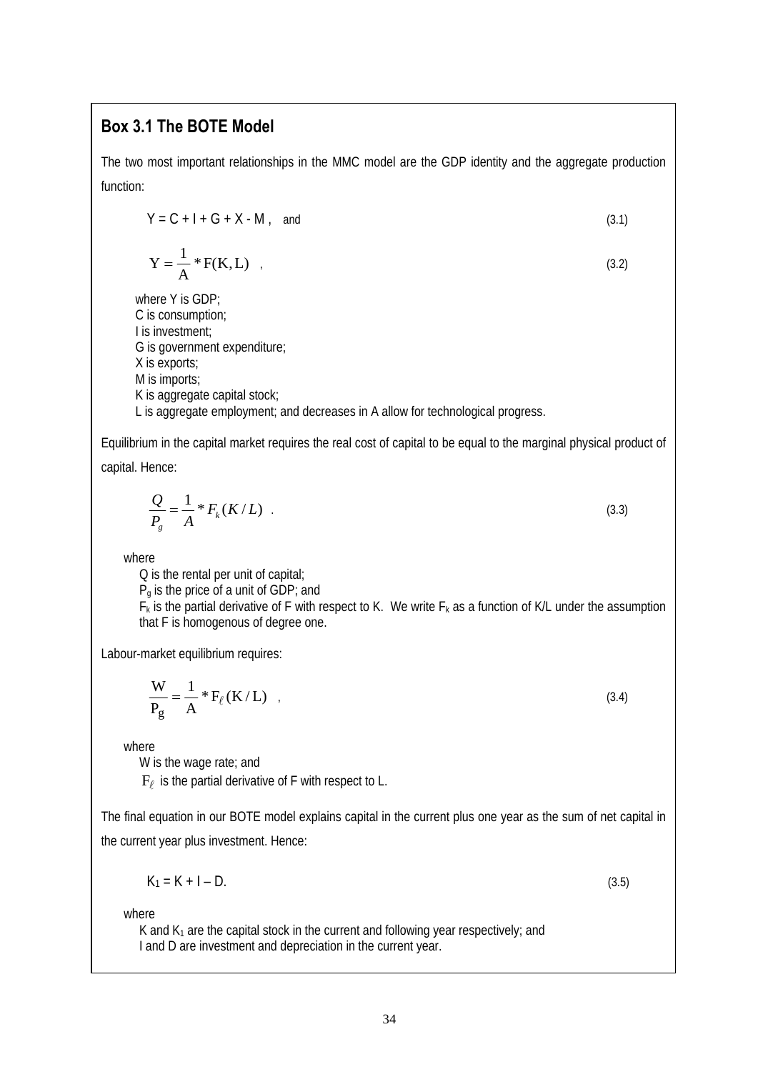## Box 3.1 The BOTE Model

The two most important relationships in the MMC model are the GDP identity and the aggregate production function:

$$Y = C + I + G + X - M \text{ , and} \tag{3.1}$$

$$Y = \frac{1}{A} * F(K, L) \text{ ,} \tag{3.2}$$

where Y is GDP;
C is consumption;
I is investment;
G is government expenditure;
X is exports;
M is imports;
K is aggregate capital stock;
L is aggregate employment; and decreases in A allow for technological progress.

Equilibrium in the capital market requires the real cost of capital to be equal to the marginal physical product of capital. Hence:

$$\frac{Q}{P_g} = \frac{1}{A} * F_k(K/L) \text{ .} \tag{3.3}$$

where
Q is the rental per unit of capital;
$P_g$ is the price of a unit of GDP; and
$F_k$ is the partial derivative of F with respect to K. We write $F_k$ as a function of K/L under the assumption that F is homogenous of degree one.

Labour-market equilibrium requires:

$$\frac{W}{P_g} = \frac{1}{A} * F_\ell(K/L) \text{ ,} \tag{3.4}$$

where
W is the wage rate; and
$F_\ell$ is the partial derivative of F with respect to L.

The final equation in our BOTE model explains capital in the current plus one year as the sum of net capital in the current year plus investment. Hence:

$$K_1 = K + I - D. \tag{3.5}$$

where
K and $K_1$ are the capital stock in the current and following year respectively; and
I and D are investment and depreciation in the current year.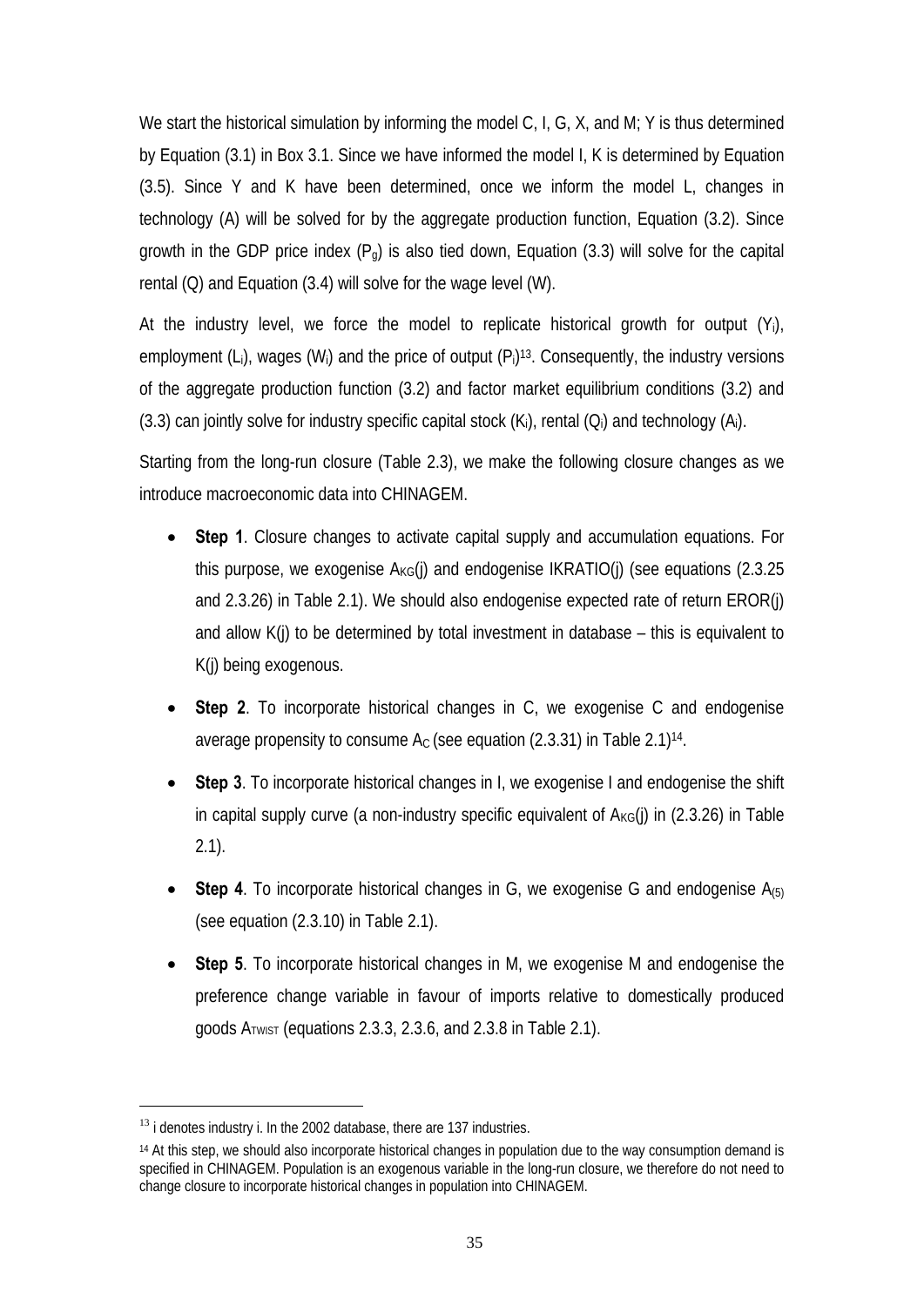We start the historical simulation by informing the model C, I, G, X, and M; Y is thus determined by Equation (3.1) in Box 3.1. Since we have informed the model I, K is determined by Equation (3.5). Since Y and K have been determined, once we inform the model L, changes in technology (A) will be solved for by the aggregate production function, Equation (3.2). Since growth in the GDP price index ($P_g$) is also tied down, Equation (3.3) will solve for the capital rental (Q) and Equation (3.4) will solve for the wage level (W).

At the industry level, we force the model to replicate historical growth for output ($Y_i$), employment ($L_i$), wages ($W_i$) and the price of output ($P_i$)[13]. Consequently, the industry versions of the aggregate production function (3.2) and factor market equilibrium conditions (3.2) and (3.3) can jointly solve for industry specific capital stock ($K_i$), rental ($Q_i$) and technology ($A_i$).

Starting from the long-run closure (Table 2.3), we make the following closure changes as we introduce macroeconomic data into CHINAGEM.

- **Step 1**. Closure changes to activate capital supply and accumulation equations. For this purpose, we exogenise $A_{KG}$(j) and endogenise IKRATIO(j) (see equations (2.3.25 and 2.3.26) in Table 2.1). We should also endogenise expected rate of return EROR(j) and allow K(j) to be determined by total investment in database – this is equivalent to K(j) being exogenous.
- **Step 2**. To incorporate historical changes in C, we exogenise C and endogenise average propensity to consume $A_C$ (see equation (2.3.31) in Table 2.1)[14].
- **Step 3**. To incorporate historical changes in I, we exogenise I and endogenise the shift in capital supply curve (a non-industry specific equivalent of $A_{KG}$(j) in (2.3.26) in Table 2.1).
- **Step 4**. To incorporate historical changes in G, we exogenise G and endogenise $A_{(5)}$ (see equation (2.3.10) in Table 2.1).
- **Step 5**. To incorporate historical changes in M, we exogenise M and endogenise the preference change variable in favour of imports relative to domestically produced goods $A_{TWIST}$ (equations 2.3.3, 2.3.6, and 2.3.8 in Table 2.1).

---

[13] i denotes industry i. In the 2002 database, there are 137 industries.

[14] At this step, we should also incorporate historical changes in population due to the way consumption demand is specified in CHINAGEM. Population is an exogenous variable in the long-run closure, we therefore do not need to change closure to incorporate historical changes in population into CHINAGEM.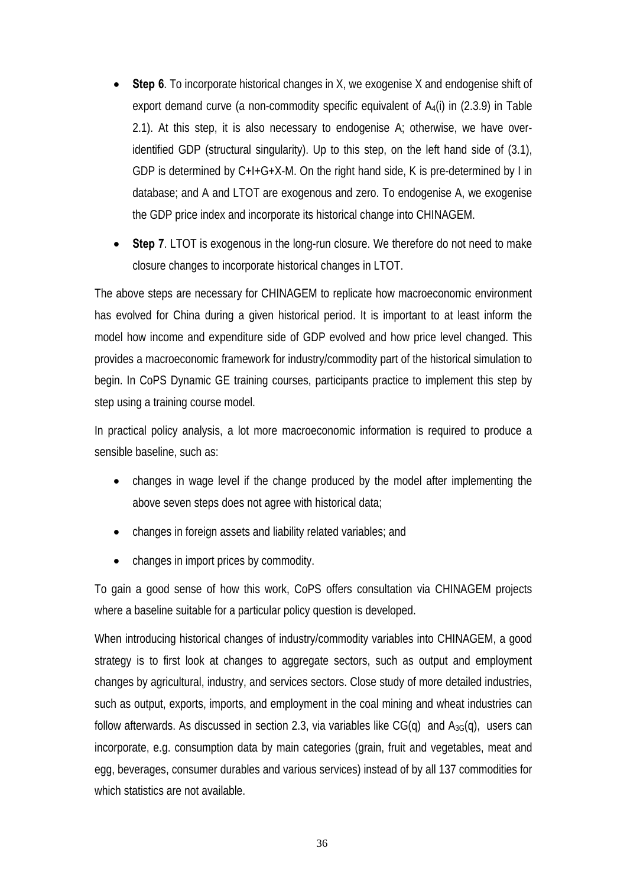- **Step 6**. To incorporate historical changes in X, we exogenise X and endogenise shift of export demand curve (a non-commodity specific equivalent of $A_4(i)$ in (2.3.9) in Table 2.1). At this step, it is also necessary to endogenise A; otherwise, we have over-identified GDP (structural singularity). Up to this step, on the left hand side of (3.1), GDP is determined by C+I+G+X-M. On the right hand side, K is pre-determined by I in database; and A and LTOT are exogenous and zero. To endogenise A, we exogenise the GDP price index and incorporate its historical change into CHINAGEM.

- **Step 7**. LTOT is exogenous in the long-run closure. We therefore do not need to make closure changes to incorporate historical changes in LTOT.

The above steps are necessary for CHINAGEM to replicate how macroeconomic environment has evolved for China during a given historical period. It is important to at least inform the model how income and expenditure side of GDP evolved and how price level changed. This provides a macroeconomic framework for industry/commodity part of the historical simulation to begin. In CoPS Dynamic GE training courses, participants practice to implement this step by step using a training course model.

In practical policy analysis, a lot more macroeconomic information is required to produce a sensible baseline, such as:

- changes in wage level if the change produced by the model after implementing the above seven steps does not agree with historical data;
- changes in foreign assets and liability related variables; and
- changes in import prices by commodity.

To gain a good sense of how this work, CoPS offers consultation via CHINAGEM projects where a baseline suitable for a particular policy question is developed.

When introducing historical changes of industry/commodity variables into CHINAGEM, a good strategy is to first look at changes to aggregate sectors, such as output and employment changes by agricultural, industry, and services sectors. Close study of more detailed industries, such as output, exports, imports, and employment in the coal mining and wheat industries can follow afterwards. As discussed in section 2.3, via variables like CG(q) and $A_{3G}(q)$, users can incorporate, e.g. consumption data by main categories (grain, fruit and vegetables, meat and egg, beverages, consumer durables and various services) instead of by all 137 commodities for which statistics are not available.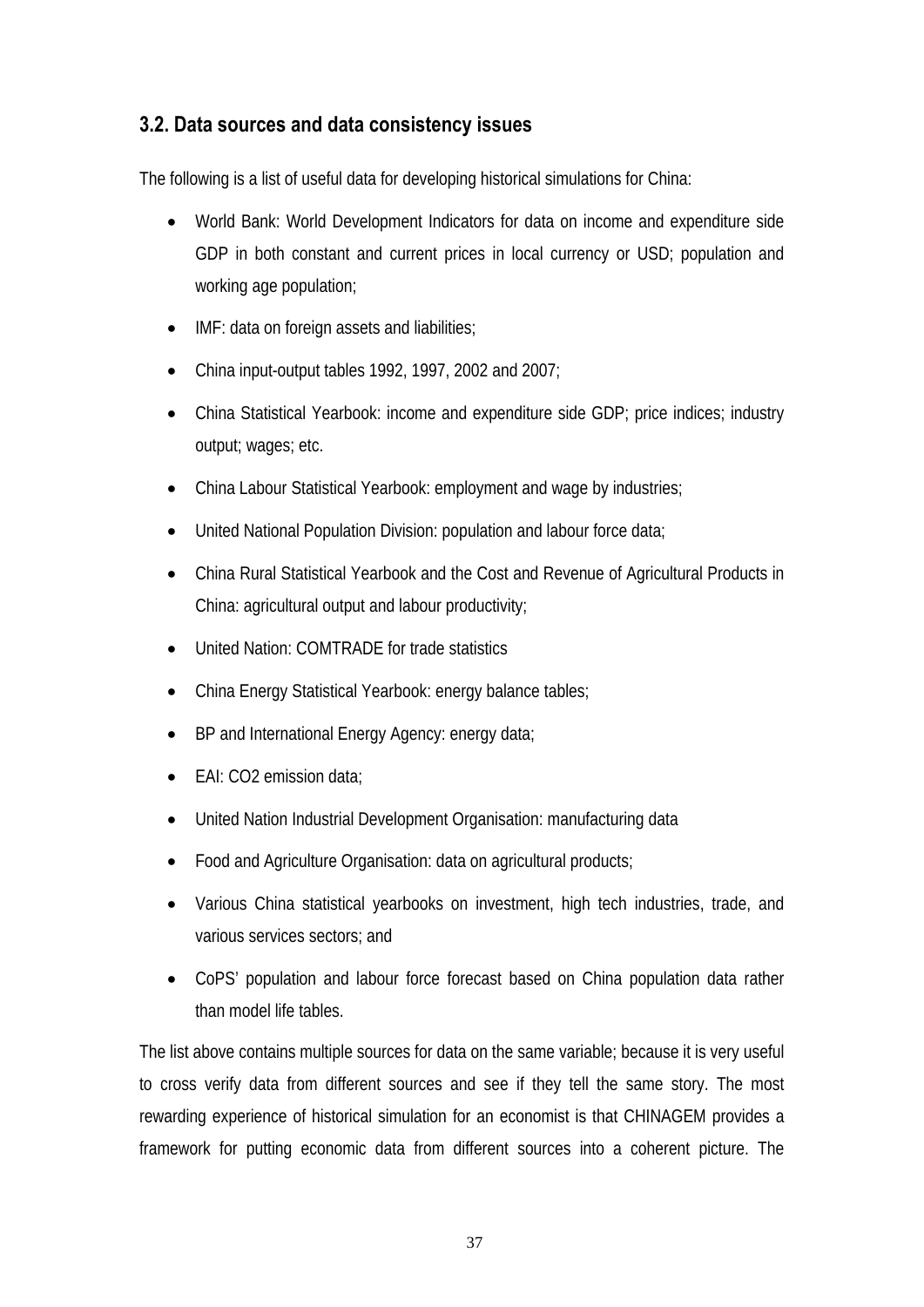## 3.2. Data sources and data consistency issues

The following is a list of useful data for developing historical simulations for China:

- World Bank: World Development Indicators for data on income and expenditure side GDP in both constant and current prices in local currency or USD; population and working age population;
- IMF: data on foreign assets and liabilities;
- China input-output tables 1992, 1997, 2002 and 2007;
- China Statistical Yearbook: income and expenditure side GDP; price indices; industry output; wages; etc.
- China Labour Statistical Yearbook: employment and wage by industries;
- United National Population Division: population and labour force data;
- China Rural Statistical Yearbook and the Cost and Revenue of Agricultural Products in China: agricultural output and labour productivity;
- United Nation: COMTRADE for trade statistics
- China Energy Statistical Yearbook: energy balance tables;
- BP and International Energy Agency: energy data;
- EAI: CO2 emission data;
- United Nation Industrial Development Organisation: manufacturing data
- Food and Agriculture Organisation: data on agricultural products;
- Various China statistical yearbooks on investment, high tech industries, trade, and various services sectors; and
- CoPS' population and labour force forecast based on China population data rather than model life tables.

The list above contains multiple sources for data on the same variable; because it is very useful to cross verify data from different sources and see if they tell the same story. The most rewarding experience of historical simulation for an economist is that CHINAGEM provides a framework for putting economic data from different sources into a coherent picture. The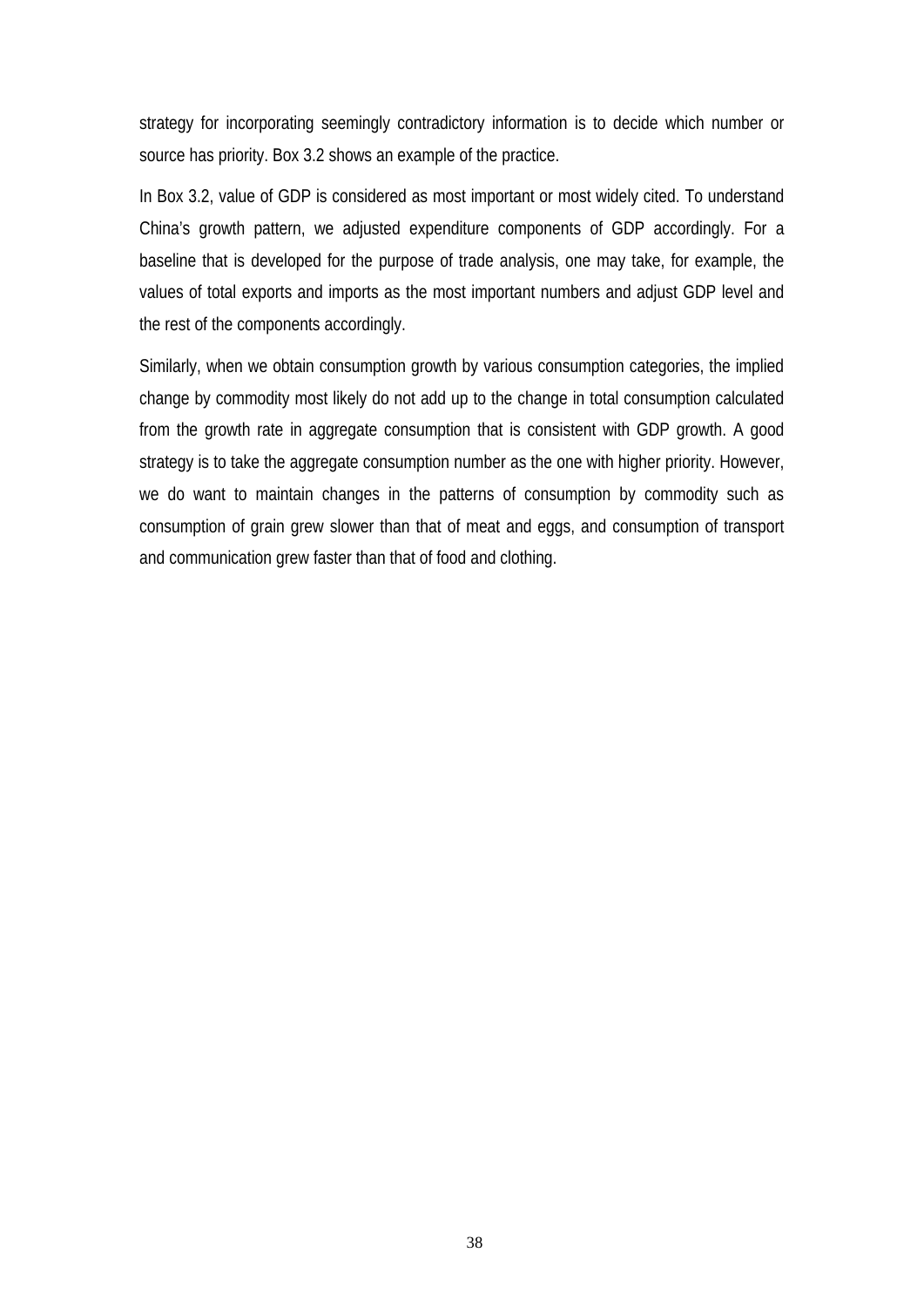strategy for incorporating seemingly contradictory information is to decide which number or source has priority. Box 3.2 shows an example of the practice.

In Box 3.2, value of GDP is considered as most important or most widely cited. To understand China's growth pattern, we adjusted expenditure components of GDP accordingly. For a baseline that is developed for the purpose of trade analysis, one may take, for example, the values of total exports and imports as the most important numbers and adjust GDP level and the rest of the components accordingly.

Similarly, when we obtain consumption growth by various consumption categories, the implied change by commodity most likely do not add up to the change in total consumption calculated from the growth rate in aggregate consumption that is consistent with GDP growth. A good strategy is to take the aggregate consumption number as the one with higher priority. However, we do want to maintain changes in the patterns of consumption by commodity such as consumption of grain grew slower than that of meat and eggs, and consumption of transport and communication grew faster than that of food and clothing.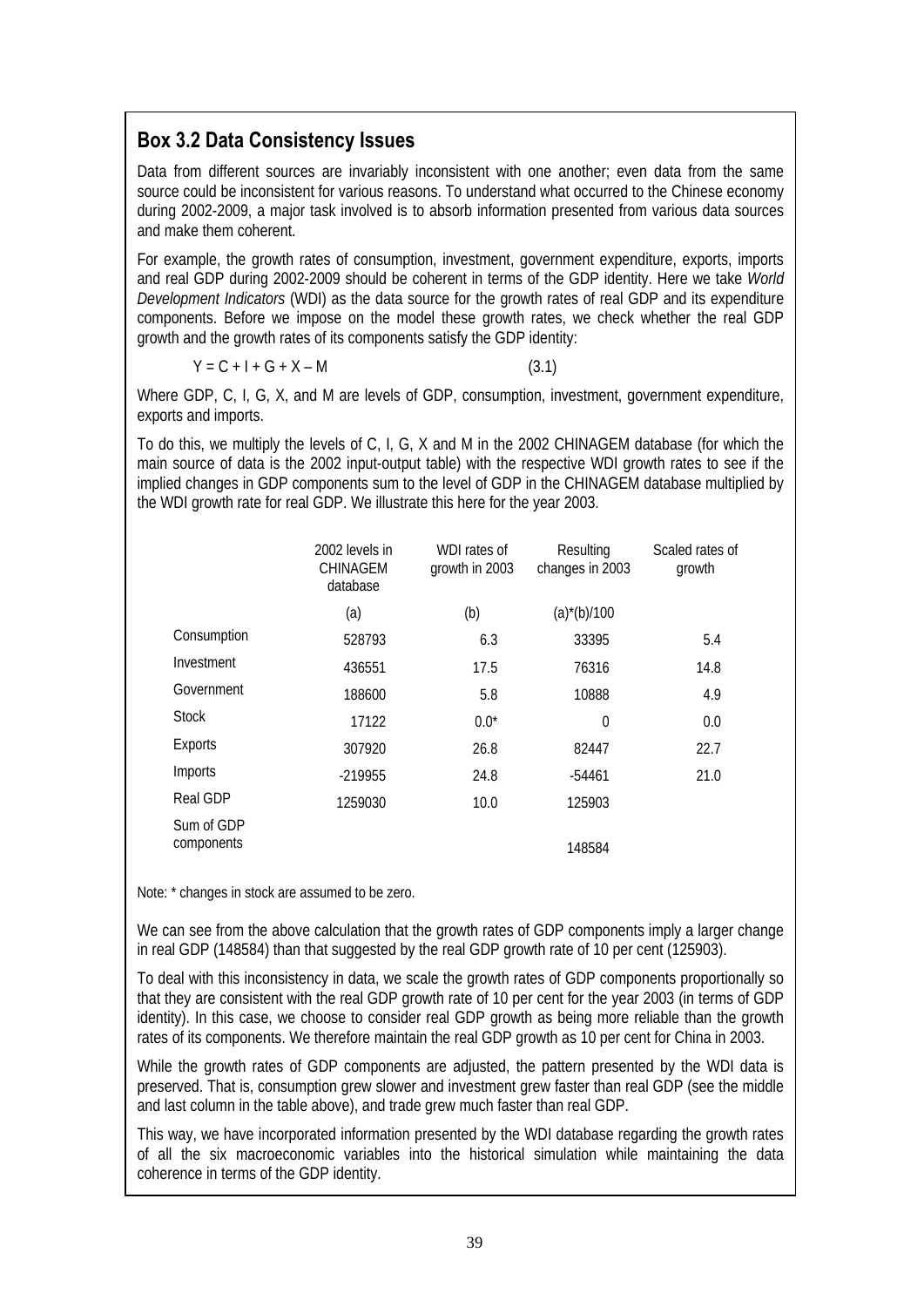## Box 3.2 Data Consistency Issues

Data from different sources are invariably inconsistent with one another; even data from the same source could be inconsistent for various reasons. To understand what occurred to the Chinese economy during 2002-2009, a major task involved is to absorb information presented from various data sources and make them coherent.

For example, the growth rates of consumption, investment, government expenditure, exports, imports and real GDP during 2002-2009 should be coherent in terms of the GDP identity. Here we take *World Development Indicators* (WDI) as the data source for the growth rates of real GDP and its expenditure components. Before we impose on the model these growth rates, we check whether the real GDP growth and the growth rates of its components satisfy the GDP identity:

$$Y = C + I + G + X - M \qquad (3.1)$$

Where GDP, C, I, G, X, and M are levels of GDP, consumption, investment, government expenditure, exports and imports.

To do this, we multiply the levels of C, I, G, X and M in the 2002 CHINAGEM database (for which the main source of data is the 2002 input-output table) with the respective WDI growth rates to see if the implied changes in GDP components sum to the level of GDP in the CHINAGEM database multiplied by the WDI growth rate for real GDP. We illustrate this here for the year 2003.

| | 2002 levels in CHINAGEM database | WDI rates of growth in 2003 | Resulting changes in 2003 | Scaled rates of growth |
|---|---|---|---|---|
| | (a) | (b) | (a)*(b)/100 | |
| Consumption | 528793 | 6.3 | 33395 | 5.4 |
| Investment | 436551 | 17.5 | 76316 | 14.8 |
| Government | 188600 | 5.8 | 10888 | 4.9 |
| Stock | 17122 | 0.0* | 0 | 0.0 |
| Exports | 307920 | 26.8 | 82447 | 22.7 |
| Imports | -219955 | 24.8 | -54461 | 21.0 |
| Real GDP | 1259030 | 10.0 | 125903 | |
| Sum of GDP components | | | 148584 | |

Note: * changes in stock are assumed to be zero.

We can see from the above calculation that the growth rates of GDP components imply a larger change in real GDP (148584) than that suggested by the real GDP growth rate of 10 per cent (125903).

To deal with this inconsistency in data, we scale the growth rates of GDP components proportionally so that they are consistent with the real GDP growth rate of 10 per cent for the year 2003 (in terms of GDP identity). In this case, we choose to consider real GDP growth as being more reliable than the growth rates of its components. We therefore maintain the real GDP growth as 10 per cent for China in 2003.

While the growth rates of GDP components are adjusted, the pattern presented by the WDI data is preserved. That is, consumption grew slower and investment grew faster than real GDP (see the middle and last column in the table above), and trade grew much faster than real GDP.

This way, we have incorporated information presented by the WDI database regarding the growth rates of all the six macroeconomic variables into the historical simulation while maintaining the data coherence in terms of the GDP identity.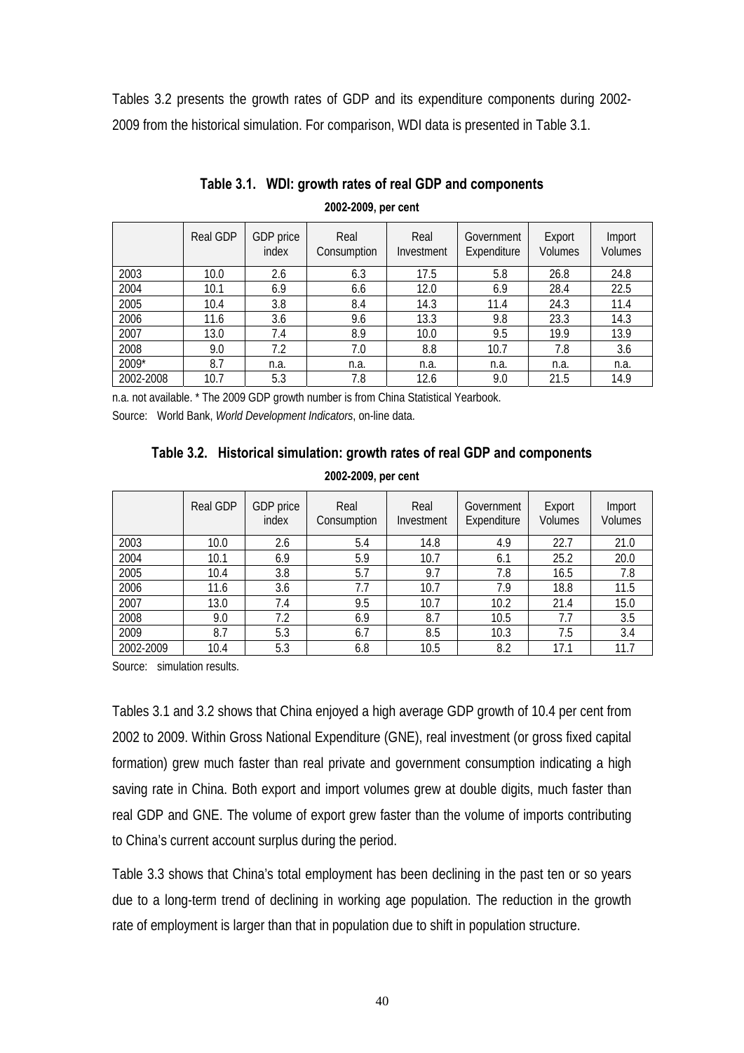Tables 3.2 presents the growth rates of GDP and its expenditure components during 2002-2009 from the historical simulation. For comparison, WDI data is presented in Table 3.1.

**Table 3.1. WDI: growth rates of real GDP and components**

**2002-2009, per cent**

| | Real GDP | GDP price index | Real Consumption | Real Investment | Government Expenditure | Export Volumes | Import Volumes |
|---|---|---|---|---|---|---|---|
| 2003 | 10.0 | 2.6 | 6.3 | 17.5 | 5.8 | 26.8 | 24.8 |
| 2004 | 10.1 | 6.9 | 6.6 | 12.0 | 6.9 | 28.4 | 22.5 |
| 2005 | 10.4 | 3.8 | 8.4 | 14.3 | 11.4 | 24.3 | 11.4 |
| 2006 | 11.6 | 3.6 | 9.6 | 13.3 | 9.8 | 23.3 | 14.3 |
| 2007 | 13.0 | 7.4 | 8.9 | 10.0 | 9.5 | 19.9 | 13.9 |
| 2008 | 9.0 | 7.2 | 7.0 | 8.8 | 10.7 | 7.8 | 3.6 |
| 2009* | 8.7 | n.a. | n.a. | n.a. | n.a. | n.a. | n.a. |
| 2002-2008 | 10.7 | 5.3 | 7.8 | 12.6 | 9.0 | 21.5 | 14.9 |

n.a. not available. * The 2009 GDP growth number is from China Statistical Yearbook.

Source: World Bank, *World Development Indicators*, on-line data.

**Table 3.2. Historical simulation: growth rates of real GDP and components**

**2002-2009, per cent**

| | Real GDP | GDP price index | Real Consumption | Real Investment | Government Expenditure | Export Volumes | Import Volumes |
|---|---|---|---|---|---|---|---|
| 2003 | 10.0 | 2.6 | 5.4 | 14.8 | 4.9 | 22.7 | 21.0 |
| 2004 | 10.1 | 6.9 | 5.9 | 10.7 | 6.1 | 25.2 | 20.0 |
| 2005 | 10.4 | 3.8 | 5.7 | 9.7 | 7.8 | 16.5 | 7.8 |
| 2006 | 11.6 | 3.6 | 7.7 | 10.7 | 7.9 | 18.8 | 11.5 |
| 2007 | 13.0 | 7.4 | 9.5 | 10.7 | 10.2 | 21.4 | 15.0 |
| 2008 | 9.0 | 7.2 | 6.9 | 8.7 | 10.5 | 7.7 | 3.5 |
| 2009 | 8.7 | 5.3 | 6.7 | 8.5 | 10.3 | 7.5 | 3.4 |
| 2002-2009 | 10.4 | 5.3 | 6.8 | 10.5 | 8.2 | 17.1 | 11.7 |

Source: simulation results.

Tables 3.1 and 3.2 shows that China enjoyed a high average GDP growth of 10.4 per cent from 2002 to 2009. Within Gross National Expenditure (GNE), real investment (or gross fixed capital formation) grew much faster than real private and government consumption indicating a high saving rate in China. Both export and import volumes grew at double digits, much faster than real GDP and GNE. The volume of export grew faster than the volume of imports contributing to China's current account surplus during the period.

Table 3.3 shows that China's total employment has been declining in the past ten or so years due to a long-term trend of declining in working age population. The reduction in the growth rate of employment is larger than that in population due to shift in population structure.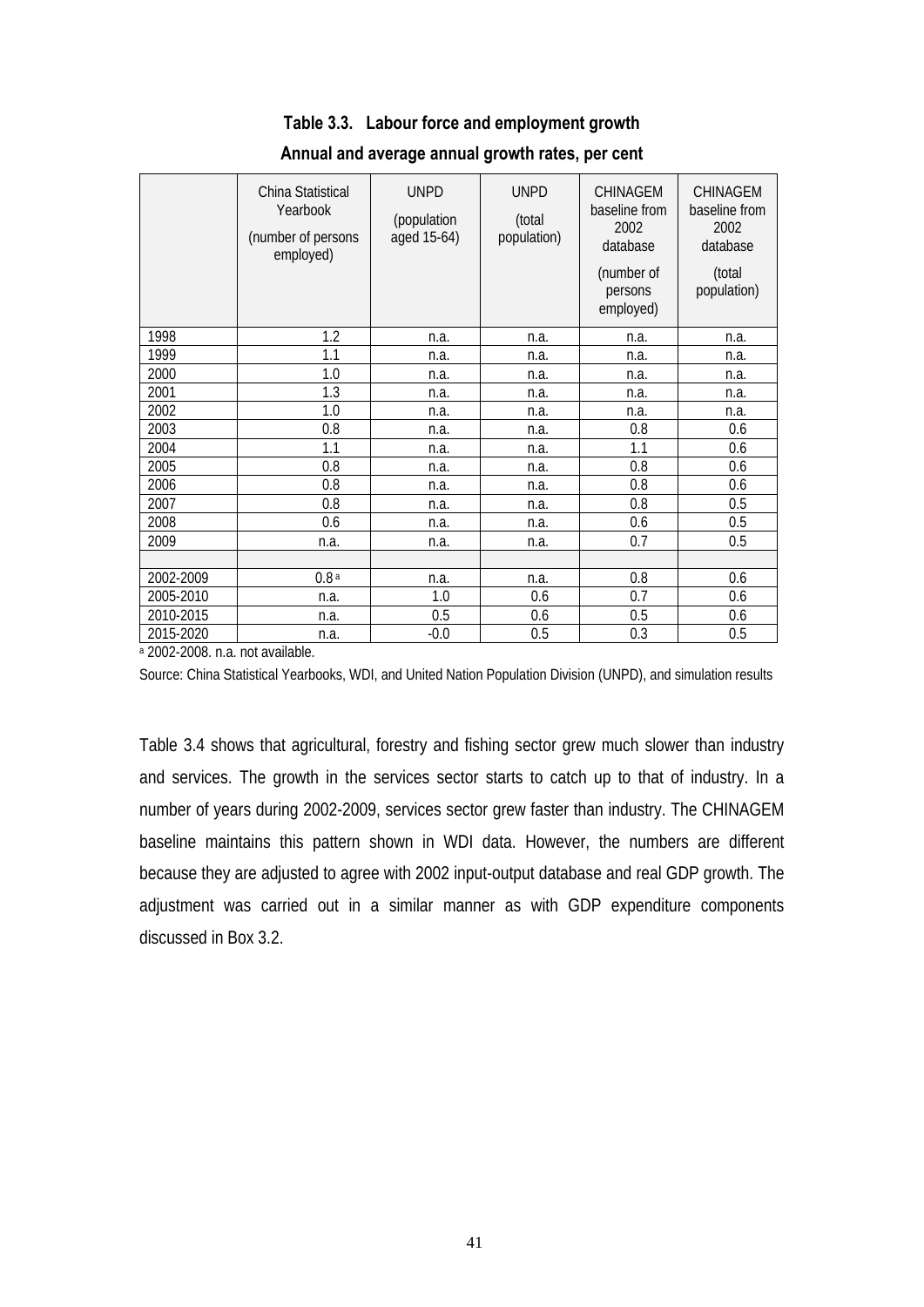**Table 3.3. Labour force and employment growth**

**Annual and average annual growth rates, per cent**

| | China Statistical Yearbook (number of persons employed) | UNPD (population aged 15-64) | UNPD (total population) | CHINAGEM baseline from 2002 database (number of persons employed) | CHINAGEM baseline from 2002 database (total population) |
|---|---|---|---|---|---|
| 1998 | 1.2 | n.a. | n.a. | n.a. | n.a. |
| 1999 | 1.1 | n.a. | n.a. | n.a. | n.a. |
| 2000 | 1.0 | n.a. | n.a. | n.a. | n.a. |
| 2001 | 1.3 | n.a. | n.a. | n.a. | n.a. |
| 2002 | 1.0 | n.a. | n.a. | n.a. | n.a. |
| 2003 | 0.8 | n.a. | n.a. | 0.8 | 0.6 |
| 2004 | 1.1 | n.a. | n.a. | 1.1 | 0.6 |
| 2005 | 0.8 | n.a. | n.a. | 0.8 | 0.6 |
| 2006 | 0.8 | n.a. | n.a. | 0.8 | 0.6 |
| 2007 | 0.8 | n.a. | n.a. | 0.8 | 0.5 |
| 2008 | 0.6 | n.a. | n.a. | 0.6 | 0.5 |
| 2009 | n.a. | n.a. | n.a. | 0.7 | 0.5 |
| | | | | | |
| 2002-2009 | 0.8 [a] | n.a. | n.a. | 0.8 | 0.6 |
| 2005-2010 | n.a. | 1.0 | 0.6 | 0.7 | 0.6 |
| 2010-2015 | n.a. | 0.5 | 0.6 | 0.5 | 0.6 |
| 2015-2020 | n.a. | -0.0 | 0.5 | 0.3 | 0.5 |

[a] 2002-2008. n.a. not available.

Source: China Statistical Yearbooks, WDI, and United Nation Population Division (UNPD), and simulation results

Table 3.4 shows that agricultural, forestry and fishing sector grew much slower than industry and services. The growth in the services sector starts to catch up to that of industry. In a number of years during 2002-2009, services sector grew faster than industry. The CHINAGEM baseline maintains this pattern shown in WDI data. However, the numbers are different because they are adjusted to agree with 2002 input-output database and real GDP growth. The adjustment was carried out in a similar manner as with GDP expenditure components discussed in Box 3.2.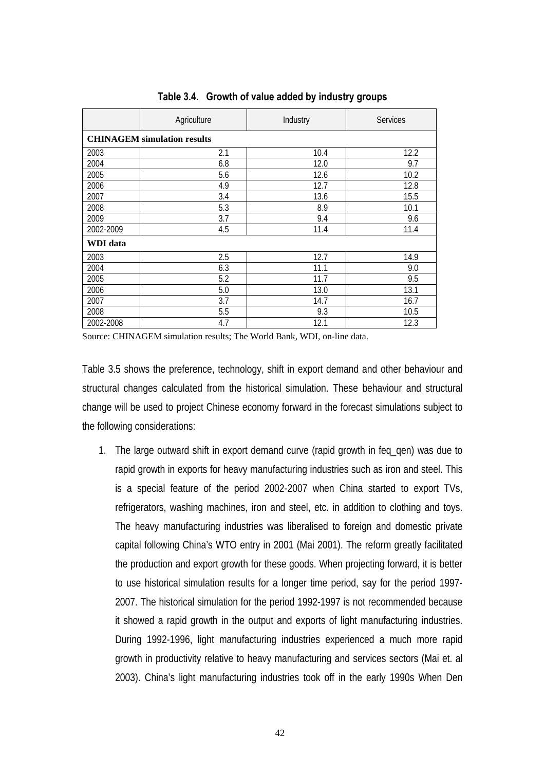**Table 3.4. Growth of value added by industry groups**

| | Agriculture | Industry | Services |
|---|---|---|---|
| **CHINAGEM simulation results** | | | |
| 2003 | 2.1 | 10.4 | 12.2 |
| 2004 | 6.8 | 12.0 | 9.7 |
| 2005 | 5.6 | 12.6 | 10.2 |
| 2006 | 4.9 | 12.7 | 12.8 |
| 2007 | 3.4 | 13.6 | 15.5 |
| 2008 | 5.3 | 8.9 | 10.1 |
| 2009 | 3.7 | 9.4 | 9.6 |
| 2002-2009 | 4.5 | 11.4 | 11.4 |
| **WDI data** | | | |
| 2003 | 2.5 | 12.7 | 14.9 |
| 2004 | 6.3 | 11.1 | 9.0 |
| 2005 | 5.2 | 11.7 | 9.5 |
| 2006 | 5.0 | 13.0 | 13.1 |
| 2007 | 3.7 | 14.7 | 16.7 |
| 2008 | 5.5 | 9.3 | 10.5 |
| 2002-2008 | 4.7 | 12.1 | 12.3 |

Source: CHINAGEM simulation results; The World Bank, WDI, on-line data.

Table 3.5 shows the preference, technology, shift in export demand and other behaviour and structural changes calculated from the historical simulation. These behaviour and structural change will be used to project Chinese economy forward in the forecast simulations subject to the following considerations:

1. The large outward shift in export demand curve (rapid growth in feq_qen) was due to rapid growth in exports for heavy manufacturing industries such as iron and steel. This is a special feature of the period 2002-2007 when China started to export TVs, refrigerators, washing machines, iron and steel, etc. in addition to clothing and toys. The heavy manufacturing industries was liberalised to foreign and domestic private capital following China's WTO entry in 2001 (Mai 2001). The reform greatly facilitated the production and export growth for these goods. When projecting forward, it is better to use historical simulation results for a longer time period, say for the period 1997-2007. The historical simulation for the period 1992-1997 is not recommended because it showed a rapid growth in the output and exports of light manufacturing industries. During 1992-1996, light manufacturing industries experienced a much more rapid growth in productivity relative to heavy manufacturing and services sectors (Mai et. al 2003). China's light manufacturing industries took off in the early 1990s When Den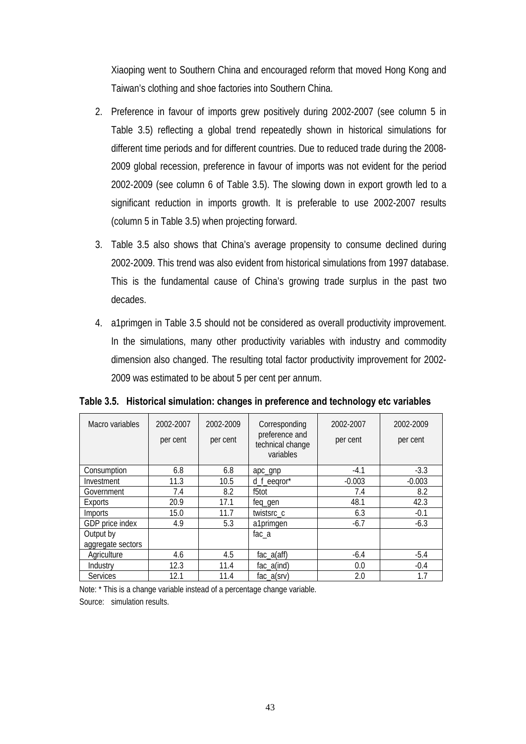Xiaoping went to Southern China and encouraged reform that moved Hong Kong and Taiwan's clothing and shoe factories into Southern China.

2. Preference in favour of imports grew positively during 2002-2007 (see column 5 in Table 3.5) reflecting a global trend repeatedly shown in historical simulations for different time periods and for different countries. Due to reduced trade during the 2008-2009 global recession, preference in favour of imports was not evident for the period 2002-2009 (see column 6 of Table 3.5). The slowing down in export growth led to a significant reduction in imports growth. It is preferable to use 2002-2007 results (column 5 in Table 3.5) when projecting forward.

3. Table 3.5 also shows that China's average propensity to consume declined during 2002-2009. This trend was also evident from historical simulations from 1997 database. This is the fundamental cause of China's growing trade surplus in the past two decades.

4. a1primgen in Table 3.5 should not be considered as overall productivity improvement. In the simulations, many other productivity variables with industry and commodity dimension also changed. The resulting total factor productivity improvement for 2002-2009 was estimated to be about 5 per cent per annum.

**Table 3.5. Historical simulation: changes in preference and technology etc variables**

| Macro variables | 2002-2007 per cent | 2002-2009 per cent | Corresponding preference and technical change variables | 2002-2007 per cent | 2002-2009 per cent |
|---|---|---|---|---|---|
| Consumption | 6.8 | 6.8 | apc_gnp | -4.1 | -3.3 |
| Investment | 11.3 | 10.5 | d_f_eeqror* | -0.003 | -0.003 |
| Government | 7.4 | 8.2 | f5tot | 7.4 | 8.2 |
| Exports | 20.9 | 17.1 | feq_gen | 48.1 | 42.3 |
| Imports | 15.0 | 11.7 | twistsrc_c | 6.3 | -0.1 |
| GDP price index | 4.9 | 5.3 | a1primgen | -6.7 | -6.3 |
| Output by aggregate sectors | | | fac_a | | |
| Agriculture | 4.6 | 4.5 | fac_a(aff) | -6.4 | -5.4 |
| Industry | 12.3 | 11.4 | fac_a(ind) | 0.0 | -0.4 |
| Services | 12.1 | 11.4 | fac_a(srv) | 2.0 | 1.7 |

Note: * This is a change variable instead of a percentage change variable.

Source: simulation results.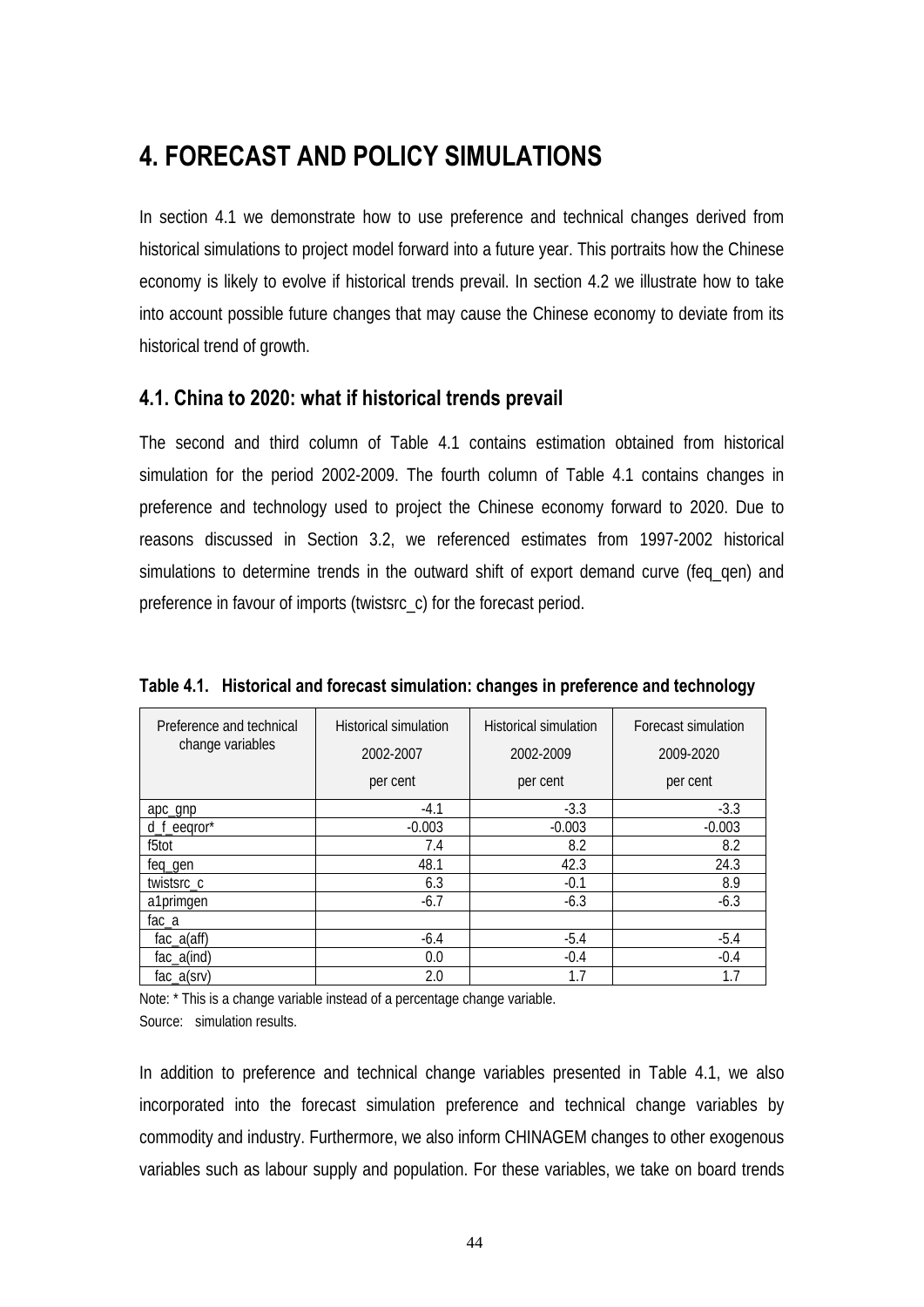# 4. FORECAST AND POLICY SIMULATIONS

In section 4.1 we demonstrate how to use preference and technical changes derived from historical simulations to project model forward into a future year. This portraits how the Chinese economy is likely to evolve if historical trends prevail. In section 4.2 we illustrate how to take into account possible future changes that may cause the Chinese economy to deviate from its historical trend of growth.

## 4.1. China to 2020: what if historical trends prevail

The second and third column of Table 4.1 contains estimation obtained from historical simulation for the period 2002-2009. The fourth column of Table 4.1 contains changes in preference and technology used to project the Chinese economy forward to 2020. Due to reasons discussed in Section 3.2, we referenced estimates from 1997-2002 historical simulations to determine trends in the outward shift of export demand curve (feq_qen) and preference in favour of imports (twistsrc_c) for the forecast period.

**Table 4.1. Historical and forecast simulation: changes in preference and technology**

| Preference and technical change variables | Historical simulation 2002-2007 per cent | Historical simulation 2002-2009 per cent | Forecast simulation 2009-2020 per cent |
|---|---|---|---|
| apc_gnp | -4.1 | -3.3 | -3.3 |
| d_f_eeqror* | -0.003 | -0.003 | -0.003 |
| f5tot | 7.4 | 8.2 | 8.2 |
| feq_gen | 48.1 | 42.3 | 24.3 |
| twistsrc_c | 6.3 | -0.1 | 8.9 |
| a1primgen | -6.7 | -6.3 | -6.3 |
| fac_a | | | |
| fac_a(aff) | -6.4 | -5.4 | -5.4 |
| fac_a(ind) | 0.0 | -0.4 | -0.4 |
| fac_a(srv) | 2.0 | 1.7 | 1.7 |

Note: * This is a change variable instead of a percentage change variable.

Source: simulation results.

In addition to preference and technical change variables presented in Table 4.1, we also incorporated into the forecast simulation preference and technical change variables by commodity and industry. Furthermore, we also inform CHINAGEM changes to other exogenous variables such as labour supply and population. For these variables, we take on board trends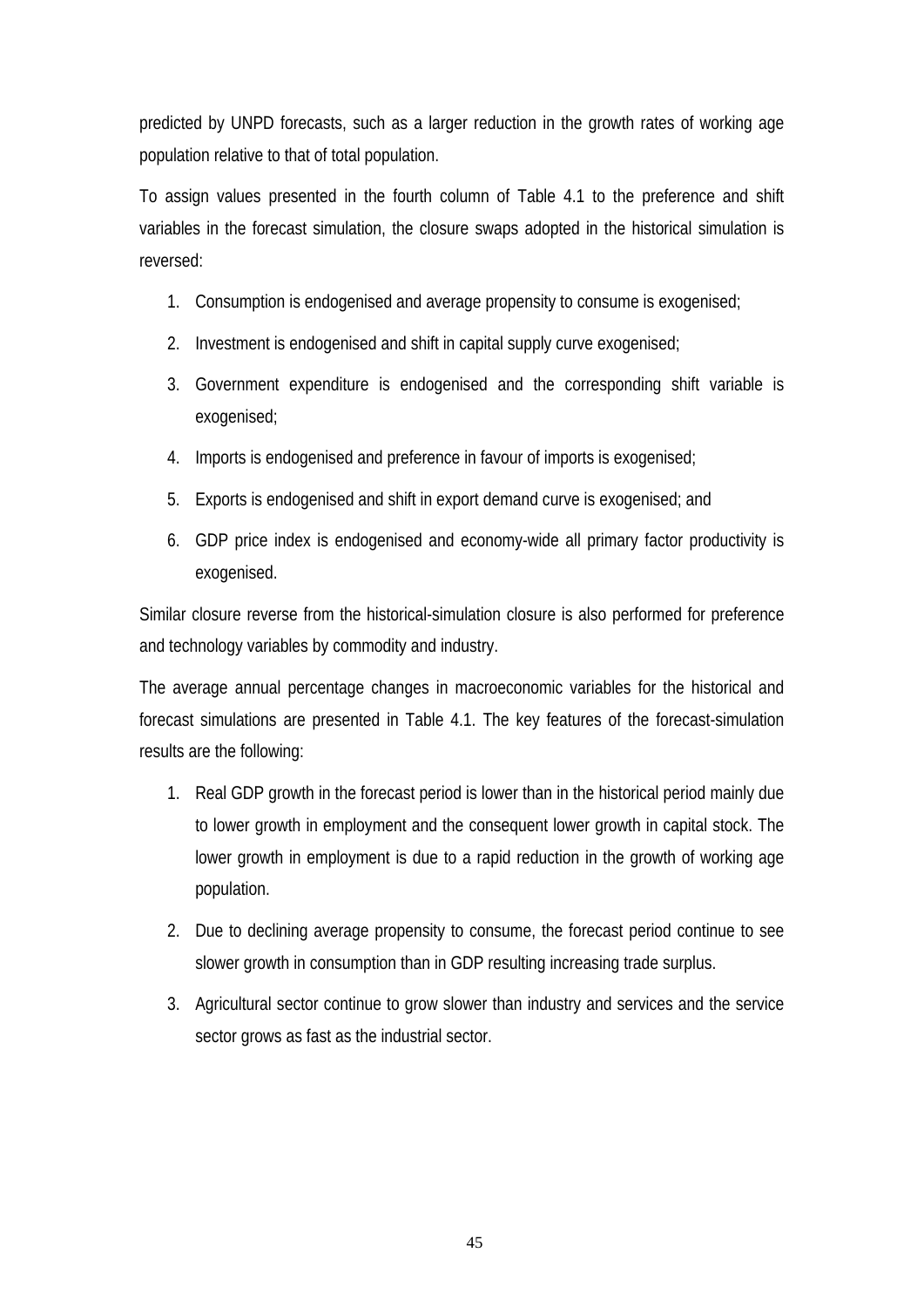predicted by UNPD forecasts, such as a larger reduction in the growth rates of working age population relative to that of total population.

To assign values presented in the fourth column of Table 4.1 to the preference and shift variables in the forecast simulation, the closure swaps adopted in the historical simulation is reversed:

1. Consumption is endogenised and average propensity to consume is exogenised;
2. Investment is endogenised and shift in capital supply curve exogenised;
3. Government expenditure is endogenised and the corresponding shift variable is exogenised;
4. Imports is endogenised and preference in favour of imports is exogenised;
5. Exports is endogenised and shift in export demand curve is exogenised; and
6. GDP price index is endogenised and economy-wide all primary factor productivity is exogenised.

Similar closure reverse from the historical-simulation closure is also performed for preference and technology variables by commodity and industry.

The average annual percentage changes in macroeconomic variables for the historical and forecast simulations are presented in Table 4.1. The key features of the forecast-simulation results are the following:

1. Real GDP growth in the forecast period is lower than in the historical period mainly due to lower growth in employment and the consequent lower growth in capital stock. The lower growth in employment is due to a rapid reduction in the growth of working age population.
2. Due to declining average propensity to consume, the forecast period continue to see slower growth in consumption than in GDP resulting increasing trade surplus.
3. Agricultural sector continue to grow slower than industry and services and the service sector grows as fast as the industrial sector.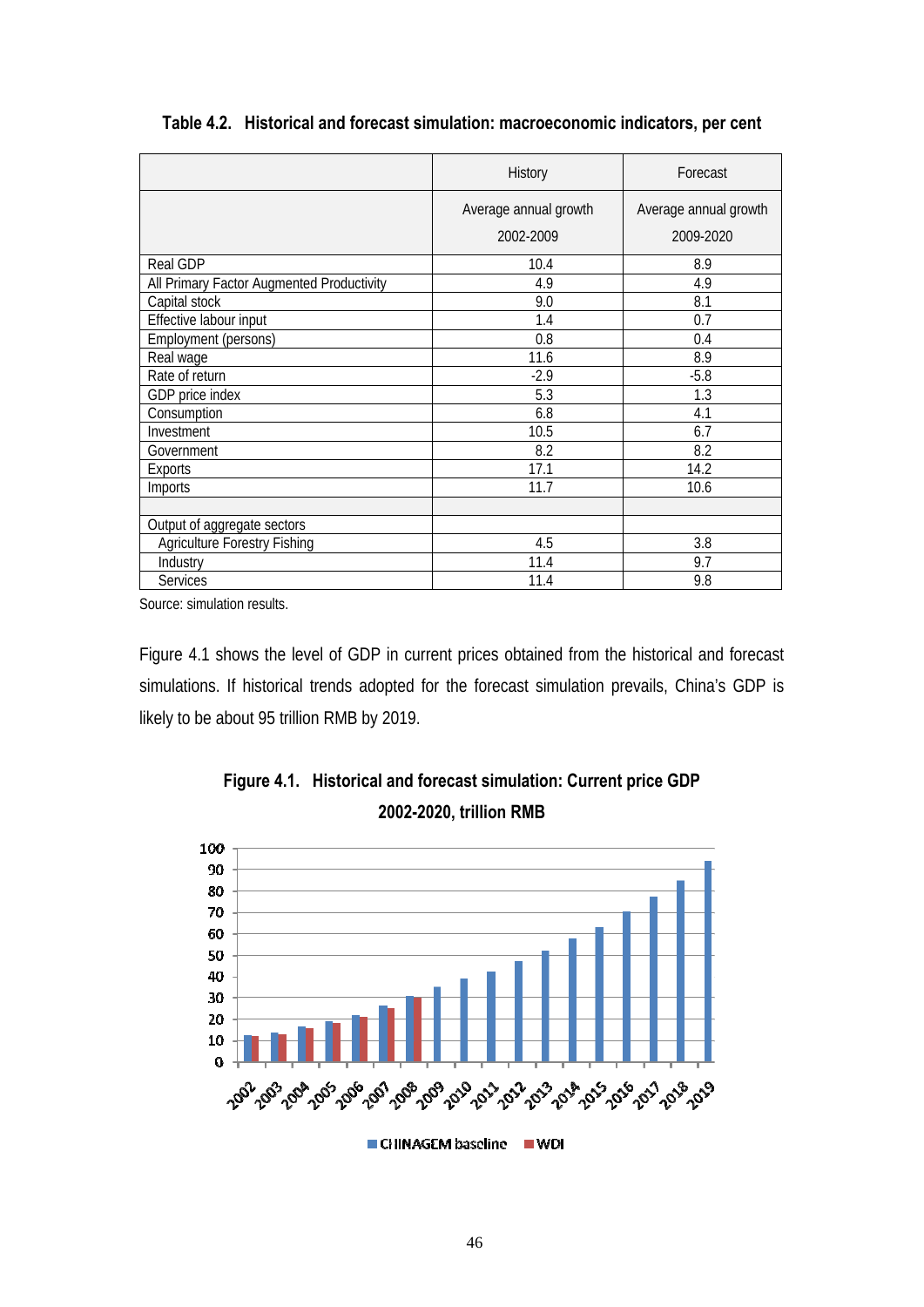**Table 4.2. Historical and forecast simulation: macroeconomic indicators, per cent**

| | History | Forecast |
|---|---|---|
| | Average annual growth 2002-2009 | Average annual growth 2009-2020 |
| Real GDP | 10.4 | 8.9 |
| All Primary Factor Augmented Productivity | 4.9 | 4.9 |
| Capital stock | 9.0 | 8.1 |
| Effective labour input | 1.4 | 0.7 |
| Employment (persons) | 0.8 | 0.4 |
| Real wage | 11.6 | 8.9 |
| Rate of return | -2.9 | -5.8 |
| GDP price index | 5.3 | 1.3 |
| Consumption | 6.8 | 4.1 |
| Investment | 10.5 | 6.7 |
| Government | 8.2 | 8.2 |
| Exports | 17.1 | 14.2 |
| Imports | 11.7 | 10.6 |
| | | |
| Output of aggregate sectors | | |
| Agriculture Forestry Fishing | 4.5 | 3.8 |
| Industry | 11.4 | 9.7 |
| Services | 11.4 | 9.8 |

Source: simulation results.

Figure 4.1 shows the level of GDP in current prices obtained from the historical and forecast simulations. If historical trends adopted for the forecast simulation prevails, China's GDP is likely to be about 95 trillion RMB by 2019.

**Figure 4.1. Historical and forecast simulation: Current price GDP 2002-2020, trillion RMB**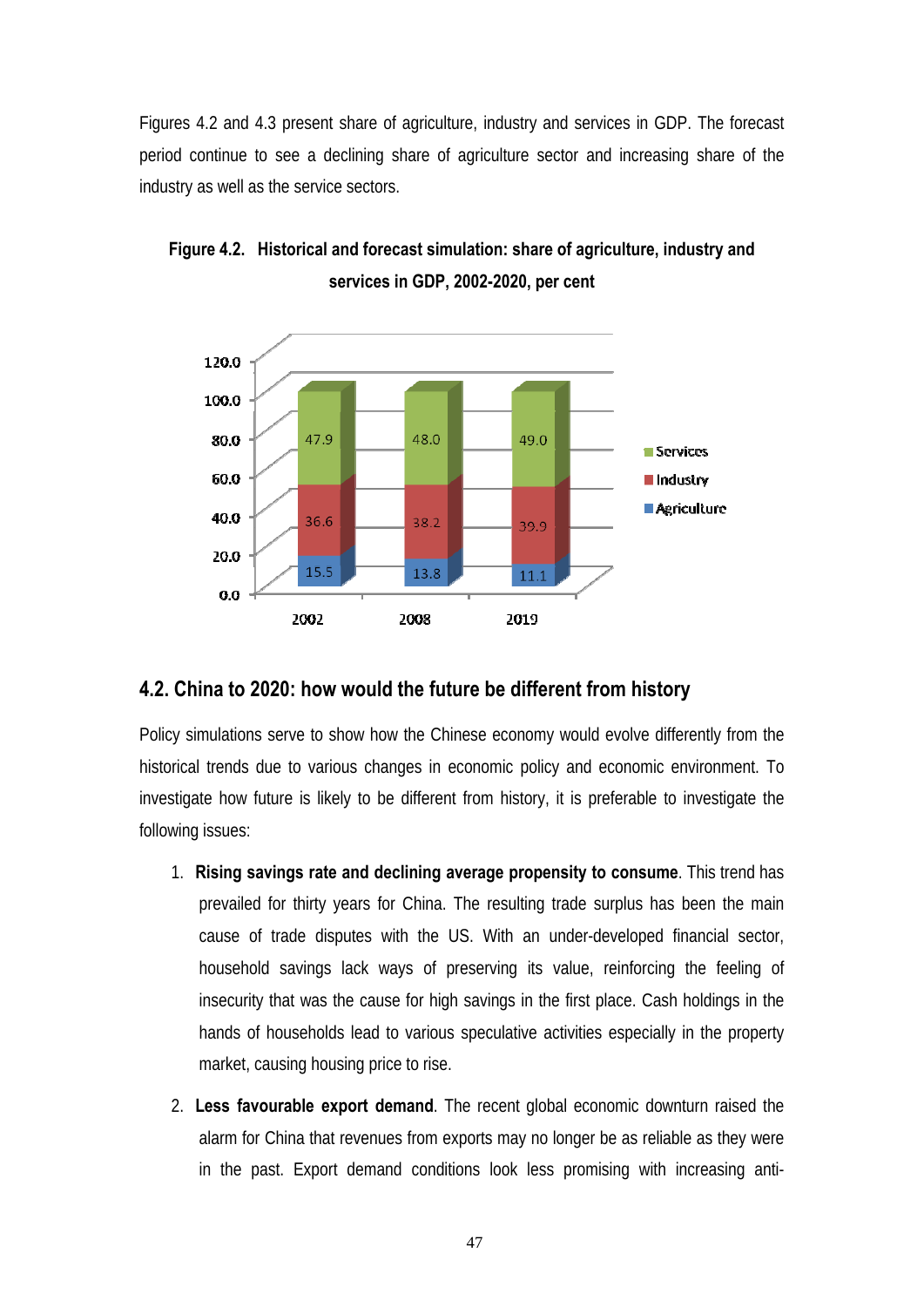Figures 4.2 and 4.3 present share of agriculture, industry and services in GDP. The forecast period continue to see a declining share of agriculture sector and increasing share of the industry as well as the service sectors.

**Figure 4.2. Historical and forecast simulation: share of agriculture, industry and services in GDP, 2002-2020, per cent**

| | 2002 | 2008 | 2019 |
| --- | --- | --- | --- |
| Services | 47.9 | 48.0 | 49.0 |
| Industry | 36.6 | 38.2 | 39.9 |
| Agriculture | 15.5 | 13.8 | 11.1 |

## 4.2. China to 2020: how would the future be different from history

Policy simulations serve to show how the Chinese economy would evolve differently from the historical trends due to various changes in economic policy and economic environment. To investigate how future is likely to be different from history, it is preferable to investigate the following issues:

1. **Rising savings rate and declining average propensity to consume**. This trend has prevailed for thirty years for China. The resulting trade surplus has been the main cause of trade disputes with the US. With an under-developed financial sector, household savings lack ways of preserving its value, reinforcing the feeling of insecurity that was the cause for high savings in the first place. Cash holdings in the hands of households lead to various speculative activities especially in the property market, causing housing price to rise.
2. **Less favourable export demand**. The recent global economic downturn raised the alarm for China that revenues from exports may no longer be as reliable as they were in the past. Export demand conditions look less promising with increasing anti-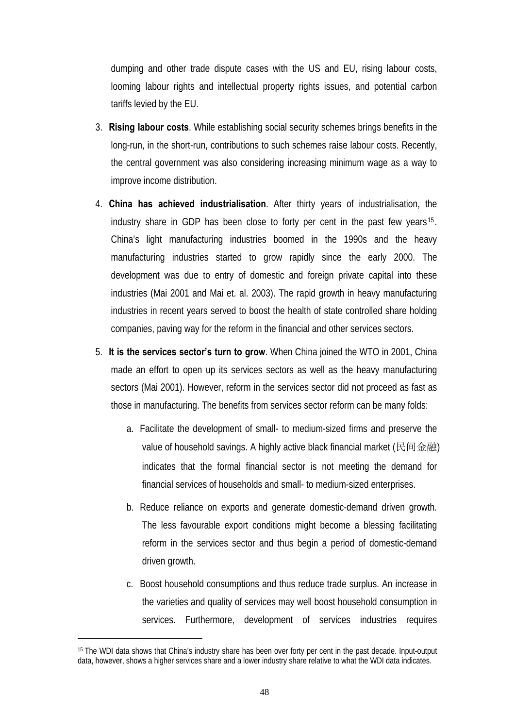dumping and other trade dispute cases with the US and EU, rising labour costs, looming labour rights and intellectual property rights issues, and potential carbon tariffs levied by the EU.

3. **Rising labour costs**. While establishing social security schemes brings benefits in the long-run, in the short-run, contributions to such schemes raise labour costs. Recently, the central government was also considering increasing minimum wage as a way to improve income distribution.

4. **China has achieved industrialisation**. After thirty years of industrialisation, the industry share in GDP has been close to forty per cent in the past few years[15]. China's light manufacturing industries boomed in the 1990s and the heavy manufacturing industries started to grow rapidly since the early 2000. The development was due to entry of domestic and foreign private capital into these industries (Mai 2001 and Mai et. al. 2003). The rapid growth in heavy manufacturing industries in recent years served to boost the health of state controlled share holding companies, paving way for the reform in the financial and other services sectors.

5. **It is the services sector's turn to grow**. When China joined the WTO in 2001, China made an effort to open up its services sectors as well as the heavy manufacturing sectors (Mai 2001). However, reform in the services sector did not proceed as fast as those in manufacturing. The benefits from services sector reform can be many folds:

    a. Facilitate the development of small- to medium-sized firms and preserve the value of household savings. A highly active black financial market (民间金融) indicates that the formal financial sector is not meeting the demand for financial services of households and small- to medium-sized enterprises.

    b. Reduce reliance on exports and generate domestic-demand driven growth. The less favourable export conditions might become a blessing facilitating reform in the services sector and thus begin a period of domestic-demand driven growth.

    c. Boost household consumptions and thus reduce trade surplus. An increase in the varieties and quality of services may well boost household consumption in services. Furthermore, development of services industries requires

[15] The WDI data shows that China's industry share has been over forty per cent in the past decade. Input-output data, however, shows a higher services share and a lower industry share relative to what the WDI data indicates.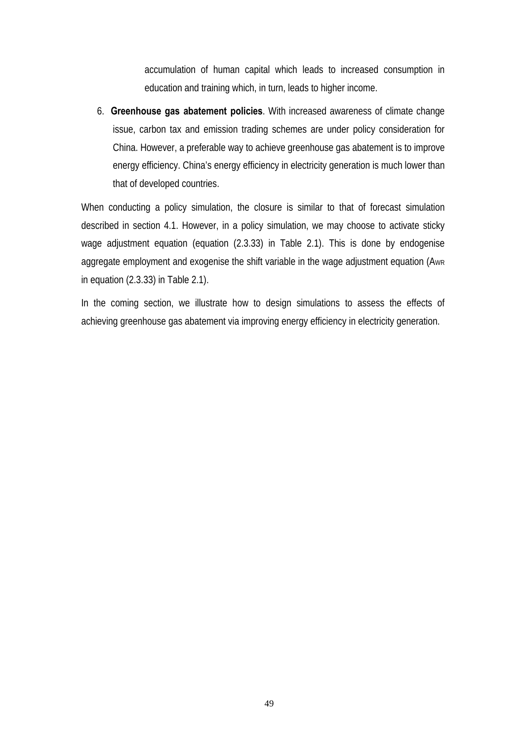accumulation of human capital which leads to increased consumption in education and training which, in turn, leads to higher income.

6. **Greenhouse gas abatement policies**. With increased awareness of climate change issue, carbon tax and emission trading schemes are under policy consideration for China. However, a preferable way to achieve greenhouse gas abatement is to improve energy efficiency. China's energy efficiency in electricity generation is much lower than that of developed countries.

When conducting a policy simulation, the closure is similar to that of forecast simulation described in section 4.1. However, in a policy simulation, we may choose to activate sticky wage adjustment equation (equation (2.3.33) in Table 2.1). This is done by endogenise aggregate employment and exogenise the shift variable in the wage adjustment equation ($A_{WR}$ in equation (2.3.33) in Table 2.1).

In the coming section, we illustrate how to design simulations to assess the effects of achieving greenhouse gas abatement via improving energy efficiency in electricity generation.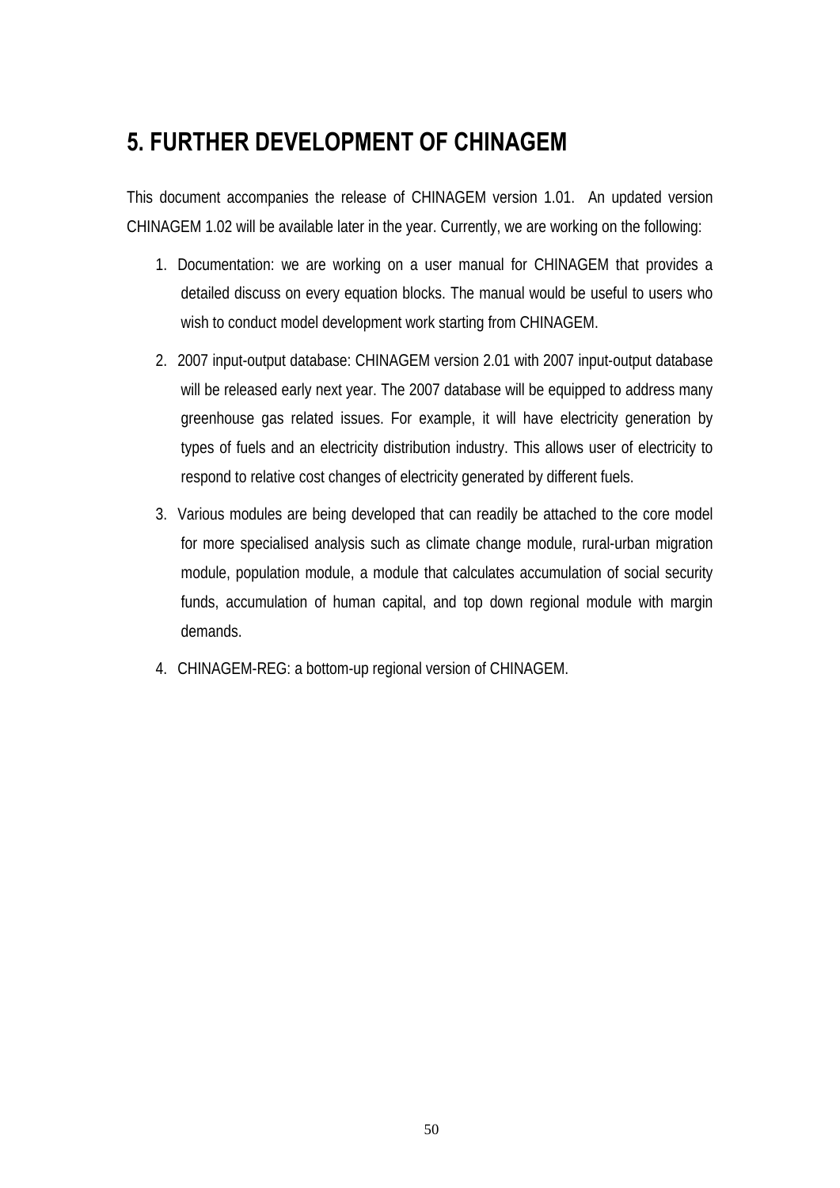# 5. FURTHER DEVELOPMENT OF CHINAGEM

This document accompanies the release of CHINAGEM version 1.01. An updated version CHINAGEM 1.02 will be available later in the year. Currently, we are working on the following:

1. Documentation: we are working on a user manual for CHINAGEM that provides a detailed discuss on every equation blocks. The manual would be useful to users who wish to conduct model development work starting from CHINAGEM.
2. 2007 input-output database: CHINAGEM version 2.01 with 2007 input-output database will be released early next year. The 2007 database will be equipped to address many greenhouse gas related issues. For example, it will have electricity generation by types of fuels and an electricity distribution industry. This allows user of electricity to respond to relative cost changes of electricity generated by different fuels.
3. Various modules are being developed that can readily be attached to the core model for more specialised analysis such as climate change module, rural-urban migration module, population module, a module that calculates accumulation of social security funds, accumulation of human capital, and top down regional module with margin demands.
4. CHINAGEM-REG: a bottom-up regional version of CHINAGEM.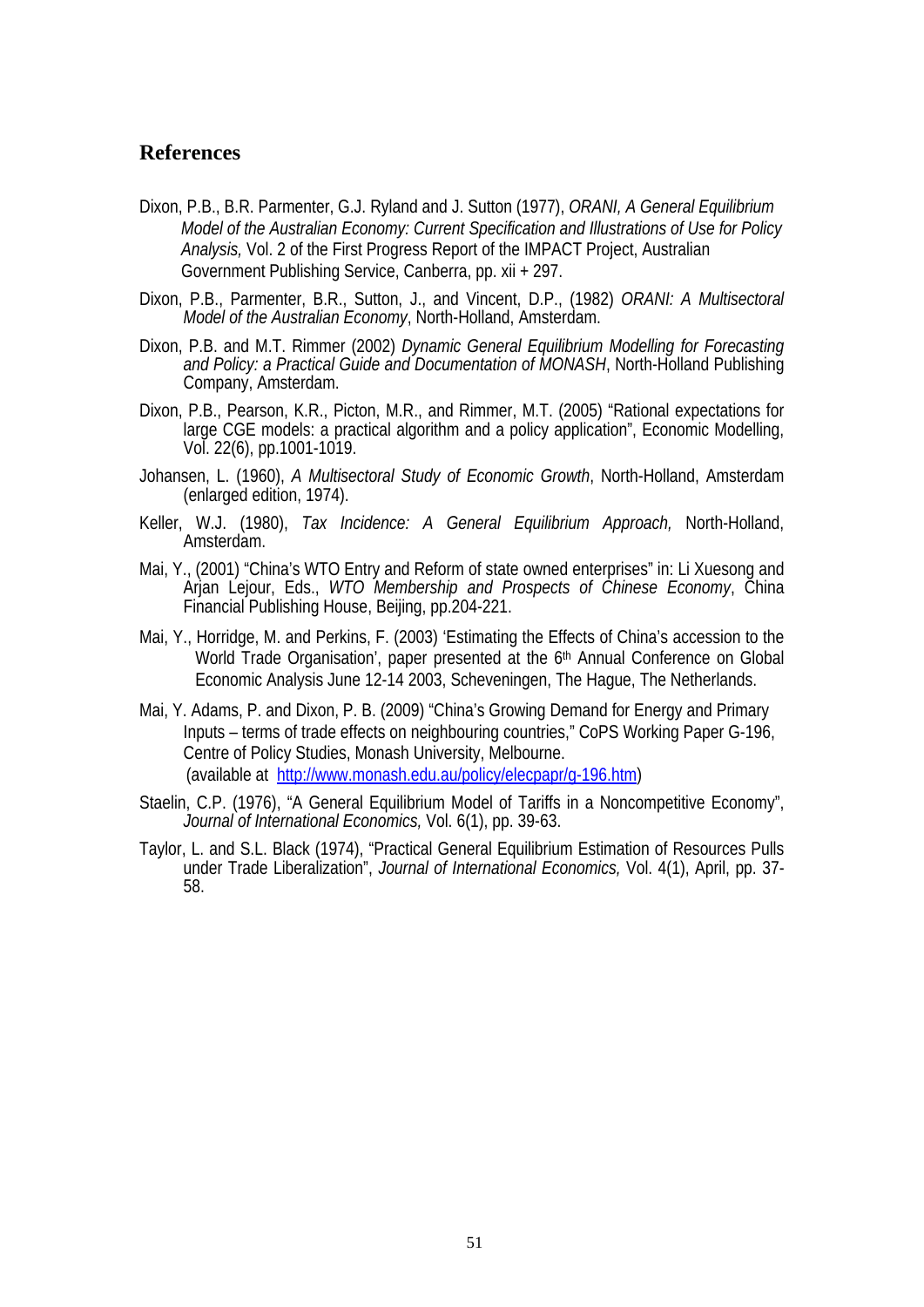## References

Dixon, P.B., B.R. Parmenter, G.J. Ryland and J. Sutton (1977), *ORANI, A General Equilibrium Model of the Australian Economy: Current Specification and Illustrations of Use for Policy Analysis,* Vol. 2 of the First Progress Report of the IMPACT Project, Australian Government Publishing Service, Canberra, pp. xii + 297.

Dixon, P.B., Parmenter, B.R., Sutton, J., and Vincent, D.P., (1982) *ORANI: A Multisectoral Model of the Australian Economy*, North-Holland, Amsterdam.

Dixon, P.B. and M.T. Rimmer (2002) *Dynamic General Equilibrium Modelling for Forecasting and Policy: a Practical Guide and Documentation of MONASH*, North-Holland Publishing Company, Amsterdam.

Dixon, P.B., Pearson, K.R., Picton, M.R., and Rimmer, M.T. (2005) "Rational expectations for large CGE models: a practical algorithm and a policy application", Economic Modelling, Vol. 22(6), pp.1001-1019.

Johansen, L. (1960), *A Multisectoral Study of Economic Growth*, North-Holland, Amsterdam (enlarged edition, 1974).

Keller, W.J. (1980), *Tax Incidence: A General Equilibrium Approach,* North-Holland, Amsterdam.

Mai, Y., (2001) "China's WTO Entry and Reform of state owned enterprises" in: Li Xuesong and Arjan Lejour, Eds., *WTO Membership and Prospects of Chinese Economy*, China Financial Publishing House, Beijing, pp.204-221.

Mai, Y., Horridge, M. and Perkins, F. (2003) 'Estimating the Effects of China's accession to the World Trade Organisation', paper presented at the 6th Annual Conference on Global Economic Analysis June 12-14 2003, Scheveningen, The Hague, The Netherlands.

Mai, Y. Adams, P. and Dixon, P. B. (2009) "China's Growing Demand for Energy and Primary Inputs – terms of trade effects on neighbouring countries," CoPS Working Paper G-196, Centre of Policy Studies, Monash University, Melbourne. (available at http://www.monash.edu.au/policy/elecpapr/g-196.htm)

Staelin, C.P. (1976), "A General Equilibrium Model of Tariffs in a Noncompetitive Economy", *Journal of International Economics,* Vol. 6(1), pp. 39-63.

Taylor, L. and S.L. Black (1974), "Practical General Equilibrium Estimation of Resources Pulls under Trade Liberalization", *Journal of International Economics,* Vol. 4(1), April, pp. 37-58.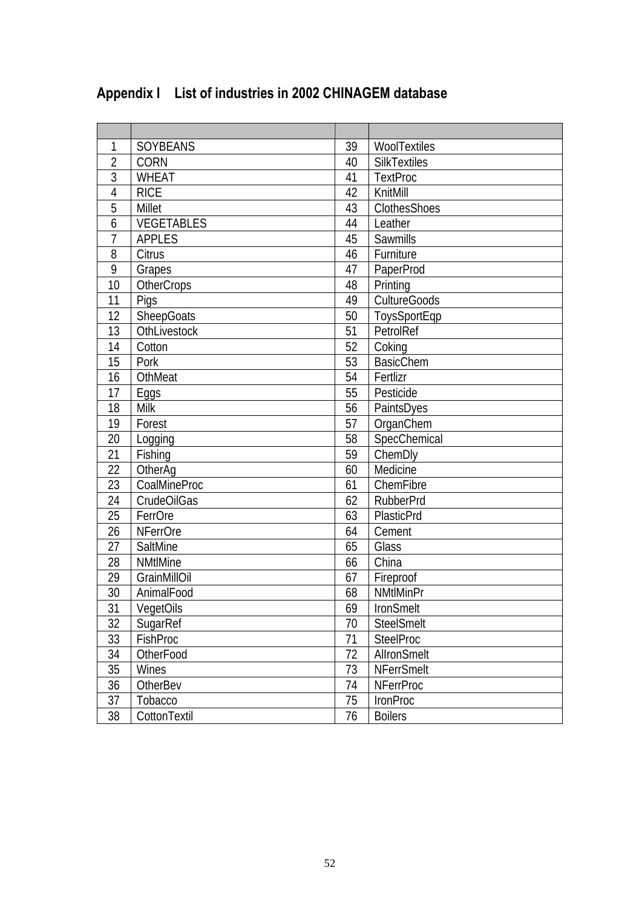## Appendix I List of industries in 2002 CHINAGEM database

| | | | |
|---|---|---|---|
| 1 | SOYBEANS | 39 | WoolTextiles |
| 2 | CORN | 40 | SilkTextiles |
| 3 | WHEAT | 41 | TextProc |
| 4 | RICE | 42 | KnitMill |
| 5 | Millet | 43 | ClothesShoes |
| 6 | VEGETABLES | 44 | Leather |
| 7 | APPLES | 45 | Sawmills |
| 8 | Citrus | 46 | Furniture |
| 9 | Grapes | 47 | PaperProd |
| 10 | OtherCrops | 48 | Printing |
| 11 | Pigs | 49 | CultureGoods |
| 12 | SheepGoats | 50 | ToysSportEqp |
| 13 | OthLivestock | 51 | PetrolRef |
| 14 | Cotton | 52 | Coking |
| 15 | Pork | 53 | BasicChem |
| 16 | OthMeat | 54 | Fertlizr |
| 17 | Eggs | 55 | Pesticide |
| 18 | Milk | 56 | PaintsDyes |
| 19 | Forest | 57 | OrganChem |
| 20 | Logging | 58 | SpecChemical |
| 21 | Fishing | 59 | ChemDly |
| 22 | OtherAg | 60 | Medicine |
| 23 | CoalMineProc | 61 | ChemFibre |
| 24 | CrudeOilGas | 62 | RubberPrd |
| 25 | FerrOre | 63 | PlasticPrd |
| 26 | NFerrOre | 64 | Cement |
| 27 | SaltMine | 65 | Glass |
| 28 | NMtlMine | 66 | China |
| 29 | GrainMillOil | 67 | Fireproof |
| 30 | AnimalFood | 68 | NMtlMinPr |
| 31 | VegetOils | 69 | IronSmelt |
| 32 | SugarRef | 70 | SteelSmelt |
| 33 | FishProc | 71 | SteelProc |
| 34 | OtherFood | 72 | AlIronSmelt |
| 35 | Wines | 73 | NFerrSmelt |
| 36 | OtherBev | 74 | NFerrProc |
| 37 | Tobacco | 75 | IronProc |
| 38 | CottonTextil | 76 | Boilers |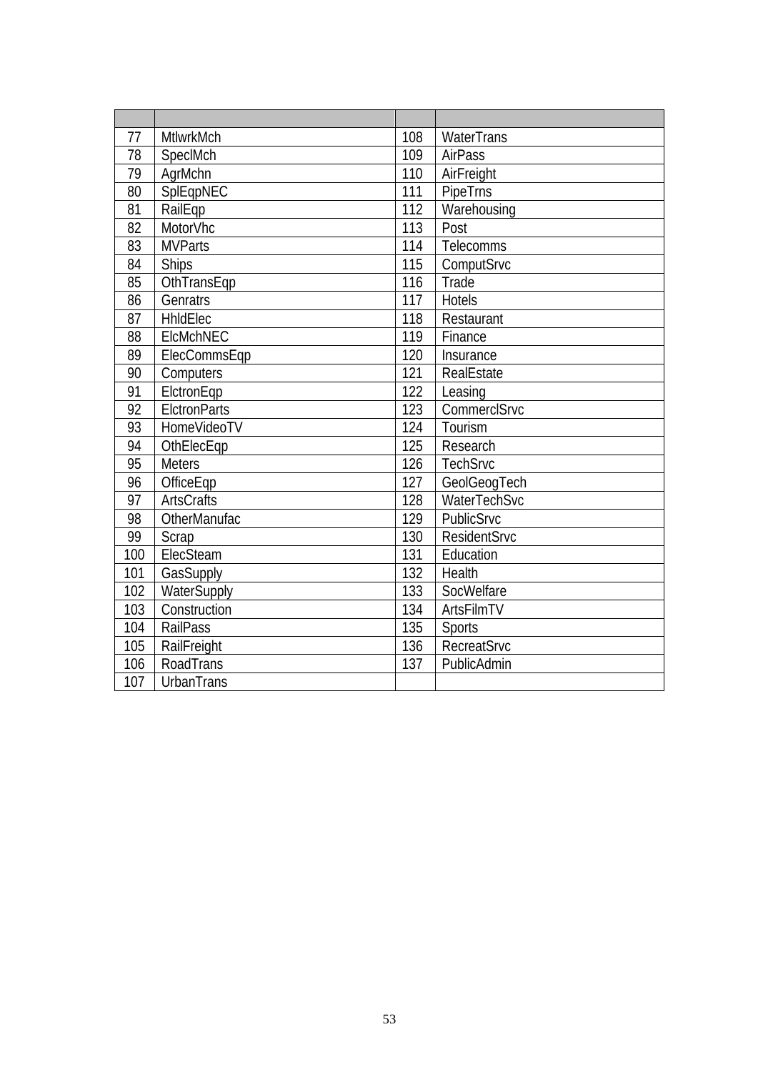| | | | |
|---|---|---|---|
| 77 | MtlwrkMch | 108 | WaterTrans |
| 78 | SpeclMch | 109 | AirPass |
| 79 | AgrMchn | 110 | AirFreight |
| 80 | SplEqpNEC | 111 | PipeTrns |
| 81 | RailEqp | 112 | Warehousing |
| 82 | MotorVhc | 113 | Post |
| 83 | MVParts | 114 | Telecomms |
| 84 | Ships | 115 | ComputSrvc |
| 85 | OthTransEqp | 116 | Trade |
| 86 | Genratrs | 117 | Hotels |
| 87 | HhldElec | 118 | Restaurant |
| 88 | ElcMchNEC | 119 | Finance |
| 89 | ElecCommsEqp | 120 | Insurance |
| 90 | Computers | 121 | RealEstate |
| 91 | ElctronEqp | 122 | Leasing |
| 92 | ElctronParts | 123 | CommerclSrvc |
| 93 | HomeVideoTV | 124 | Tourism |
| 94 | OthElecEqp | 125 | Research |
| 95 | Meters | 126 | TechSrvc |
| 96 | OfficeEqp | 127 | GeolGeogTech |
| 97 | ArtsCrafts | 128 | WaterTechSvc |
| 98 | OtherManufac | 129 | PublicSrvc |
| 99 | Scrap | 130 | ResidentSrvc |
| 100 | ElecSteam | 131 | Education |
| 101 | GasSupply | 132 | Health |
| 102 | WaterSupply | 133 | SocWelfare |
| 103 | Construction | 134 | ArtsFilmTV |
| 104 | RailPass | 135 | Sports |
| 105 | RailFreight | 136 | RecreatSrvc |
| 106 | RoadTrans | 137 | PublicAdmin |
| 107 | UrbanTrans | | |